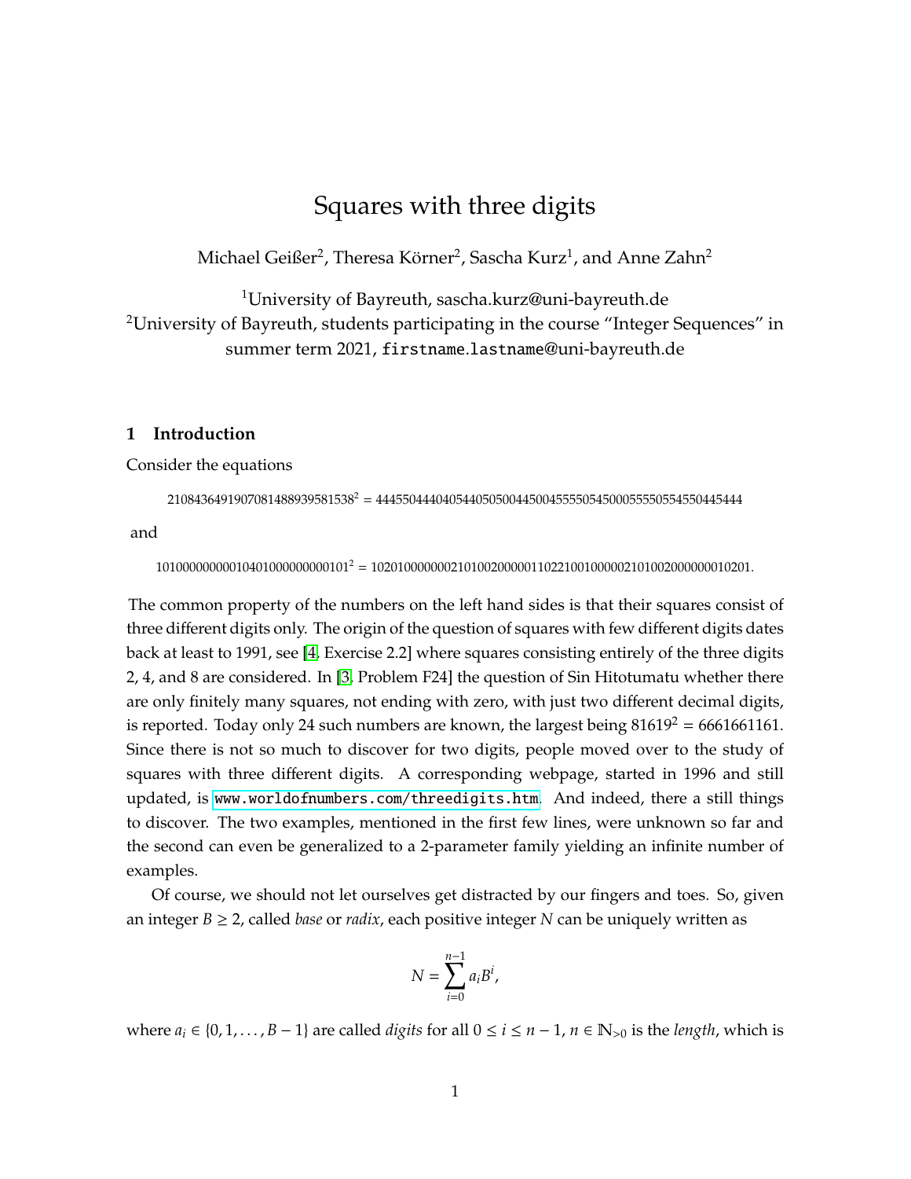# Squares with three digits

Michael Geißer[2], Theresa Körner[2], Sascha Kurz[1], and Anne Zahn[2]

[1]University of Bayreuth, sascha.kurz@uni-bayreuth.de
[2]University of Bayreuth, students participating in the course "Integer Sequences" in summer term 2021, `firstname.lastname`@uni-bayreuth.de

## 1 Introduction

Consider the equations

$$2108436491907081488939581538^2 = 4445504440405440505004450045555054500055550554550445444$$

and

$$1010000000000104010000000000101^2 = 1020100000000210100200000110221001000000210100200000010201.$$

The common property of the numbers on the left hand sides is that their squares consist of three different digits only. The origin of the question of squares with few different digits dates back at least to 1991, see [4, Exercise 2.2] where squares consisting entirely of the three digits 2, 4, and 8 are considered. In [3, Problem F24] the question of Sin Hitotumatu whether there are only finitely many squares, not ending with zero, with just two different decimal digits, is reported. Today only 24 such numbers are known, the largest being $81619^2 = 6661661161$. Since there is not so much to discover for two digits, people moved over to the study of squares with three different digits. A corresponding webpage, started in 1996 and still updated, is `www.worldofnumbers.com/threedigits.htm`. And indeed, there a still things to discover. The two examples, mentioned in the first few lines, were unknown so far and the second can even be generalized to a 2-parameter family yielding an infinite number of examples.

Of course, we should not let ourselves get distracted by our fingers and toes. So, given an integer $B \geq 2$, called *base* or *radix*, each positive integer $N$ can be uniquely written as

$$N = \sum_{i=0}^{n-1} a_i B^i,$$

where $a_i \in \{0, 1, \ldots, B-1\}$ are called *digits* for all $0 \leq i \leq n-1$, $n \in \mathbb{N}_{>0}$ is the *length*, which is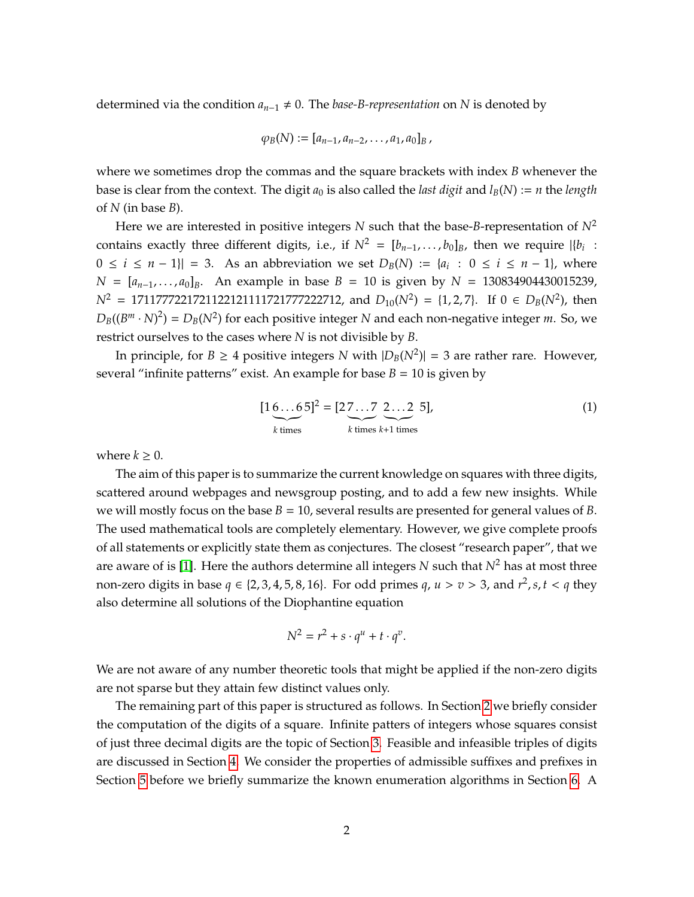determined via the condition $a_{n-1} \neq 0$. The *base-B-representation* on $N$ is denoted by

$$\varphi_B(N) := [a_{n-1}, a_{n-2}, \dots, a_1, a_0]_B \,,$$

where we sometimes drop the commas and the square brackets with index $B$ whenever the base is clear from the context. The digit $a_0$ is also called the *last digit* and $l_B(N) := n$ the *length* of $N$ (in base $B$).

Here we are interested in positive integers $N$ such that the base-$B$-representation of $N^2$ contains exactly three different digits, i.e., if $N^2 = [b_{n-1}, \dots, b_0]_B$, then we require $|\{b_i : 0 \le i \le n-1\}| = 3$. As an abbreviation we set $D_B(N) := \{a_i : 0 \le i \le n-1\}$, where $N = [a_{n-1}, \dots, a_0]_B$. An example in base $B = 10$ is given by $N = 130834904430015239$, $N^2 = 17117772217211221211117217777222712$, and $D_{10}(N^2) = \{1, 2, 7\}$. If $0 \in D_B(N^2)$, then $D_B((B^m \cdot N)^2) = D_B(N^2)$ for each positive integer $N$ and each non-negative integer $m$. So, we restrict ourselves to the cases where $N$ is not divisible by $B$.

In principle, for $B \ge 4$ positive integers $N$ with $|D_B(N^2)| = 3$ are rather rare. However, several "infinite patterns" exist. An example for base $B = 10$ is given by

$$[1\underbrace{6\dots6}_{k \text{ times}}5]^2 = [2\underbrace{7\dots7}_{k \text{ times}}\;\underbrace{2\dots2}_{k+1 \text{ times}}\;5], \tag{1}$$

where $k \ge 0$.

The aim of this paper is to summarize the current knowledge on squares with three digits, scattered around webpages and newsgroup posting, and to add a few new insights. While we will mostly focus on the base $B = 10$, several results are presented for general values of $B$. The used mathematical tools are completely elementary. However, we give complete proofs of all statements or explicitly state them as conjectures. The closest "research paper", that we are aware of is [1]. Here the authors determine all integers $N$ such that $N^2$ has at most three non-zero digits in base $q \in \{2, 3, 4, 5, 8, 16\}$. For odd primes $q$, $u > v > 3$, and $r^2, s, t < q$ they also determine all solutions of the Diophantine equation

$$N^2 = r^2 + s \cdot q^u + t \cdot q^v.$$

We are not aware of any number theoretic tools that might be applied if the non-zero digits are not sparse but they attain few distinct values only.

The remaining part of this paper is structured as follows. In Section 2 we briefly consider the computation of the digits of a square. Infinite patters of integers whose squares consist of just three decimal digits are the topic of Section 3. Feasible and infeasible triples of digits are discussed in Section 4. We consider the properties of admissible suffixes and prefixes in Section 5 before we briefly summarize the known enumeration algorithms in Section 6. A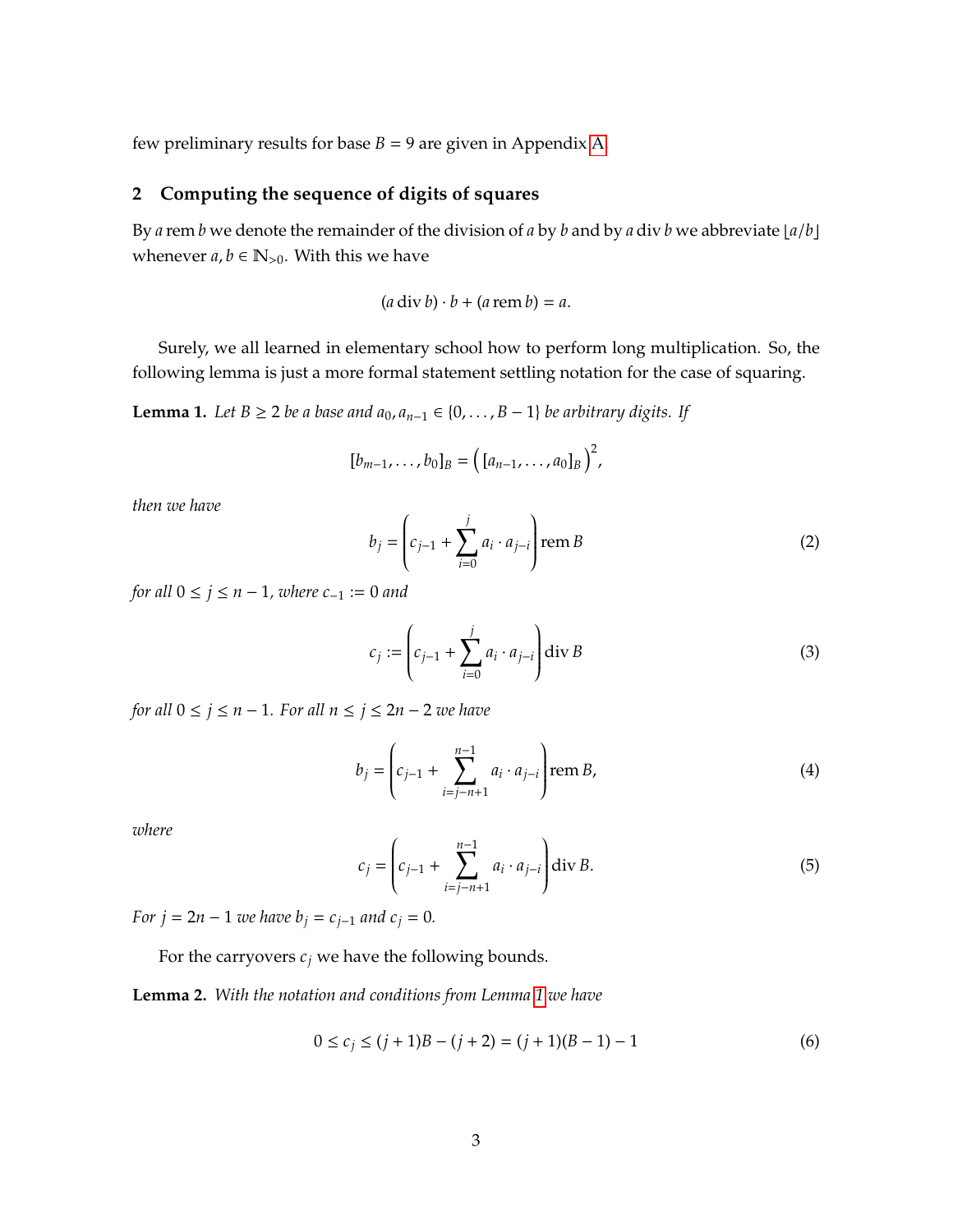few preliminary results for base $B = 9$ are given in Appendix A.

## 2 Computing the sequence of digits of squares

By $a \operatorname{rem} b$ we denote the remainder of the division of $a$ by $b$ and by $a \operatorname{div} b$ we abbreviate $\lfloor a/b \rfloor$ whenever $a, b \in \mathbb{N}_{>0}$. With this we have

$$(a \operatorname{div} b) \cdot b + (a \operatorname{rem} b) = a.$$

Surely, we all learned in elementary school how to perform long multiplication. So, the following lemma is just a more formal statement settling notation for the case of squaring.

**Lemma 1.** *Let $B \geq 2$ be a base and $a_0, a_{n-1} \in \{0, \ldots, B-1\}$ be arbitrary digits. If*

$$[b_{m-1}, \ldots, b_0]_B = \left([a_{n-1}, \ldots, a_0]_B\right)^2,$$

*then we have*

$$b_j = \left(c_{j-1} + \sum_{i=0}^{j} a_i \cdot a_{j-i}\right) \operatorname{rem} B \tag{2}$$

*for all $0 \leq j \leq n-1$, where $c_{-1} := 0$ and*

$$c_j := \left(c_{j-1} + \sum_{i=0}^{j} a_i \cdot a_{j-i}\right) \operatorname{div} B \tag{3}$$

*for all $0 \leq j \leq n-1$. For all $n \leq j \leq 2n-2$ we have*

$$b_j = \left(c_{j-1} + \sum_{i=j-n+1}^{n-1} a_i \cdot a_{j-i}\right) \operatorname{rem} B, \tag{4}$$

*where*

$$c_j = \left(c_{j-1} + \sum_{i=j-n+1}^{n-1} a_i \cdot a_{j-i}\right) \operatorname{div} B. \tag{5}$$

*For $j = 2n-1$ we have $b_j = c_{j-1}$ and $c_j = 0$.*

For the carryovers $c_j$ we have the following bounds.

**Lemma 2.** *With the notation and conditions from Lemma 1 we have*

$$0 \leq c_j \leq (j+1)B - (j+2) = (j+1)(B-1) - 1 \tag{6}$$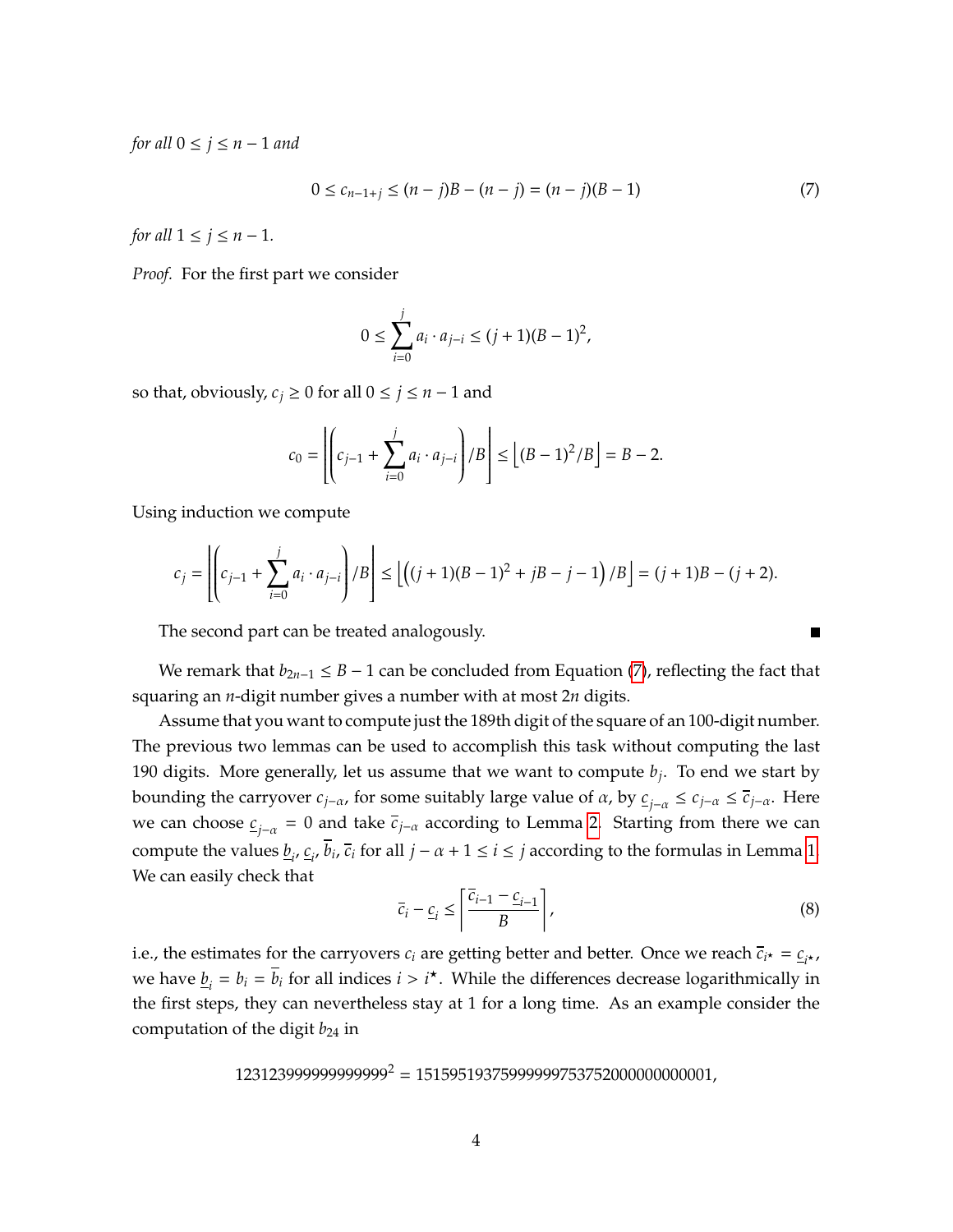*for all* $0 \le j \le n-1$ *and*

$$0 \le c_{n-1+j} \le (n-j)B - (n-j) = (n-j)(B-1) \tag{7}$$

*for all* $1 \le j \le n-1$.

*Proof.* For the first part we consider

$$0 \le \sum_{i=0}^{j} a_i \cdot a_{j-i} \le (j+1)(B-1)^2,$$

so that, obviously, $c_j \ge 0$ for all $0 \le j \le n-1$ and

$$c_0 = \left\lfloor \left( c_{j-1} + \sum_{i=0}^{j} a_i \cdot a_{j-i} \right) / B \right\rfloor \le \left\lfloor (B-1)^2 / B \right\rfloor = B - 2.$$

Using induction we compute

$$c_j = \left\lfloor \left( c_{j-1} + \sum_{i=0}^{j} a_i \cdot a_{j-i} \right) / B \right\rfloor \le \left\lfloor \left( (j+1)(B-1)^2 + jB - j - 1 \right) / B \right\rfloor = (j+1)B - (j+2).$$

The second part can be treated analogously. ∎

We remark that $b_{2n-1} \le B-1$ can be concluded from Equation (7), reflecting the fact that squaring an $n$-digit number gives a number with at most $2n$ digits.

Assume that you want to compute just the 189th digit of the square of an 100-digit number. The previous two lemmas can be used to accomplish this task without computing the last 190 digits. More generally, let us assume that we want to compute $b_j$. To end we start by bounding the carryover $c_{j-\alpha}$, for some suitably large value of $\alpha$, by $\underline{c}_{j-\alpha} \le c_{j-\alpha} \le \overline{c}_{j-\alpha}$. Here we can choose $\underline{c}_{j-\alpha} = 0$ and take $\overline{c}_{j-\alpha}$ according to Lemma 2. Starting from there we can compute the values $\underline{b}_i$, $\underline{c}_i$, $\overline{b}_i$, $\overline{c}_i$ for all $j - \alpha + 1 \le i \le j$ according to the formulas in Lemma 1. We can easily check that

$$\overline{c}_i - \underline{c}_i \le \left\lceil \frac{\overline{c}_{i-1} - \underline{c}_{i-1}}{B} \right\rceil, \tag{8}$$

i.e., the estimates for the carryovers $c_i$ are getting better and better. Once we reach $\overline{c}_{i^\star} = \underline{c}_{i^\star}$, we have $\underline{b}_i = b_i = \overline{b}_i$ for all indices $i > i^\star$. While the differences decrease logarithmically in the first steps, they can nevertheless stay at 1 for a long time. As an example consider the computation of the digit $b_{24}$ in

$$123123999999999999^2 = 15159519375999999753752000000000001,$$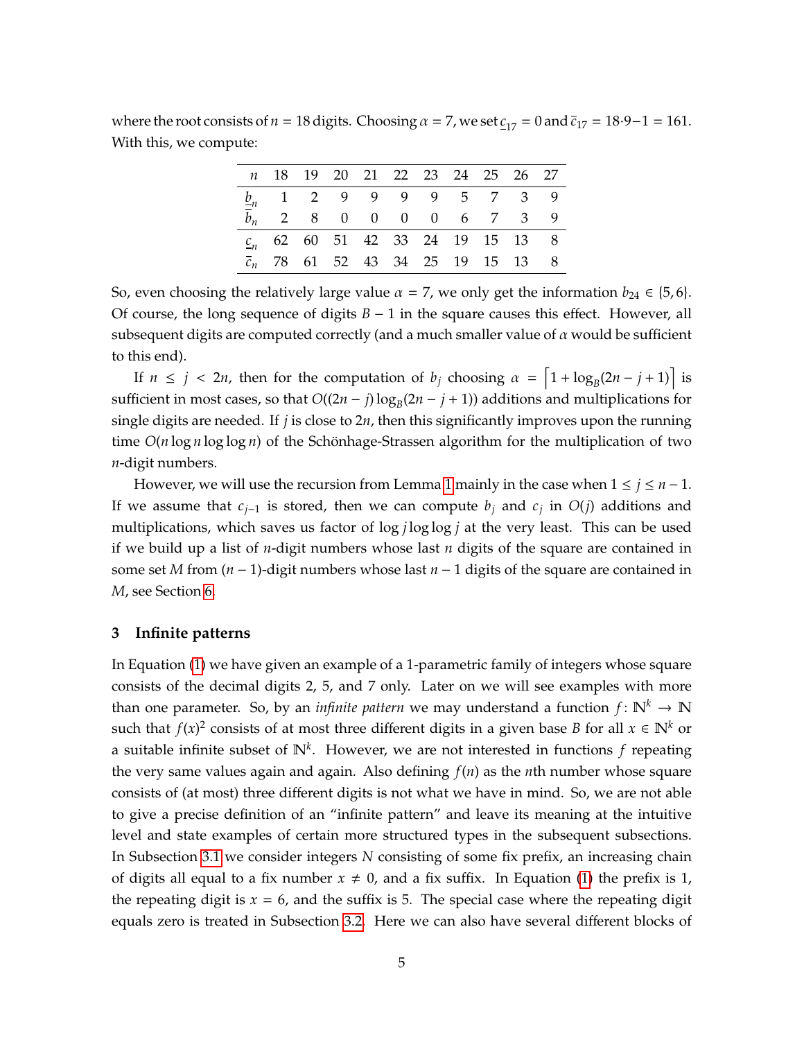where the root consists of $n = 18$ digits. Choosing $\alpha = 7$, we set $\underline{c}_{17} = 0$ and $\overline{c}_{17} = 18 \cdot 9 - 1 = 161$. With this, we compute:

| $n$ | 18 | 19 | 20 | 21 | 22 | 23 | 24 | 25 | 26 | 27 |
|---|---|---|---|---|---|---|---|---|---|---|
| $\underline{b}_n$ | 1 | 2 | 9 | 9 | 9 | 9 | 5 | 7 | 3 | 9 |
| $\overline{b}_n$ | 2 | 8 | 0 | 0 | 0 | 0 | 6 | 7 | 3 | 9 |
| $\underline{c}_n$ | 62 | 60 | 51 | 42 | 33 | 24 | 19 | 15 | 13 | 8 |
| $\overline{c}_n$ | 78 | 61 | 52 | 43 | 34 | 25 | 19 | 15 | 13 | 8 |

So, even choosing the relatively large value $\alpha = 7$, we only get the information $b_{24} \in \{5, 6\}$. Of course, the long sequence of digits $B - 1$ in the square causes this effect. However, all subsequent digits are computed correctly (and a much smaller value of $\alpha$ would be sufficient to this end).

If $n \le j < 2n$, then for the computation of $b_j$ choosing $\alpha = \left\lceil 1 + \log_B(2n - j + 1) \right\rceil$ is sufficient in most cases, so that $O((2n - j)\log_B(2n - j + 1))$ additions and multiplications for single digits are needed. If $j$ is close to $2n$, then this significantly improves upon the running time $O(n \log n \log \log n)$ of the Schönhage-Strassen algorithm for the multiplication of two $n$-digit numbers.

However, we will use the recursion from Lemma 1 mainly in the case when $1 \le j \le n - 1$. If we assume that $c_{j-1}$ is stored, then we can compute $b_j$ and $c_j$ in $O(j)$ additions and multiplications, which saves us factor of $\log j \log \log j$ at the very least. This can be used if we build up a list of $n$-digit numbers whose last $n$ digits of the square are contained in some set $M$ from $(n-1)$-digit numbers whose last $n-1$ digits of the square are contained in $M$, see Section 6.

## 3 Infinite patterns

In Equation (1) we have given an example of a 1-parametric family of integers whose square consists of the decimal digits 2, 5, and 7 only. Later on we will see examples with more than one parameter. So, by an *infinite pattern* we may understand a function $f\colon \mathbb{N}^k \to \mathbb{N}$ such that $f(x)^2$ consists of at most three different digits in a given base $B$ for all $x \in \mathbb{N}^k$ or a suitable infinite subset of $\mathbb{N}^k$. However, we are not interested in functions $f$ repeating the very same values again and again. Also defining $f(n)$ as the $n$th number whose square consists of (at most) three different digits is not what we have in mind. So, we are not able to give a precise definition of an "infinite pattern" and leave its meaning at the intuitive level and state examples of certain more structured types in the subsequent subsections. In Subsection 3.1 we consider integers $N$ consisting of some fix prefix, an increasing chain of digits all equal to a fix number $x \neq 0$, and a fix suffix. In Equation (1) the prefix is 1, the repeating digit is $x = 6$, and the suffix is 5. The special case where the repeating digit equals zero is treated in Subsection 3.2. Here we can also have several different blocks of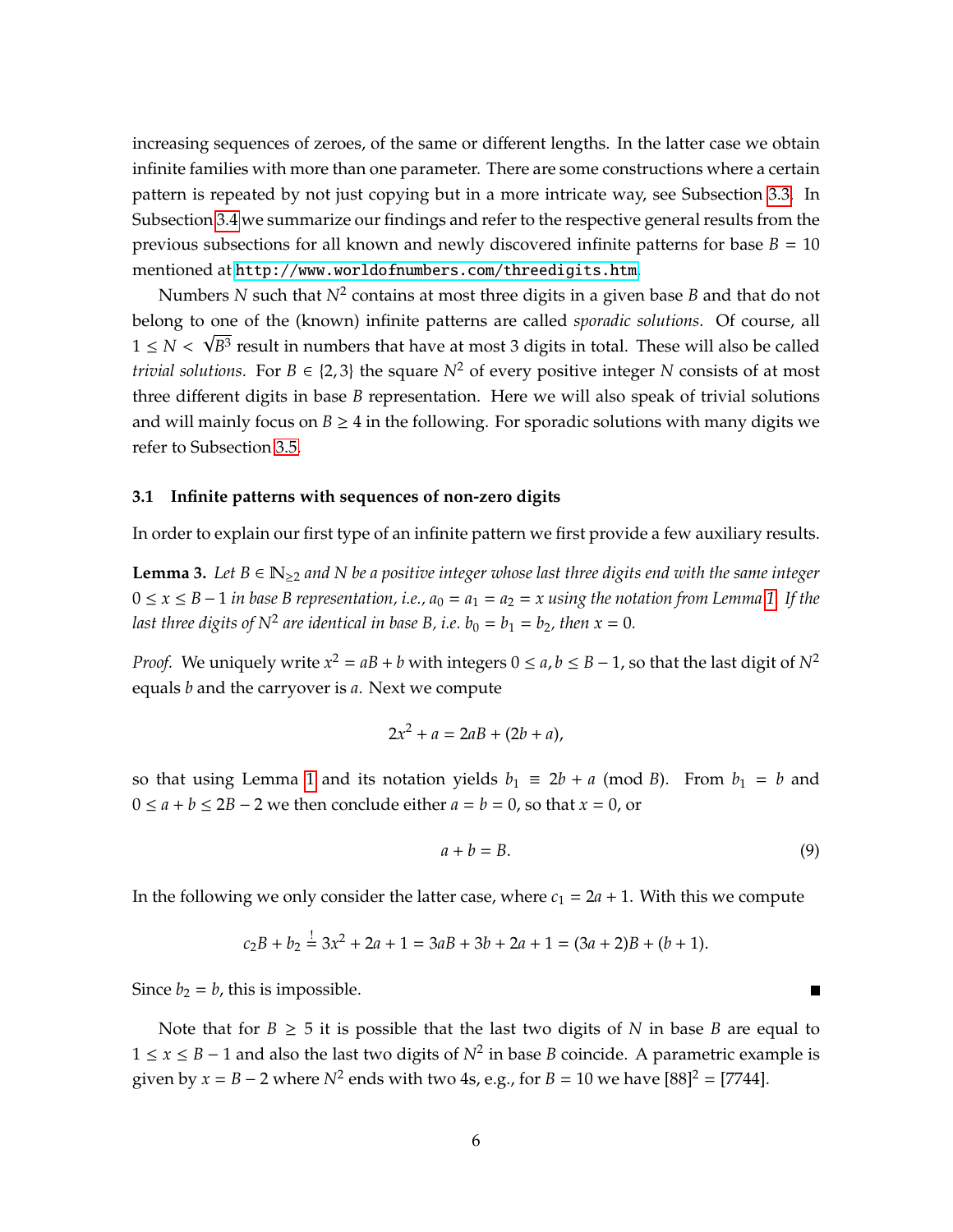increasing sequences of zeroes, of the same or different lengths. In the latter case we obtain infinite families with more than one parameter. There are some constructions where a certain pattern is repeated by not just copying but in a more intricate way, see Subsection 3.3. In Subsection 3.4 we summarize our findings and refer to the respective general results from the previous subsections for all known and newly discovered infinite patterns for base $B = 10$ mentioned at http://www.worldofnumbers.com/threedigits.htm.

Numbers $N$ such that $N^2$ contains at most three digits in a given base $B$ and that do not belong to one of the (known) infinite patterns are called *sporadic solutions*. Of course, all $1 \le N < \sqrt{B^3}$ result in numbers that have at most 3 digits in total. These will also be called *trivial solutions*. For $B \in \{2, 3\}$ the square $N^2$ of every positive integer $N$ consists of at most three different digits in base $B$ representation. Here we will also speak of trivial solutions and will mainly focus on $B \ge 4$ in the following. For sporadic solutions with many digits we refer to Subsection 3.5.

### 3.1 Infinite patterns with sequences of non-zero digits

In order to explain our first type of an infinite pattern we first provide a few auxiliary results.

**Lemma 3.** *Let $B \in \mathbb{N}_{\ge 2}$ and $N$ be a positive integer whose last three digits end with the same integer $0 \le x \le B-1$ in base $B$ representation, i.e., $a_0 = a_1 = a_2 = x$ using the notation from Lemma 1. If the last three digits of $N^2$ are identical in base $B$, i.e. $b_0 = b_1 = b_2$, then $x = 0$.*

*Proof.* We uniquely write $x^2 = aB + b$ with integers $0 \le a, b \le B-1$, so that the last digit of $N^2$ equals $b$ and the carryover is $a$. Next we compute

$$2x^2 + a = 2aB + (2b + a),$$

so that using Lemma 1 and its notation yields $b_1 \equiv 2b + a \pmod{B}$. From $b_1 = b$ and $0 \le a + b \le 2B - 2$ we then conclude either $a = b = 0$, so that $x = 0$, or

$$a + b = B. \tag{9}$$

In the following we only consider the latter case, where $c_1 = 2a + 1$. With this we compute

$$c_2 B + b_2 \overset{!}{=} 3x^2 + 2a + 1 = 3aB + 3b + 2a + 1 = (3a + 2)B + (b + 1).$$

Since $b_2 = b$, this is impossible. ∎

Note that for $B \ge 5$ it is possible that the last two digits of $N$ in base $B$ are equal to $1 \le x \le B-1$ and also the last two digits of $N^2$ in base $B$ coincide. A parametric example is given by $x = B - 2$ where $N^2$ ends with two 4s, e.g., for $B = 10$ we have $[88]^2 = [7744]$.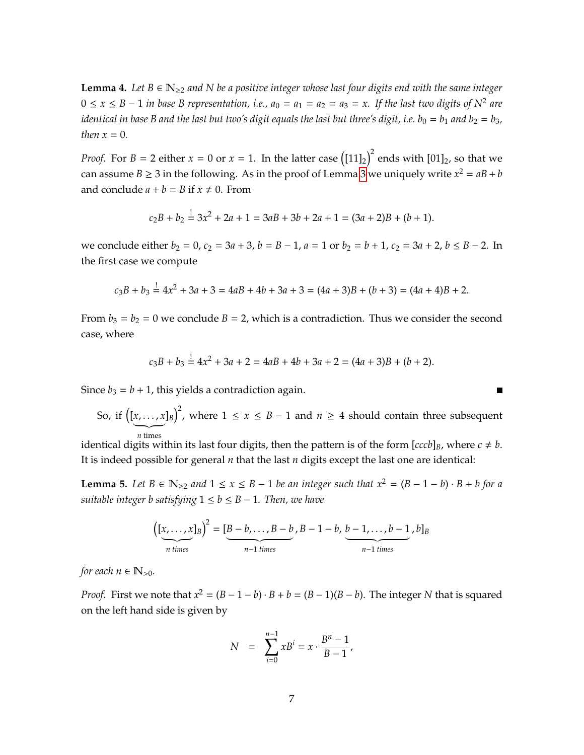**Lemma 4.** *Let $B \in \mathbb{N}_{\geq 2}$ and $N$ be a positive integer whose last four digits end with the same integer $0 \leq x \leq B-1$ in base $B$ representation, i.e., $a_0 = a_1 = a_2 = a_3 = x$. If the last two digits of $N^2$ are identical in base $B$ and the last but two's digit equals the last but three's digit, i.e. $b_0 = b_1$ and $b_2 = b_3$, then $x = 0$.*

*Proof.* For $B = 2$ either $x = 0$ or $x = 1$. In the latter case $\left([11]_2\right)^2$ ends with $[01]_2$, so that we can assume $B \geq 3$ in the following. As in the proof of Lemma 3 we uniquely write $x^2 = aB + b$ and conclude $a + b = B$ if $x \neq 0$. From

$$c_2 B + b_2 \overset{!}{=} 3x^2 + 2a + 1 = 3aB + 3b + 2a + 1 = (3a+2)B + (b+1).$$

we conclude either $b_2 = 0$, $c_2 = 3a + 3$, $b = B - 1$, $a = 1$ or $b_2 = b + 1$, $c_2 = 3a + 2$, $b \leq B - 2$. In the first case we compute

$$c_3 B + b_3 \overset{!}{=} 4x^2 + 3a + 3 = 4aB + 4b + 3a + 3 = (4a+3)B + (b+3) = (4a+4)B + 2.$$

From $b_3 = b_2 = 0$ we conclude $B = 2$, which is a contradiction. Thus we consider the second case, where

$$c_3 B + b_3 \overset{!}{=} 4x^2 + 3a + 2 = 4aB + 4b + 3a + 2 = (4a+3)B + (b+2).$$

Since $b_3 = b + 1$, this yields a contradiction again. ■

So, if $\Big(\underbrace{[x, \ldots, x]_B}_{n \text{ times}}\Big)^2$, where $1 \leq x \leq B-1$ and $n \geq 4$ should contain three subsequent identical digits within its last four digits, then the pattern is of the form $[cccb]_B$, where $c \neq b$. It is indeed possible for general $n$ that the last $n$ digits except the last one are identical:

**Lemma 5.** *Let $B \in \mathbb{N}_{\geq 2}$ and $1 \leq x \leq B-1$ be an integer such that $x^2 = (B-1-b) \cdot B + b$ for a suitable integer $b$ satisfying $1 \leq b \leq B-1$. Then, we have*

$$\Big(\underbrace{[x, \ldots, x]_B}_{n \text{ times}}\Big)^2 = [\underbrace{B-b, \ldots, B-b}_{n-1 \text{ times}}, B-1-b, \underbrace{b-1, \ldots, b-1}_{n-1 \text{ times}}, b]_B$$

*for each $n \in \mathbb{N}_{>0}$.*

*Proof.* First we note that $x^2 = (B-1-b) \cdot B + b = (B-1)(B-b)$. The integer $N$ that is squared on the left hand side is given by

$$N \;=\; \sum_{i=0}^{n-1} x B^i = x \cdot \frac{B^n - 1}{B-1},$$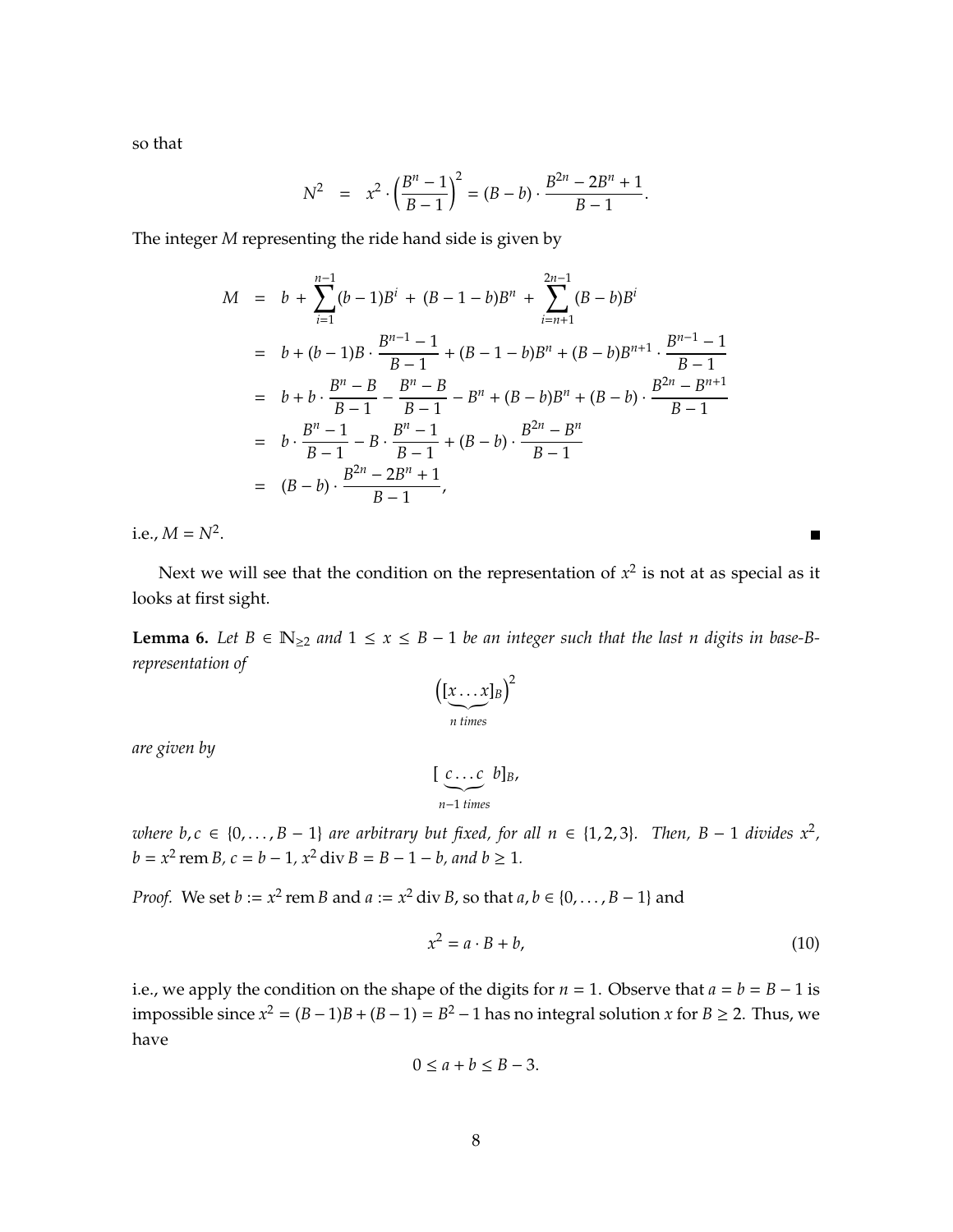so that

$$N^2 \;=\; x^2 \cdot \left(\frac{B^n-1}{B-1}\right)^2 = (B-b)\cdot\frac{B^{2n}-2B^n+1}{B-1}.$$

The integer $M$ representing the ride hand side is given by

$$\begin{aligned}
M &= b + \sum_{i=1}^{n-1}(b-1)B^i + (B-1-b)B^n + \sum_{i=n+1}^{2n-1}(B-b)B^i \\
&= b + (b-1)B\cdot\frac{B^{n-1}-1}{B-1} + (B-1-b)B^n + (B-b)B^{n+1}\cdot\frac{B^{n-1}-1}{B-1} \\
&= b + b\cdot\frac{B^n-B}{B-1} - \frac{B^n-B}{B-1} - B^n + (B-b)B^n + (B-b)\cdot\frac{B^{2n}-B^{n+1}}{B-1} \\
&= b\cdot\frac{B^n-1}{B-1} - B\cdot\frac{B^n-1}{B-1} + (B-b)\cdot\frac{B^{2n}-B^n}{B-1} \\
&= (B-b)\cdot\frac{B^{2n}-2B^n+1}{B-1},
\end{aligned}$$

i.e., $M = N^2$. ∎

Next we will see that the condition on the representation of $x^2$ is not at as special as it looks at first sight.

**Lemma 6.** *Let $B \in \mathbb{N}_{\geq 2}$ and $1 \leq x \leq B-1$ be an integer such that the last $n$ digits in base-$B$-representation of*

$$\Big(\underbrace{[x\ldots x]_B}_{n\text{ times}}\Big)^2$$

*are given by*

$$[\underbrace{c\ldots c}_{n-1\text{ times}}\; b]_B,$$

*where $b, c \in \{0,\ldots,B-1\}$ are arbitrary but fixed, for all $n \in \{1,2,3\}$. Then, $B-1$ divides $x^2$, $b = x^2 \operatorname{rem} B$, $c = b-1$, $x^2 \operatorname{div} B = B-1-b$, and $b \geq 1$.*

*Proof.* We set $b := x^2 \operatorname{rem} B$ and $a := x^2 \operatorname{div} B$, so that $a, b \in \{0,\ldots,B-1\}$ and

$$x^2 = a\cdot B + b, \tag{10}$$

i.e., we apply the condition on the shape of the digits for $n = 1$. Observe that $a = b = B-1$ is impossible since $x^2 = (B-1)B + (B-1) = B^2 - 1$ has no integral solution $x$ for $B \geq 2$. Thus, we have

$$0 \leq a + b \leq B - 3.$$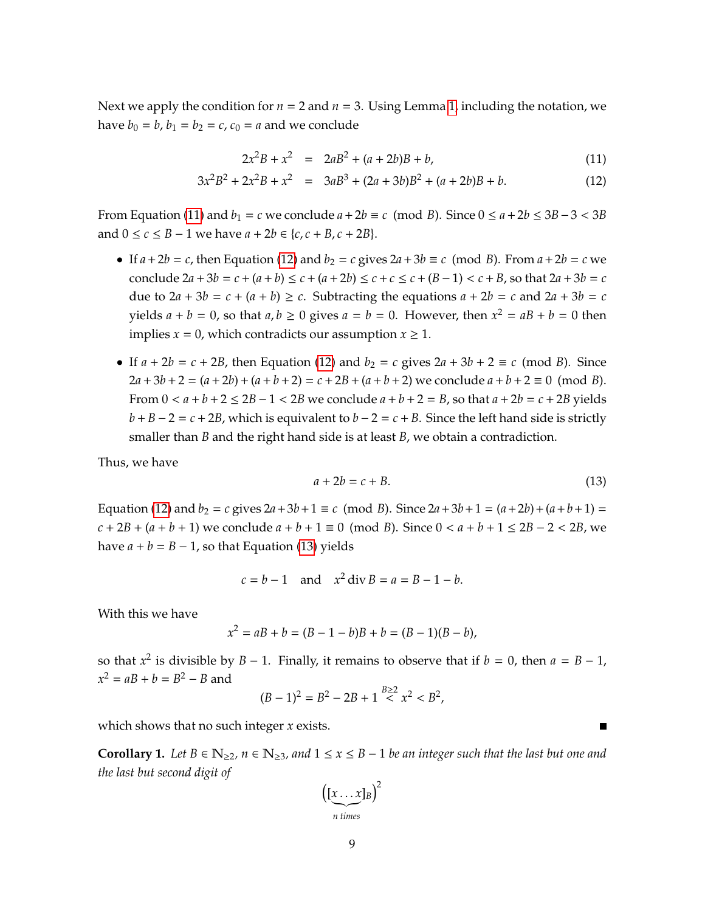Next we apply the condition for $n = 2$ and $n = 3$. Using Lemma 1, including the notation, we have $b_0 = b$, $b_1 = b_2 = c$, $c_0 = a$ and we conclude

$$2x^2B + x^2 = 2aB^2 + (a + 2b)B + b, \tag{11}$$

$$3x^2B^2 + 2x^2B + x^2 = 3aB^3 + (2a + 3b)B^2 + (a + 2b)B + b. \tag{12}$$

From Equation (11) and $b_1 = c$ we conclude $a + 2b \equiv c \pmod B$. Since $0 \le a + 2b \le 3B - 3 < 3B$ and $0 \le c \le B - 1$ we have $a + 2b \in \{c, c + B, c + 2B\}$.

- If $a + 2b = c$, then Equation (12) and $b_2 = c$ gives $2a + 3b \equiv c \pmod B$. From $a + 2b = c$ we conclude $2a + 3b = c + (a + b) \le c + (a + 2b) \le c + c \le c + (B - 1) < c + B$, so that $2a + 3b = c$ due to $2a + 3b = c + (a + b) \ge c$. Subtracting the equations $a + 2b = c$ and $2a + 3b = c$ yields $a + b = 0$, so that $a, b \ge 0$ gives $a = b = 0$. However, then $x^2 = aB + b = 0$ then implies $x = 0$, which contradicts our assumption $x \ge 1$.

- If $a + 2b = c + 2B$, then Equation (12) and $b_2 = c$ gives $2a + 3b + 2 \equiv c \pmod B$. Since $2a + 3b + 2 = (a + 2b) + (a + b + 2) = c + 2B + (a + b + 2)$ we conclude $a + b + 2 \equiv 0 \pmod B$. From $0 < a + b + 2 \le 2B - 1 < 2B$ we conclude $a + b + 2 = B$, so that $a + 2b = c + 2B$ yields $b + B - 2 = c + 2B$, which is equivalent to $b - 2 = c + B$. Since the left hand side is strictly smaller than $B$ and the right hand side is at least $B$, we obtain a contradiction.

Thus, we have

$$a + 2b = c + B. \tag{13}$$

Equation (12) and $b_2 = c$ gives $2a + 3b + 1 \equiv c \pmod B$. Since $2a + 3b + 1 = (a + 2b) + (a + b + 1) = c + 2B + (a + b + 1)$ we conclude $a + b + 1 \equiv 0 \pmod B$. Since $0 < a + b + 1 \le 2B - 2 < 2B$, we have $a + b = B - 1$, so that Equation (13) yields

$$c = b - 1 \quad \text{and} \quad x^2 \operatorname{div} B = a = B - 1 - b.$$

With this we have

$$x^2 = aB + b = (B - 1 - b)B + b = (B - 1)(B - b),$$

so that $x^2$ is divisible by $B - 1$. Finally, it remains to observe that if $b = 0$, then $a = B - 1$, $x^2 = aB + b = B^2 - B$ and

$$(B - 1)^2 = B^2 - 2B + 1 \overset{B \ge 2}{<} x^2 < B^2,$$

which shows that no such integer $x$ exists. ■

**Corollary 1.** *Let $B \in \mathbb{N}_{\ge 2}$, $n \in \mathbb{N}_{\ge 3}$, and $1 \le x \le B - 1$ be an integer such that the last but one and the last but second digit of*

$$\Big(\underbrace{[x \dots x]_B}_{n \text{ times}}\Big)^2$$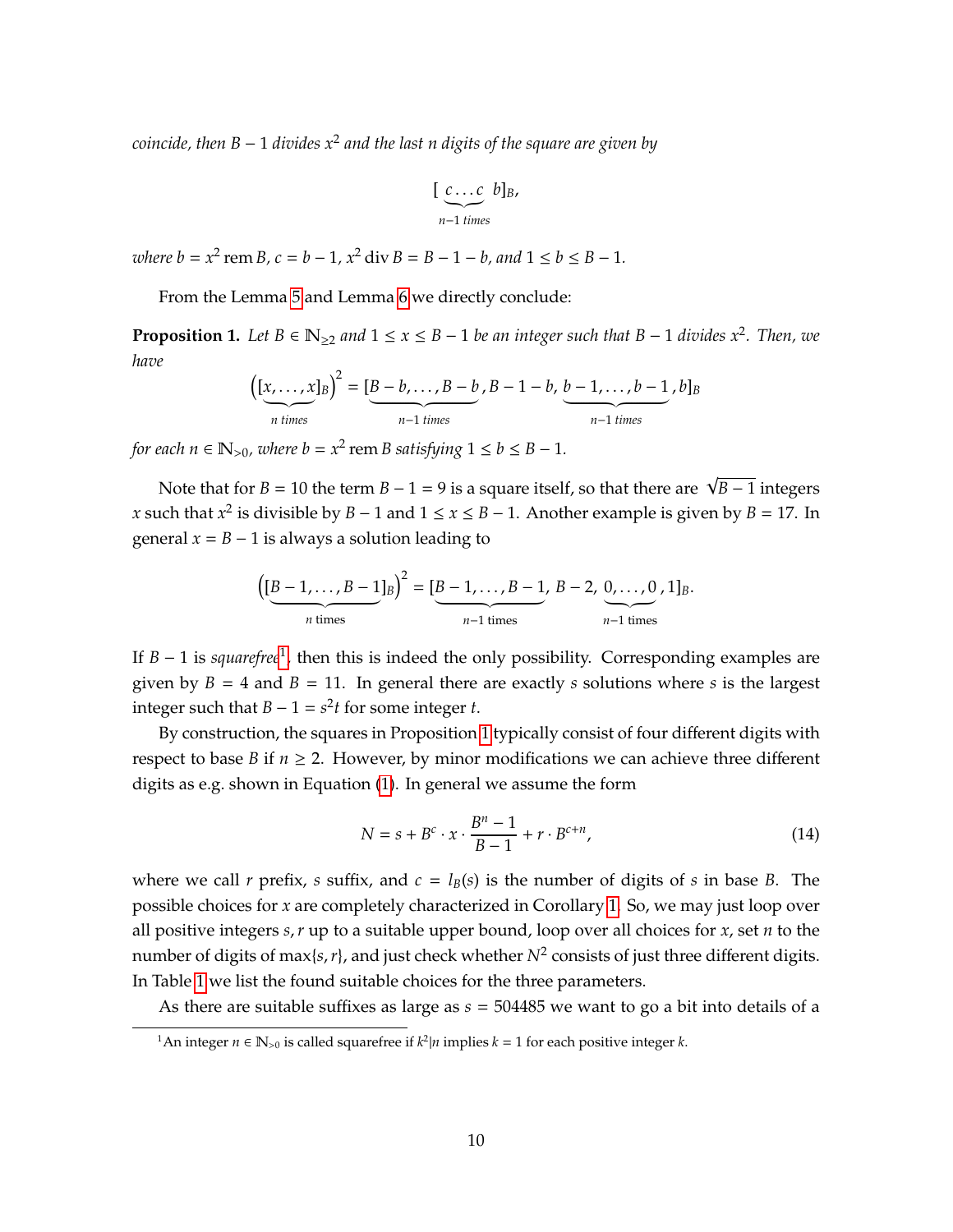*coincide, then $B-1$ divides $x^2$ and the last $n$ digits of the square are given by*

$$[\underbrace{c\ldots c}_{n-1 \text{ times}}\ b]_B,$$

*where $b = x^2 \operatorname{rem} B$, $c = b-1$, $x^2 \operatorname{div} B = B-1-b$, and $1 \le b \le B-1$.*

From the Lemma 5 and Lemma 6 we directly conclude:

**Proposition 1.** *Let $B \in \mathbb{N}_{\ge 2}$ and $1 \le x \le B-1$ be an integer such that $B-1$ divides $x^2$. Then, we have*

$$\left([\underbrace{x,\ldots,x}_{n \text{ times}}]_B\right)^2 = [\underbrace{B-b,\ldots,B-b}_{n-1 \text{ times}}, B-1-b, \underbrace{b-1,\ldots,b-1}_{n-1 \text{ times}}, b]_B$$

*for each $n \in \mathbb{N}_{>0}$, where $b = x^2 \operatorname{rem} B$ satisfying $1 \le b \le B-1$.*

Note that for $B = 10$ the term $B-1 = 9$ is a square itself, so that there are $\sqrt{B-1}$ integers $x$ such that $x^2$ is divisible by $B-1$ and $1 \le x \le B-1$. Another example is given by $B = 17$. In general $x = B-1$ is always a solution leading to

$$\left([\underbrace{B-1,\ldots,B-1}_{n \text{ times}}]_B\right)^2 = [\underbrace{B-1,\ldots,B-1}_{n-1 \text{ times}}, B-2, \underbrace{0,\ldots,0}_{n-1 \text{ times}}, 1]_B.$$

If $B-1$ is *squarefree*[1], then this is indeed the only possibility. Corresponding examples are given by $B = 4$ and $B = 11$. In general there are exactly $s$ solutions where $s$ is the largest integer such that $B-1 = s^2 t$ for some integer $t$.

By construction, the squares in Proposition 1 typically consist of four different digits with respect to base $B$ if $n \ge 2$. However, by minor modifications we can achieve three different digits as e.g. shown in Equation (1). In general we assume the form

$$N = s + B^c \cdot x \cdot \frac{B^n - 1}{B-1} + r \cdot B^{c+n}, \tag{14}$$

where we call $r$ prefix, $s$ suffix, and $c = l_B(s)$ is the number of digits of $s$ in base $B$. The possible choices for $x$ are completely characterized in Corollary 1. So, we may just loop over all positive integers $s, r$ up to a suitable upper bound, loop over all choices for $x$, set $n$ to the number of digits of $\max\{s, r\}$, and just check whether $N^2$ consists of just three different digits. In Table 1 we list the found suitable choices for the three parameters.

As there are suitable suffixes as large as $s = 504485$ we want to go a bit into details of a

[1] An integer $n \in \mathbb{N}_{>0}$ is called squarefree if $k^2 | n$ implies $k = 1$ for each positive integer $k$.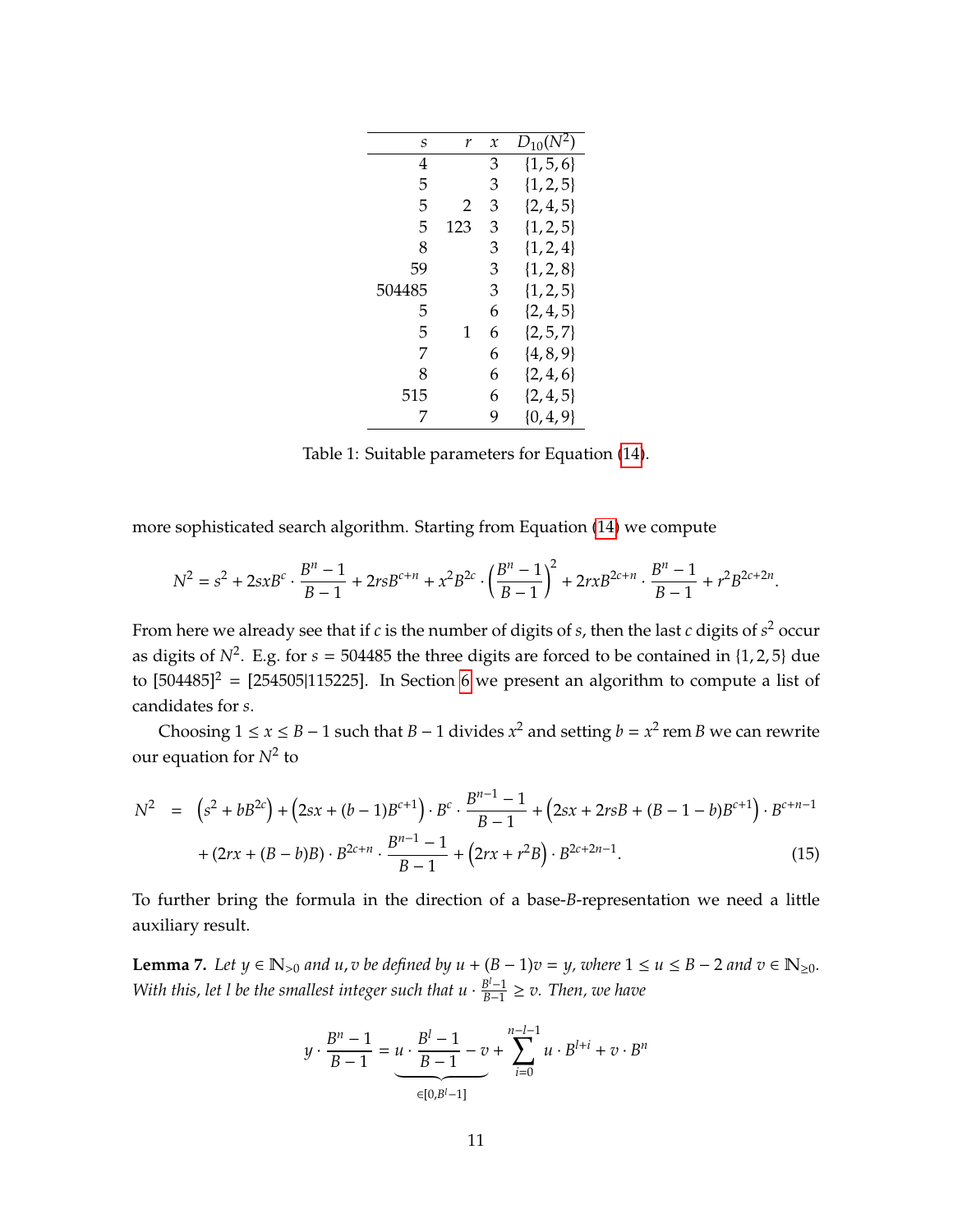| $s$ | $r$ | $x$ | $D_{10}(N^2)$ |
|---|---|---|---|
| 4 | | 3 | $\{1, 5, 6\}$ |
| 5 | | 3 | $\{1, 2, 5\}$ |
| 5 | 2 | 3 | $\{2, 4, 5\}$ |
| 5 | 123 | 3 | $\{1, 2, 5\}$ |
| 8 | | 3 | $\{1, 2, 4\}$ |
| 59 | | 3 | $\{1, 2, 8\}$ |
| 504485 | | 3 | $\{1, 2, 5\}$ |
| 5 | | 6 | $\{2, 4, 5\}$ |
| 5 | 1 | 6 | $\{2, 5, 7\}$ |
| 7 | | 6 | $\{4, 8, 9\}$ |
| 8 | | 6 | $\{2, 4, 6\}$ |
| 515 | | 6 | $\{2, 4, 5\}$ |
| 7 | | 9 | $\{0, 4, 9\}$ |

Table 1: Suitable parameters for Equation (14).

more sophisticated search algorithm. Starting from Equation (14) we compute

$$N^2 = s^2 + 2sxB^c \cdot \frac{B^n - 1}{B - 1} + 2rsB^{c+n} + x^2 B^{2c} \cdot \left(\frac{B^n - 1}{B - 1}\right)^2 + 2rxB^{2c+n} \cdot \frac{B^n - 1}{B - 1} + r^2 B^{2c+2n}.$$

From here we already see that if $c$ is the number of digits of $s$, then the last $c$ digits of $s^2$ occur as digits of $N^2$. E.g. for $s = 504485$ the three digits are forced to be contained in $\{1, 2, 5\}$ due to $[504485]^2 = [254505|115225]$. In Section 6 we present an algorithm to compute a list of candidates for $s$.

Choosing $1 \le x \le B - 1$ such that $B - 1$ divides $x^2$ and setting $b = x^2 \operatorname{rem} B$ we can rewrite our equation for $N^2$ to

$$\begin{aligned} N^2 \;\; = \;\; & \left(s^2 + bB^{2c}\right) + \left(2sx + (b-1)B^{c+1}\right) \cdot B^c \cdot \frac{B^{n-1} - 1}{B - 1} + \left(2sx + 2rsB + (B - 1 - b)B^{c+1}\right) \cdot B^{c+n-1} \\ & + (2rx + (B - b)B) \cdot B^{2c+n} \cdot \frac{B^{n-1} - 1}{B - 1} + \left(2rx + r^2 B\right) \cdot B^{2c+2n-1}. \end{aligned} \tag{15}$$

To further bring the formula in the direction of a base-$B$-representation we need a little auxiliary result.

**Lemma 7.** *Let $y \in \mathbb{N}_{>0}$ and $u, v$ be defined by $u + (B - 1)v = y$, where $1 \le u \le B - 2$ and $v \in \mathbb{N}_{\ge 0}$. With this, let $l$ be the smallest integer such that $u \cdot \frac{B^l - 1}{B - 1} \ge v$. Then, we have*

$$y \cdot \frac{B^n - 1}{B - 1} = \underbrace{u \cdot \frac{B^l - 1}{B - 1} - v}_{\in [0, B^l - 1]} + \sum_{i=0}^{n-l-1} u \cdot B^{l+i} + v \cdot B^n$$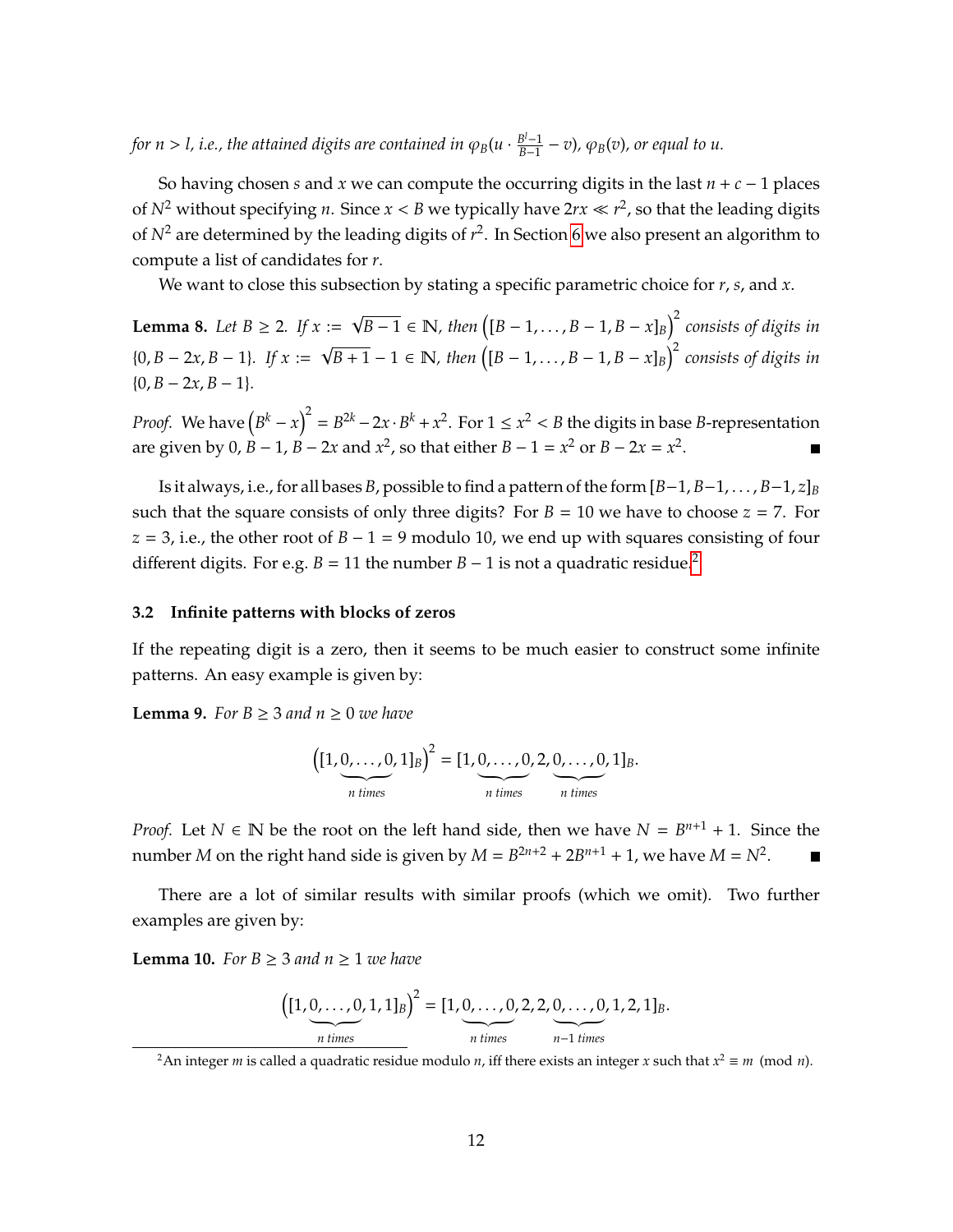*for $n > l$, i.e., the attained digits are contained in $\varphi_B(u \cdot \frac{B^l-1}{B-1} - v)$, $\varphi_B(v)$, or equal to $u$.*

So having chosen $s$ and $x$ we can compute the occurring digits in the last $n + c - 1$ places of $N^2$ without specifying $n$. Since $x < B$ we typically have $2rx \ll r^2$, so that the leading digits of $N^2$ are determined by the leading digits of $r^2$. In Section 6 we also present an algorithm to compute a list of candidates for $r$.

We want to close this subsection by stating a specific parametric choice for $r$, $s$, and $x$.

**Lemma 8.** *Let $B \geq 2$. If $x := \sqrt{B-1} \in \mathbb{N}$, then $\left([B-1, \ldots, B-1, B-x]_B\right)^2$ consists of digits in $\{0, B-2x, B-1\}$. If $x := \sqrt{B+1} - 1 \in \mathbb{N}$, then $\left([B-1, \ldots, B-1, B-x]_B\right)^2$ consists of digits in $\{0, B-2x, B-1\}$.*

*Proof.* We have $\left(B^k - x\right)^2 = B^{2k} - 2x \cdot B^k + x^2$. For $1 \leq x^2 < B$ the digits in base $B$-representation are given by $0$, $B-1$, $B-2x$ and $x^2$, so that either $B - 1 = x^2$ or $B - 2x = x^2$. ∎

Is it always, i.e., for all bases $B$, possible to find a pattern of the form $[B-1, B-1, \ldots, B-1, z]_B$ such that the square consists of only three digits? For $B = 10$ we have to choose $z = 7$. For $z = 3$, i.e., the other root of $B - 1 = 9$ modulo 10, we end up with squares consisting of four different digits. For e.g. $B = 11$ the number $B - 1$ is not a quadratic residue.[2]

### 3.2 Infinite patterns with blocks of zeros

If the repeating digit is a zero, then it seems to be much easier to construct some infinite patterns. An easy example is given by:

**Lemma 9.** *For $B \geq 3$ and $n \geq 0$ we have*

$$\left([1, \underbrace{0, \ldots, 0}_{n \text{ times}}, 1]_B\right)^2 = [1, \underbrace{0, \ldots, 0}_{n \text{ times}}, 2, \underbrace{0, \ldots, 0}_{n \text{ times}}, 1]_B.$$

*Proof.* Let $N \in \mathbb{N}$ be the root on the left hand side, then we have $N = B^{n+1} + 1$. Since the number $M$ on the right hand side is given by $M = B^{2n+2} + 2B^{n+1} + 1$, we have $M = N^2$. ∎

There are a lot of similar results with similar proofs (which we omit). Two further examples are given by:

**Lemma 10.** *For $B \geq 3$ and $n \geq 1$ we have*

$$\left([1, \underbrace{0, \ldots, 0}_{n \text{ times}}, 1, 1]_B\right)^2 = [1, \underbrace{0, \ldots, 0}_{n \text{ times}}, 2, 2, \underbrace{0, \ldots, 0}_{n-1 \text{ times}}, 1, 2, 1]_B.$$

[2] An integer $m$ is called a quadratic residue modulo $n$, iff there exists an integer $x$ such that $x^2 \equiv m \pmod{n}$.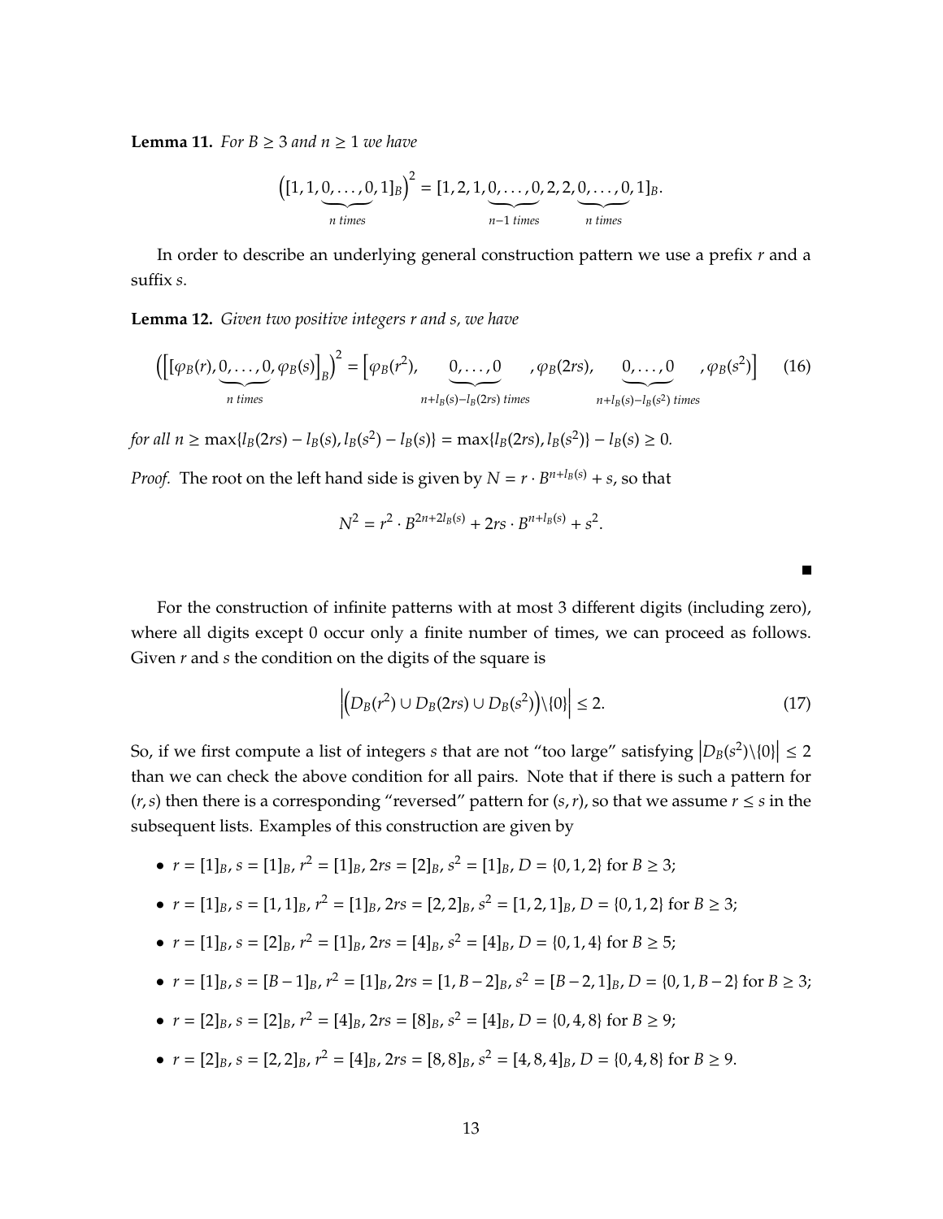**Lemma 11.** *For $B \geq 3$ and $n \geq 1$ we have*

$$\left([1, 1, \underbrace{0, \ldots, 0}_{n \text{ times}}, 1]_B\right)^2 = [1, 2, 1, \underbrace{0, \ldots, 0}_{n-1 \text{ times}}, 2, 2, \underbrace{0, \ldots, 0}_{n \text{ times}}, 1]_B.$$

In order to describe an underlying general construction pattern we use a prefix $r$ and a suffix $s$.

**Lemma 12.** *Given two positive integers r and s, we have*

$$\left(\left[[\varphi_B(r), \underbrace{0, \ldots, 0}_{n \text{ times}}, \varphi_B(s)\right]_B\right)^2 = \left[\varphi_B(r^2), \underbrace{0, \ldots, 0}_{n + l_B(s) - l_B(2rs) \text{ times}}, \varphi_B(2rs), \underbrace{0, \ldots, 0}_{n + l_B(s) - l_B(s^2) \text{ times}}, \varphi_B(s^2)\right] \tag{16}$$

*for all $n \geq \max\{l_B(2rs) - l_B(s), l_B(s^2) - l_B(s)\} = \max\{l_B(2rs), l_B(s^2)\} - l_B(s) \geq 0$.*

*Proof.* The root on the left hand side is given by $N = r \cdot B^{n + l_B(s)} + s$, so that

$$N^2 = r^2 \cdot B^{2n + 2l_B(s)} + 2rs \cdot B^{n + l_B(s)} + s^2.$$

∎

For the construction of infinite patterns with at most 3 different digits (including zero), where all digits except 0 occur only a finite number of times, we can proceed as follows. Given $r$ and $s$ the condition on the digits of the square is

$$\left|\left(D_B(r^2) \cup D_B(2rs) \cup D_B(s^2)\right) \backslash \{0\}\right| \leq 2. \tag{17}$$

So, if we first compute a list of integers $s$ that are not "too large" satisfying $\left|D_B(s^2) \backslash \{0\}\right| \leq 2$ than we can check the above condition for all pairs. Note that if there is such a pattern for $(r, s)$ then there is a corresponding "reversed" pattern for $(s, r)$, so that we assume $r \leq s$ in the subsequent lists. Examples of this construction are given by

- $r = [1]_B$, $s = [1]_B$, $r^2 = [1]_B$, $2rs = [2]_B$, $s^2 = [1]_B$, $D = \{0, 1, 2\}$ for $B \geq 3$;
- $r = [1]_B$, $s = [1, 1]_B$, $r^2 = [1]_B$, $2rs = [2, 2]_B$, $s^2 = [1, 2, 1]_B$, $D = \{0, 1, 2\}$ for $B \geq 3$;
- $r = [1]_B$, $s = [2]_B$, $r^2 = [1]_B$, $2rs = [4]_B$, $s^2 = [4]_B$, $D = \{0, 1, 4\}$ for $B \geq 5$;
- $r = [1]_B$, $s = [B - 1]_B$, $r^2 = [1]_B$, $2rs = [1, B - 2]_B$, $s^2 = [B - 2, 1]_B$, $D = \{0, 1, B - 2\}$ for $B \geq 3$;
- $r = [2]_B$, $s = [2]_B$, $r^2 = [4]_B$, $2rs = [8]_B$, $s^2 = [4]_B$, $D = \{0, 4, 8\}$ for $B \geq 9$;
- $r = [2]_B$, $s = [2, 2]_B$, $r^2 = [4]_B$, $2rs = [8, 8]_B$, $s^2 = [4, 8, 4]_B$, $D = \{0, 4, 8\}$ for $B \geq 9$.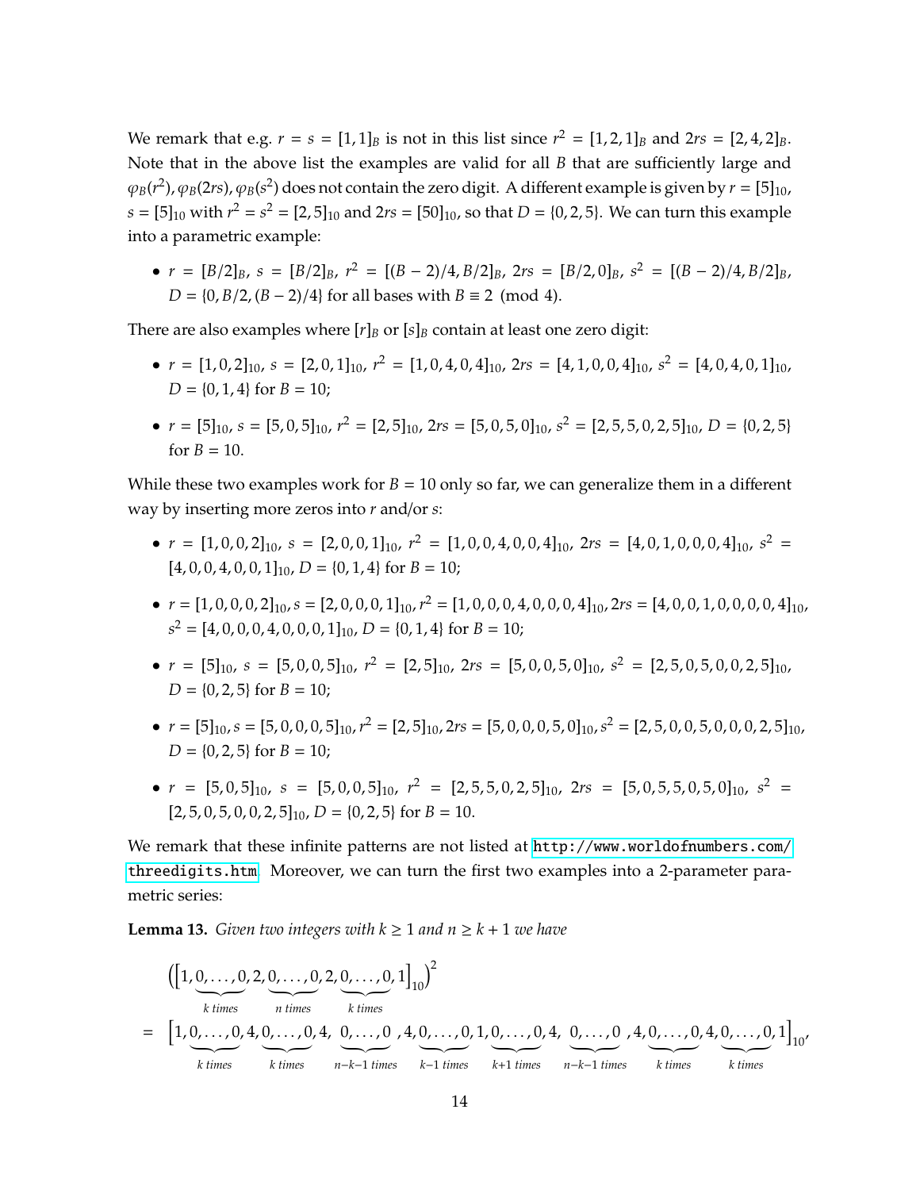We remark that e.g. $r = s = [1,1]_B$ is not in this list since $r^2 = [1,2,1]_B$ and $2rs = [2,4,2]_B$. Note that in the above list the examples are valid for all $B$ that are sufficiently large and $\varphi_B(r^2), \varphi_B(2rs), \varphi_B(s^2)$ does not contain the zero digit. A different example is given by $r = [5]_{10}$, $s = [5]_{10}$ with $r^2 = s^2 = [2,5]_{10}$ and $2rs = [50]_{10}$, so that $D = \{0,2,5\}$. We can turn this example into a parametric example:

- $r = [B/2]_B$, $s = [B/2]_B$, $r^2 = [(B-2)/4, B/2]_B$, $2rs = [B/2, 0]_B$, $s^2 = [(B-2)/4, B/2]_B$, $D = \{0, B/2, (B-2)/4\}$ for all bases with $B \equiv 2 \pmod 4$.

There are also examples where $[r]_B$ or $[s]_B$ contain at least one zero digit:

- $r = [1,0,2]_{10}$, $s = [2,0,1]_{10}$, $r^2 = [1,0,4,0,4]_{10}$, $2rs = [4,1,0,0,4]_{10}$, $s^2 = [4,0,4,0,1]_{10}$, $D = \{0,1,4\}$ for $B = 10$;
- $r = [5]_{10}$, $s = [5,0,5]_{10}$, $r^2 = [2,5]_{10}$, $2rs = [5,0,5,0]_{10}$, $s^2 = [2,5,5,0,2,5]_{10}$, $D = \{0,2,5\}$ for $B = 10$.

While these two examples work for $B = 10$ only so far, we can generalize them in a different way by inserting more zeros into $r$ and/or $s$:

- $r = [1,0,0,2]_{10}$, $s = [2,0,0,1]_{10}$, $r^2 = [1,0,0,4,0,0,4]_{10}$, $2rs = [4,0,1,0,0,0,4]_{10}$, $s^2 = [4,0,0,4,0,0,1]_{10}$, $D = \{0,1,4\}$ for $B = 10$;
- $r = [1,0,0,0,2]_{10}$, $s = [2,0,0,0,1]_{10}$, $r^2 = [1,0,0,0,4,0,0,0,4]_{10}$, $2rs = [4,0,0,1,0,0,0,0,4]_{10}$, $s^2 = [4,0,0,0,4,0,0,0,1]_{10}$, $D = \{0,1,4\}$ for $B = 10$;
- $r = [5]_{10}$, $s = [5,0,0,5]_{10}$, $r^2 = [2,5]_{10}$, $2rs = [5,0,0,5,0]_{10}$, $s^2 = [2,5,0,5,0,0,2,5]_{10}$, $D = \{0,2,5\}$ for $B = 10$;
- $r = [5]_{10}$, $s = [5,0,0,0,5]_{10}$, $r^2 = [2,5]_{10}$, $2rs = [5,0,0,0,5,0]_{10}$, $s^2 = [2,5,0,0,5,0,0,0,2,5]_{10}$, $D = \{0,2,5\}$ for $B = 10$;
- $r = [5,0,5]_{10}$, $s = [5,0,0,5]_{10}$, $r^2 = [2,5,5,0,2,5]_{10}$, $2rs = [5,0,5,5,0,5,0]_{10}$, $s^2 = [2,5,0,5,0,0,2,5]_{10}$, $D = \{0,2,5\}$ for $B = 10$.

We remark that these infinite patterns are not listed at http://www.worldofnumbers.com/threedigits.htm. Moreover, we can turn the first two examples into a 2-parameter parametric series:

**Lemma 13.** *Given two integers with $k \geq 1$ and $n \geq k+1$ we have*

$$
\begin{aligned}
&\Big([1,\underbrace{0,\ldots,0}_{k \text{ times}},2,\underbrace{0,\ldots,0}_{n \text{ times}},2,\underbrace{0,\ldots,0}_{k \text{ times}},1]_{10}\Big)^2 \\
= \; &\Big[1,\underbrace{0,\ldots,0}_{k \text{ times}},4,\underbrace{0,\ldots,0}_{k \text{ times}},4,\underbrace{0,\ldots,0}_{n-k-1 \text{ times}},4,\underbrace{0,\ldots,0}_{k-1 \text{ times}},1,\underbrace{0,\ldots,0}_{k+1 \text{ times}},4,\underbrace{0,\ldots,0}_{n-k-1 \text{ times}},4,\underbrace{0,\ldots,0}_{k \text{ times}},4,\underbrace{0,\ldots,0}_{k \text{ times}},1\Big]_{10},
\end{aligned}
$$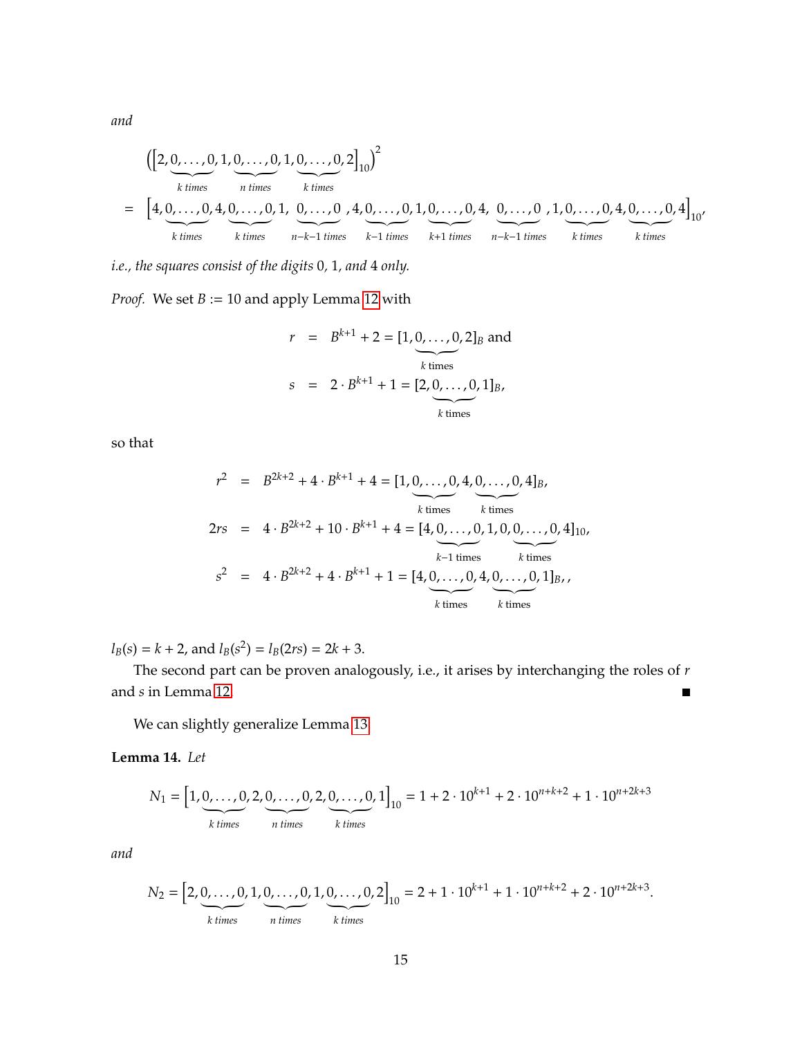*and*

$$
\begin{aligned}
&\Big([2,\underbrace{0,\ldots,0}_{k \text{ times}},1,\underbrace{0,\ldots,0}_{n \text{ times}},1,\underbrace{0,\ldots,0}_{k \text{ times}},2]_{10}\Big)^2 \\
=\ &\Big[4,\underbrace{0,\ldots,0}_{k \text{ times}},4,\underbrace{0,\ldots,0}_{k \text{ times}},1,\ \underbrace{0,\ldots,0}_{n-k-1 \text{ times}},4,\underbrace{0,\ldots,0}_{k-1 \text{ times}},1,\underbrace{0,\ldots,0}_{k+1 \text{ times}},4,\ \underbrace{0,\ldots,0}_{n-k-1 \text{ times}},1,\underbrace{0,\ldots,0}_{k \text{ times}},4,\underbrace{0,\ldots,0}_{k \text{ times}},4\Big]_{10},
\end{aligned}
$$

*i.e., the squares consist of the digits* 0*,* 1*, and* 4 *only.*

*Proof.* We set $B := 10$ and apply Lemma 12 with

$$
\begin{aligned}
r &= B^{k+1} + 2 = [1,\underbrace{0,\ldots,0}_{k \text{ times}},2]_B \text{ and} \\
s &= 2\cdot B^{k+1} + 1 = [2,\underbrace{0,\ldots,0}_{k \text{ times}},1]_B,
\end{aligned}
$$

so that

$$
\begin{aligned}
r^2 &= B^{2k+2} + 4\cdot B^{k+1} + 4 = [1,\underbrace{0,\ldots,0}_{k \text{ times}},4,\underbrace{0,\ldots,0}_{k \text{ times}},4]_B, \\
2rs &= 4\cdot B^{2k+2} + 10\cdot B^{k+1} + 4 = [4,\underbrace{0,\ldots,0}_{k-1 \text{ times}},1,0,\underbrace{0,\ldots,0}_{k \text{ times}},4]_{10}, \\
s^2 &= 4\cdot B^{2k+2} + 4\cdot B^{k+1} + 1 = [4,\underbrace{0,\ldots,0}_{k \text{ times}},4,\underbrace{0,\ldots,0}_{k \text{ times}},1]_B,,
\end{aligned}
$$

$l_B(s) = k+2$, and $l_B(s^2) = l_B(2rs) = 2k+3$.

The second part can be proven analogously, i.e., it arises by interchanging the roles of $r$ and $s$ in Lemma 12. ∎

We can slightly generalize Lemma 13.

**Lemma 14.** *Let*

$$
N_1 = \Big[1,\underbrace{0,\ldots,0}_{k \text{ times}},2,\underbrace{0,\ldots,0}_{n \text{ times}},2,\underbrace{0,\ldots,0}_{k \text{ times}},1\Big]_{10} = 1 + 2\cdot 10^{k+1} + 2\cdot 10^{n+k+2} + 1\cdot 10^{n+2k+3}
$$

*and*

$$
N_2 = \Big[2,\underbrace{0,\ldots,0}_{k \text{ times}},1,\underbrace{0,\ldots,0}_{n \text{ times}},1,\underbrace{0,\ldots,0}_{k \text{ times}},2\Big]_{10} = 2 + 1\cdot 10^{k+1} + 1\cdot 10^{n+k+2} + 2\cdot 10^{n+2k+3}.
$$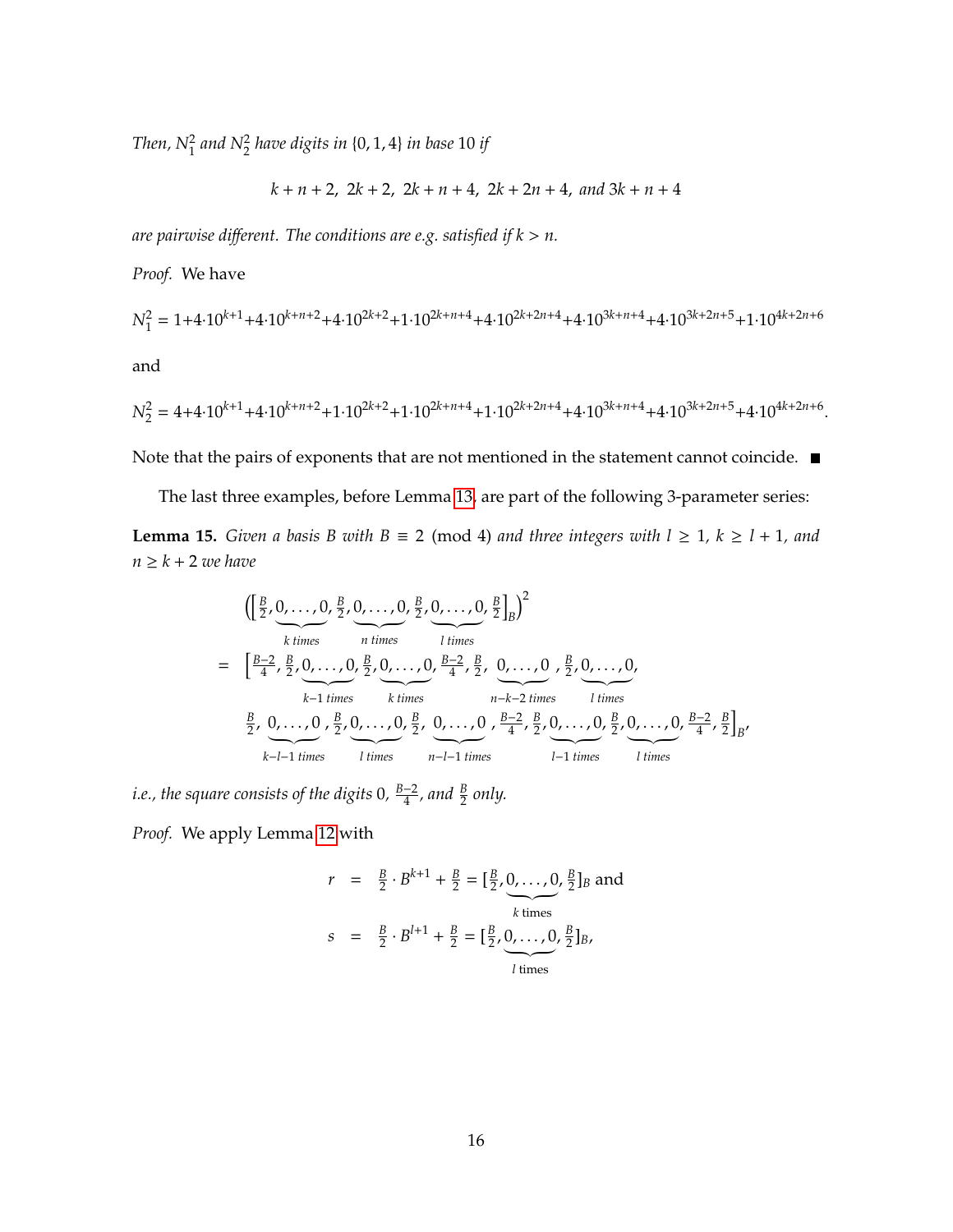*Then, $N_1^2$ and $N_2^2$ have digits in $\{0, 1, 4\}$ in base 10 if*

$$k+n+2,\ 2k+2,\ 2k+n+4,\ 2k+2n+4, \text{ and } 3k+n+4$$

*are pairwise different. The conditions are e.g. satisfied if $k > n$.*

*Proof.* We have

$$N_1^2 = 1+4\cdot 10^{k+1}+4\cdot 10^{k+n+2}+4\cdot 10^{2k+2}+1\cdot 10^{2k+n+4}+4\cdot 10^{2k+2n+4}+4\cdot 10^{3k+n+4}+4\cdot 10^{3k+2n+5}+1\cdot 10^{4k+2n+6}$$

and

$$N_2^2 = 4+4\cdot 10^{k+1}+4\cdot 10^{k+n+2}+1\cdot 10^{2k+2}+1\cdot 10^{2k+n+4}+1\cdot 10^{2k+2n+4}+4\cdot 10^{3k+n+4}+4\cdot 10^{3k+2n+5}+4\cdot 10^{4k+2n+6}.$$

Note that the pairs of exponents that are not mentioned in the statement cannot coincide. ■

The last three examples, before Lemma 13, are part of the following 3-parameter series:

**Lemma 15.** *Given a basis $B$ with $B \equiv 2 \pmod 4$ and three integers with $l \geq 1$, $k \geq l+1$, and $n \geq k+2$ we have*

$$\begin{aligned}
&\Big(\big[\tfrac{B}{2}, \underbrace{0,\dots,0}_{k\text{ times}}, \tfrac{B}{2}, \underbrace{0,\dots,0}_{n\text{ times}}, \tfrac{B}{2}, \underbrace{0,\dots,0}_{l\text{ times}}, \tfrac{B}{2}\big]_B\Big)^2 \\
= \ &\big[\tfrac{B-2}{4}, \tfrac{B}{2}, \underbrace{0,\dots,0}_{k-1\text{ times}}, \tfrac{B}{2}, \underbrace{0,\dots,0}_{k\text{ times}}, \tfrac{B-2}{4}, \tfrac{B}{2}, \underbrace{0,\dots,0}_{n-k-2\text{ times}}, \tfrac{B}{2}, \underbrace{0,\dots,0}_{l\text{ times}}, \\
&\tfrac{B}{2}, \underbrace{0,\dots,0}_{k-l-1\text{ times}}, \tfrac{B}{2}, \underbrace{0,\dots,0}_{l\text{ times}}, \tfrac{B}{2}, \underbrace{0,\dots,0}_{n-l-1\text{ times}}, \tfrac{B-2}{4}, \tfrac{B}{2}, \underbrace{0,\dots,0}_{l-1\text{ times}}, \tfrac{B}{2}, \underbrace{0,\dots,0}_{l\text{ times}}, \tfrac{B-2}{4}, \tfrac{B}{2}\big]_B,
\end{aligned}$$

*i.e., the square consists of the digits $0$, $\frac{B-2}{4}$, and $\frac{B}{2}$ only.*

*Proof.* We apply Lemma 12 with

$$\begin{aligned}
r &= \tfrac{B}{2}\cdot B^{k+1} + \tfrac{B}{2} = [\tfrac{B}{2}, \underbrace{0,\dots,0}_{k\text{ times}}, \tfrac{B}{2}]_B \text{ and} \\
s &= \tfrac{B}{2}\cdot B^{l+1} + \tfrac{B}{2} = [\tfrac{B}{2}, \underbrace{0,\dots,0}_{l\text{ times}}, \tfrac{B}{2}]_B,
\end{aligned}$$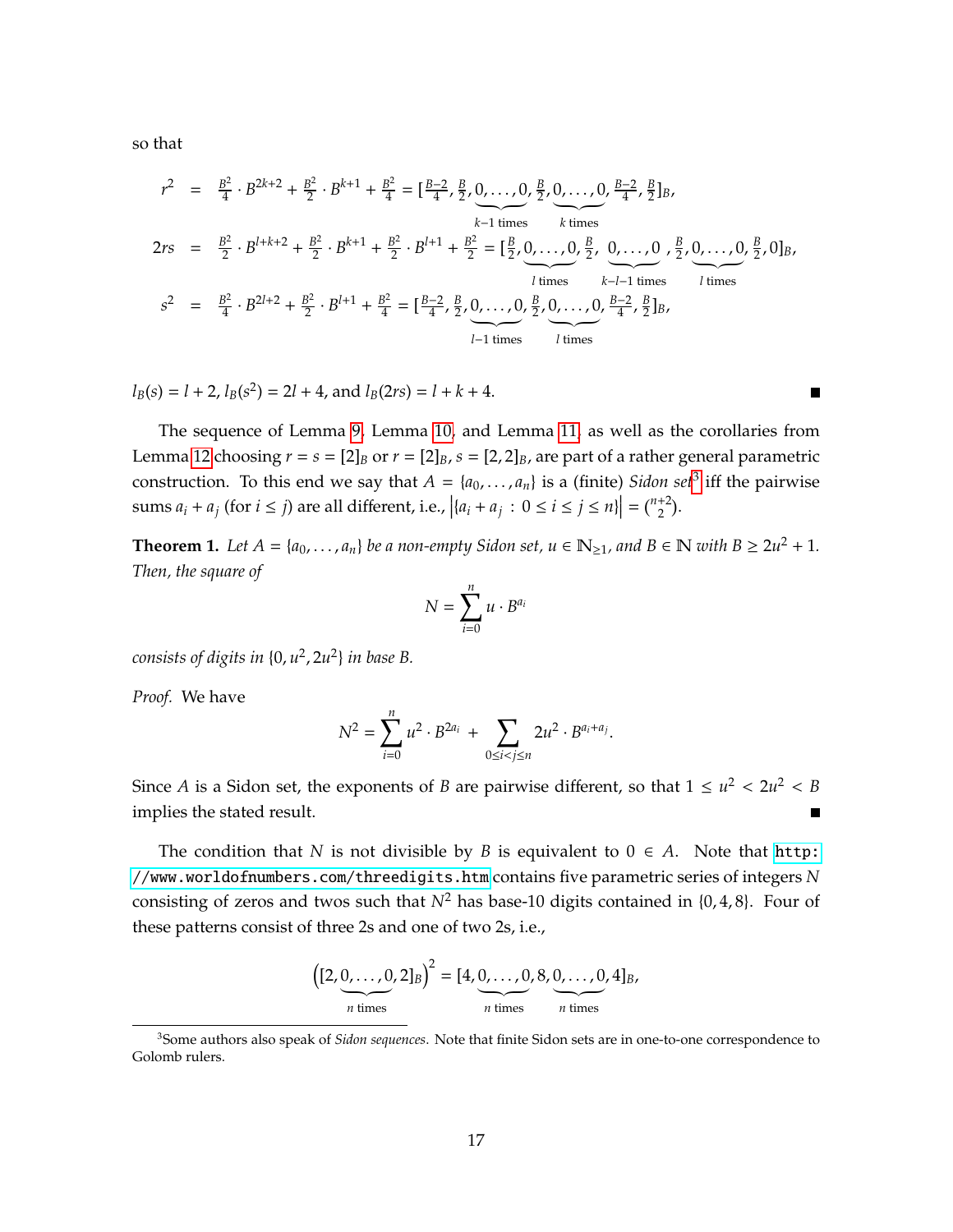so that

$$
\begin{aligned}
r^2 &= \tfrac{B^2}{4} \cdot B^{2k+2} + \tfrac{B^2}{2} \cdot B^{k+1} + \tfrac{B^2}{4} = [\tfrac{B-2}{4}, \tfrac{B}{2}, \underbrace{0, \ldots, 0}_{k-1 \text{ times}}, \tfrac{B}{2}, \underbrace{0, \ldots, 0}_{k \text{ times}}, \tfrac{B-2}{4}, \tfrac{B}{2}]_B, \\
2rs &= \tfrac{B^2}{2} \cdot B^{l+k+2} + \tfrac{B^2}{2} \cdot B^{k+1} + \tfrac{B^2}{2} \cdot B^{l+1} + \tfrac{B^2}{2} = [\tfrac{B}{2}, \underbrace{0, \ldots, 0}_{l \text{ times}}, \tfrac{B}{2}, \underbrace{0, \ldots, 0}_{k-l-1 \text{ times}}, \tfrac{B}{2}, \underbrace{0, \ldots, 0}_{l \text{ times}}, \tfrac{B}{2}, 0]_B, \\
s^2 &= \tfrac{B^2}{4} \cdot B^{2l+2} + \tfrac{B^2}{2} \cdot B^{l+1} + \tfrac{B^2}{4} = [\tfrac{B-2}{4}, \tfrac{B}{2}, \underbrace{0, \ldots, 0}_{l-1 \text{ times}}, \tfrac{B}{2}, \underbrace{0, \ldots, 0}_{l \text{ times}}, \tfrac{B-2}{4}, \tfrac{B}{2}]_B,
\end{aligned}
$$

$l_B(s) = l + 2$, $l_B(s^2) = 2l + 4$, and $l_B(2rs) = l + k + 4$. ∎

The sequence of Lemma 9, Lemma 10, and Lemma 11, as well as the corollaries from Lemma 12 choosing $r = s = [2]_B$ or $r = [2]_B$, $s = [2, 2]_B$, are part of a rather general parametric construction. To this end we say that $A = \{a_0, \ldots, a_n\}$ is a (finite) *Sidon set*[3] iff the pairwise sums $a_i + a_j$ (for $i \le j$) are all different, i.e., $\left|\{a_i + a_j \,:\, 0 \le i \le j \le n\}\right| = \binom{n+2}{2}$.

**Theorem 1.** *Let $A = \{a_0, \ldots, a_n\}$ be a non-empty Sidon set, $u \in \mathbb{N}_{\ge 1}$, and $B \in \mathbb{N}$ with $B \ge 2u^2 + 1$. Then, the square of*

$$
N = \sum_{i=0}^{n} u \cdot B^{a_i}
$$

*consists of digits in $\{0, u^2, 2u^2\}$ in base $B$.*

*Proof.* We have

$$
N^2 = \sum_{i=0}^{n} u^2 \cdot B^{2a_i} + \sum_{0 \le i < j \le n} 2u^2 \cdot B^{a_i + a_j}.
$$

Since $A$ is a Sidon set, the exponents of $B$ are pairwise different, so that $1 \le u^2 < 2u^2 < B$ implies the stated result. ∎

The condition that $N$ is not divisible by $B$ is equivalent to $0 \in A$. Note that `http://www.worldofnumbers.com/threedigits.htm` contains five parametric series of integers $N$ consisting of zeros and twos such that $N^2$ has base-10 digits contained in $\{0, 4, 8\}$. Four of these patterns consist of three 2s and one of two 2s, i.e.,

$$
\left([2, \underbrace{0, \ldots, 0}_{n \text{ times}}, 2]_B\right)^2 = [4, \underbrace{0, \ldots, 0}_{n \text{ times}}, 8, \underbrace{0, \ldots, 0}_{n \text{ times}}, 4]_B,
$$

[3] Some authors also speak of *Sidon sequences*. Note that finite Sidon sets are in one-to-one correspondence to Golomb rulers.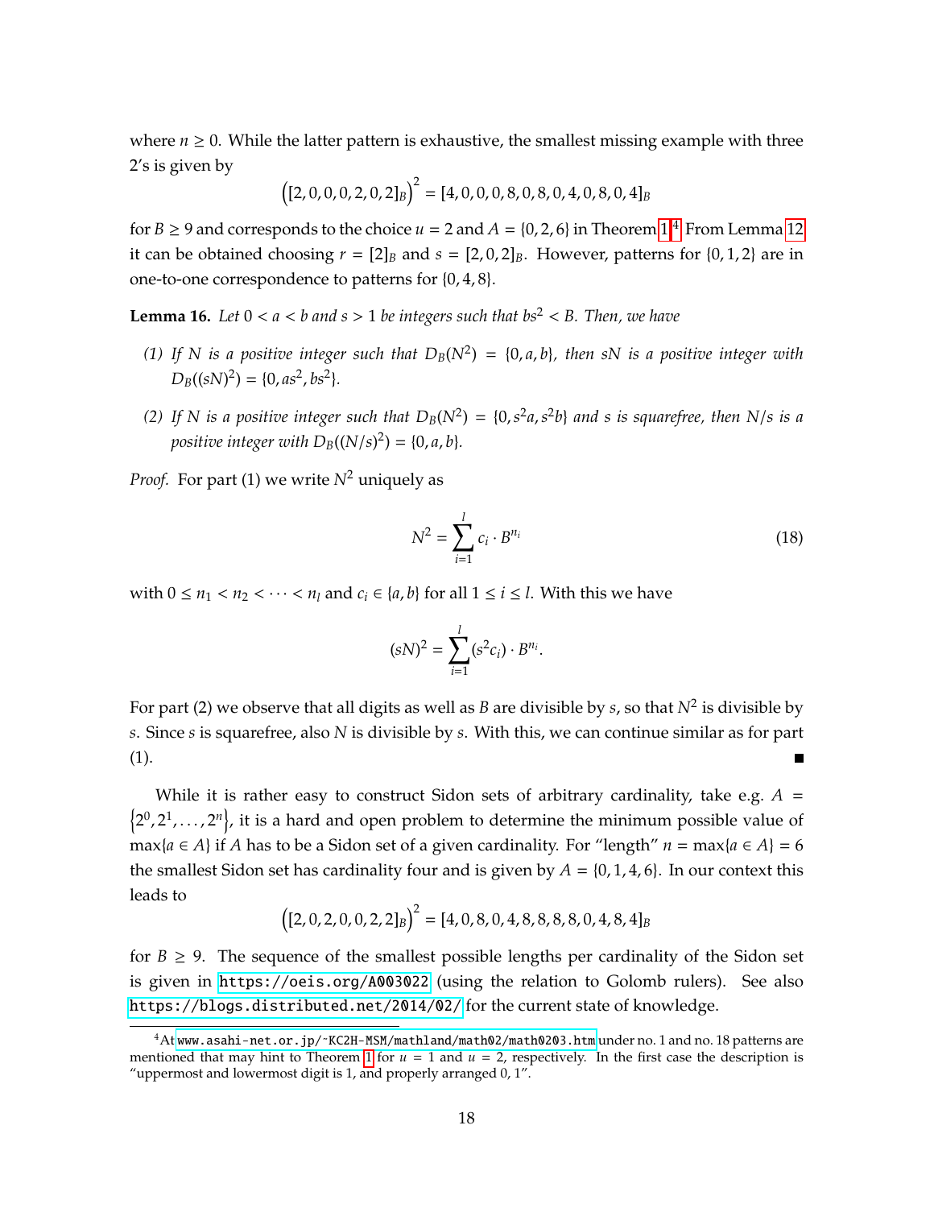where $n \geq 0$. While the latter pattern is exhaustive, the smallest missing example with three 2's is given by

$$\left([2,0,0,0,2,0,2]_B\right)^2 = [4,0,0,0,8,0,8,0,4,0,8,0,4]_B$$

for $B \geq 9$ and corresponds to the choice $u = 2$ and $A = \{0,2,6\}$ in Theorem 1.[4] From Lemma 12 it can be obtained choosing $r = [2]_B$ and $s = [2,0,2]_B$. However, patterns for $\{0,1,2\}$ are in one-to-one correspondence to patterns for $\{0,4,8\}$.

**Lemma 16.** *Let $0 < a < b$ and $s > 1$ be integers such that $bs^2 < B$. Then, we have*

*(1) If $N$ is a positive integer such that $D_B(N^2) = \{0,a,b\}$, then $sN$ is a positive integer with $D_B((sN)^2) = \{0,as^2,bs^2\}$.*

*(2) If $N$ is a positive integer such that $D_B(N^2) = \{0,s^2a,s^2b\}$ and $s$ is squarefree, then $N/s$ is a positive integer with $D_B((N/s)^2) = \{0,a,b\}$.*

*Proof.* For part (1) we write $N^2$ uniquely as

$$N^2 = \sum_{i=1}^{l} c_i \cdot B^{n_i} \tag{18}$$

with $0 \leq n_1 < n_2 < \cdots < n_l$ and $c_i \in \{a,b\}$ for all $1 \leq i \leq l$. With this we have

$$(sN)^2 = \sum_{i=1}^{l} (s^2 c_i) \cdot B^{n_i}.$$

For part (2) we observe that all digits as well as $B$ are divisible by $s$, so that $N^2$ is divisible by $s$. Since $s$ is squarefree, also $N$ is divisible by $s$. With this, we can continue similar as for part (1). ∎

While it is rather easy to construct Sidon sets of arbitrary cardinality, take e.g. $A = \{2^0, 2^1, \ldots, 2^n\}$, it is a hard and open problem to determine the minimum possible value of $\max\{a \in A\}$ if $A$ has to be a Sidon set of a given cardinality. For "length" $n = \max\{a \in A\} = 6$ the smallest Sidon set has cardinality four and is given by $A = \{0,1,4,6\}$. In our context this leads to

$$\left([2,0,2,0,0,2,2]_B\right)^2 = [4,0,8,0,4,8,8,8,8,0,4,8,4]_B$$

for $B \geq 9$. The sequence of the smallest possible lengths per cardinality of the Sidon set is given in https://oeis.org/A003022 (using the relation to Golomb rulers). See also https://blogs.distributed.net/2014/02/ for the current state of knowledge.

[4] At www.asahi-net.or.jp/~KC2H-MSM/mathland/math02/math0203.htm under no. 1 and no. 18 patterns are mentioned that may hint to Theorem 1 for $u = 1$ and $u = 2$, respectively. In the first case the description is "uppermost and lowermost digit is 1, and properly arranged 0, 1".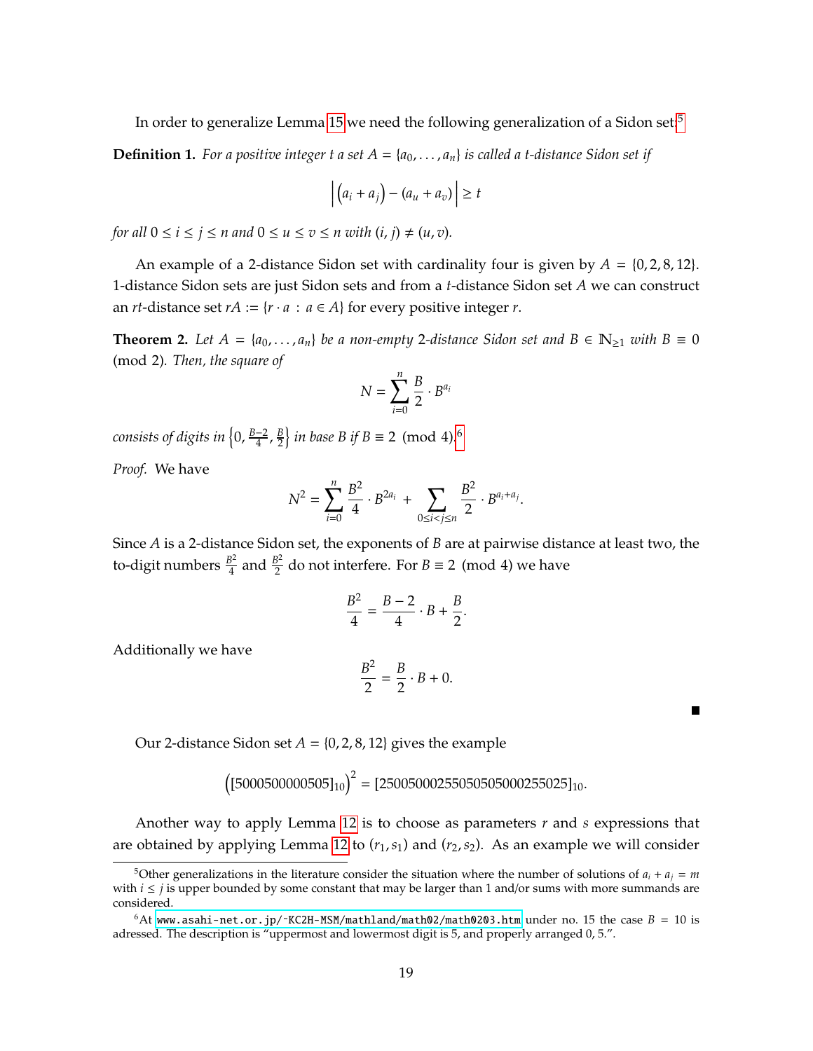In order to generalize Lemma 15 we need the following generalization of a Sidon set:[5]

**Definition 1.** *For a positive integer $t$ a set $A = \{a_0, \ldots, a_n\}$ is called a $t$-distance Sidon set if*

$$\left| \left(a_i + a_j\right) - (a_u + a_v) \right| \geq t$$

*for all $0 \leq i \leq j \leq n$ and $0 \leq u \leq v \leq n$ with $(i, j) \neq (u, v)$.*

An example of a 2-distance Sidon set with cardinality four is given by $A = \{0, 2, 8, 12\}$. 1-distance Sidon sets are just Sidon sets and from a $t$-distance Sidon set $A$ we can construct an $rt$-distance set $rA := \{r \cdot a \,:\, a \in A\}$ for every positive integer $r$.

**Theorem 2.** *Let $A = \{a_0, \ldots, a_n\}$ be a non-empty 2-distance Sidon set and $B \in \mathbb{N}_{\geq 1}$ with $B \equiv 0 \pmod 2$. Then, the square of*

$$N = \sum_{i=0}^{n} \frac{B}{2} \cdot B^{a_i}$$

*consists of digits in $\left\{0, \frac{B-2}{4}, \frac{B}{2}\right\}$ in base $B$ if $B \equiv 2 \pmod 4$.*[6]

*Proof.* We have

$$N^2 = \sum_{i=0}^{n} \frac{B^2}{4} \cdot B^{2a_i} + \sum_{0 \leq i < j \leq n} \frac{B^2}{2} \cdot B^{a_i + a_j}.$$

Since $A$ is a 2-distance Sidon set, the exponents of $B$ are at pairwise distance at least two, the to-digit numbers $\frac{B^2}{4}$ and $\frac{B^2}{2}$ do not interfere. For $B \equiv 2 \pmod 4$ we have

$$\frac{B^2}{4} = \frac{B-2}{4} \cdot B + \frac{B}{2}.$$

Additionally we have

$$\frac{B^2}{2} = \frac{B}{2} \cdot B + 0.$$

∎

Our 2-distance Sidon set $A = \{0, 2, 8, 12\}$ gives the example

$$\left([5000500000505]_{10}\right)^2 = [25005000255050505000255025]_{10}.$$

Another way to apply Lemma 12 is to choose as parameters $r$ and $s$ expressions that are obtained by applying Lemma 12 to $(r_1, s_1)$ and $(r_2, s_2)$. As an example we will consider

---

[5] Other generalizations in the literature consider the situation where the number of solutions of $a_i + a_j = m$ with $i \leq j$ is upper bounded by some constant that may be larger than 1 and/or sums with more summands are considered.

[6] At www.asahi-net.or.jp/~KC2H-MSM/mathland/math02/math0203.htm under no. 15 the case $B = 10$ is adressed. The description is "uppermost and lowermost digit is 5, and properly arranged 0, 5.".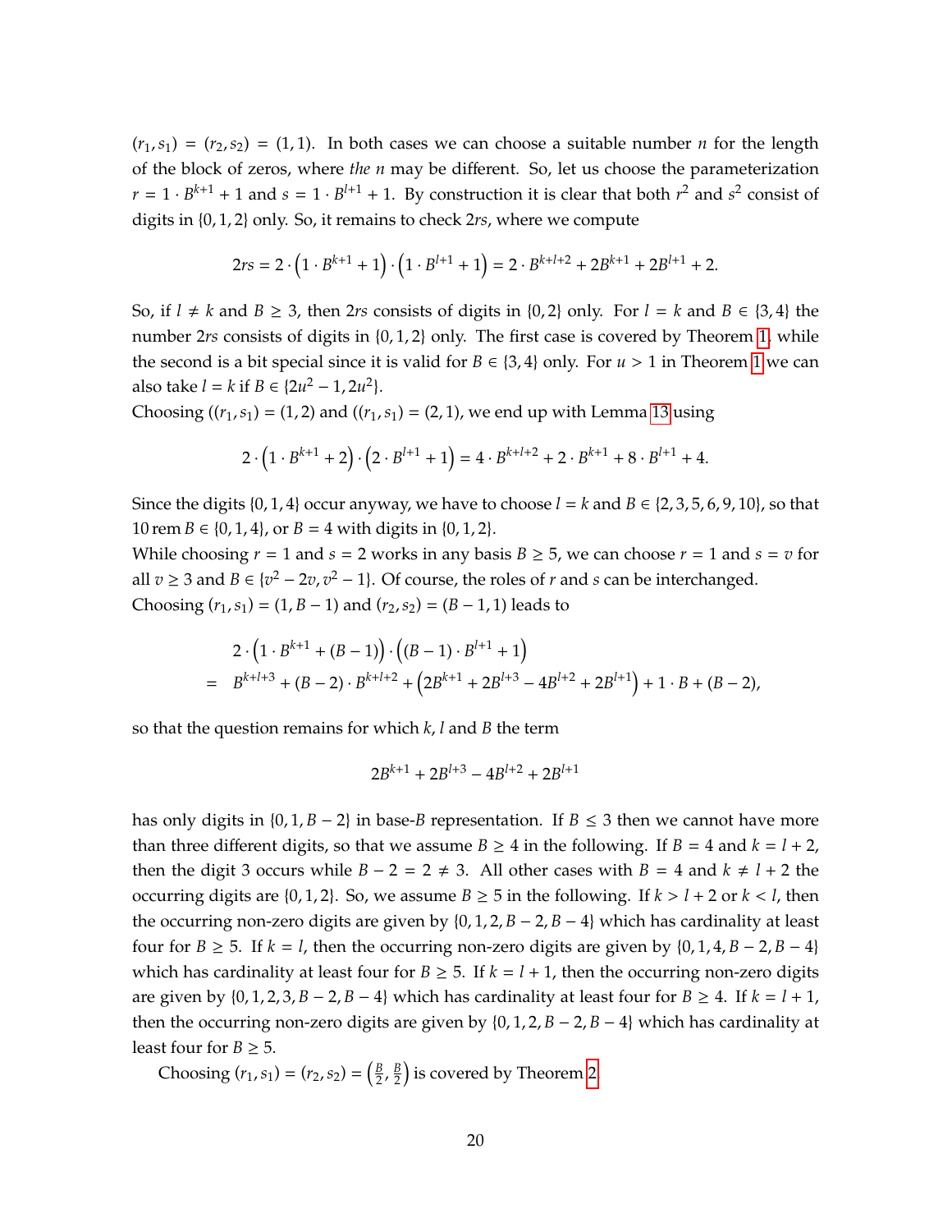$(r_1, s_1) = (r_2, s_2) = (1, 1)$. In both cases we can choose a suitable number $n$ for the length of the block of zeros, where *the* $n$ may be different. So, let us choose the parameterization $r = 1 \cdot B^{k+1} + 1$ and $s = 1 \cdot B^{l+1} + 1$. By construction it is clear that both $r^2$ and $s^2$ consist of digits in $\{0, 1, 2\}$ only. So, it remains to check $2rs$, where we compute

$$2rs = 2 \cdot \left(1 \cdot B^{k+1} + 1\right) \cdot \left(1 \cdot B^{l+1} + 1\right) = 2 \cdot B^{k+l+2} + 2B^{k+1} + 2B^{l+1} + 2.$$

So, if $l \neq k$ and $B \geq 3$, then $2rs$ consists of digits in $\{0, 2\}$ only. For $l = k$ and $B \in \{3, 4\}$ the number $2rs$ consists of digits in $\{0, 1, 2\}$ only. The first case is covered by Theorem 1, while the second is a bit special since it is valid for $B \in \{3, 4\}$ only. For $u > 1$ in Theorem 1 we can also take $l = k$ if $B \in \{2u^2 - 1, 2u^2\}$.

Choosing $((r_1, s_1) = (1, 2)$ and $((r_1, s_1) = (2, 1)$, we end up with Lemma 13 using

$$2 \cdot \left(1 \cdot B^{k+1} + 2\right) \cdot \left(2 \cdot B^{l+1} + 1\right) = 4 \cdot B^{k+l+2} + 2 \cdot B^{k+1} + 8 \cdot B^{l+1} + 4.$$

Since the digits $\{0, 1, 4\}$ occur anyway, we have to choose $l = k$ and $B \in \{2, 3, 5, 6, 9, 10\}$, so that $10 \operatorname{rem} B \in \{0, 1, 4\}$, or $B = 4$ with digits in $\{0, 1, 2\}$.

While choosing $r = 1$ and $s = 2$ works in any basis $B \geq 5$, we can choose $r = 1$ and $s = v$ for all $v \geq 3$ and $B \in \{v^2 - 2v, v^2 - 1\}$. Of course, the roles of $r$ and $s$ can be interchanged.

Choosing $(r_1, s_1) = (1, B - 1)$ and $(r_2, s_2) = (B - 1, 1)$ leads to

$$\begin{aligned}
& 2 \cdot \left(1 \cdot B^{k+1} + (B - 1)\right) \cdot \left((B - 1) \cdot B^{l+1} + 1\right) \\
= \quad & B^{k+l+3} + (B - 2) \cdot B^{k+l+2} + \left(2B^{k+1} + 2B^{l+3} - 4B^{l+2} + 2B^{l+1}\right) + 1 \cdot B + (B - 2),
\end{aligned}$$

so that the question remains for which $k$, $l$ and $B$ the term

$$2B^{k+1} + 2B^{l+3} - 4B^{l+2} + 2B^{l+1}$$

has only digits in $\{0, 1, B - 2\}$ in base-$B$ representation. If $B \leq 3$ then we cannot have more than three different digits, so that we assume $B \geq 4$ in the following. If $B = 4$ and $k = l + 2$, then the digit 3 occurs while $B - 2 = 2 \neq 3$. All other cases with $B = 4$ and $k \neq l + 2$ the occurring digits are $\{0, 1, 2\}$. So, we assume $B \geq 5$ in the following. If $k > l + 2$ or $k < l$, then the occurring non-zero digits are given by $\{0, 1, 2, B - 2, B - 4\}$ which has cardinality at least four for $B \geq 5$. If $k = l$, then the occurring non-zero digits are given by $\{0, 1, 4, B - 2, B - 4\}$ which has cardinality at least four for $B \geq 5$. If $k = l + 1$, then the occurring non-zero digits are given by $\{0, 1, 2, 3, B - 2, B - 4\}$ which has cardinality at least four for $B \geq 4$. If $k = l + 1$, then the occurring non-zero digits are given by $\{0, 1, 2, B - 2, B - 4\}$ which has cardinality at least four for $B \geq 5$.

Choosing $(r_1, s_1) = (r_2, s_2) = \left(\frac{B}{2}, \frac{B}{2}\right)$ is covered by Theorem 2.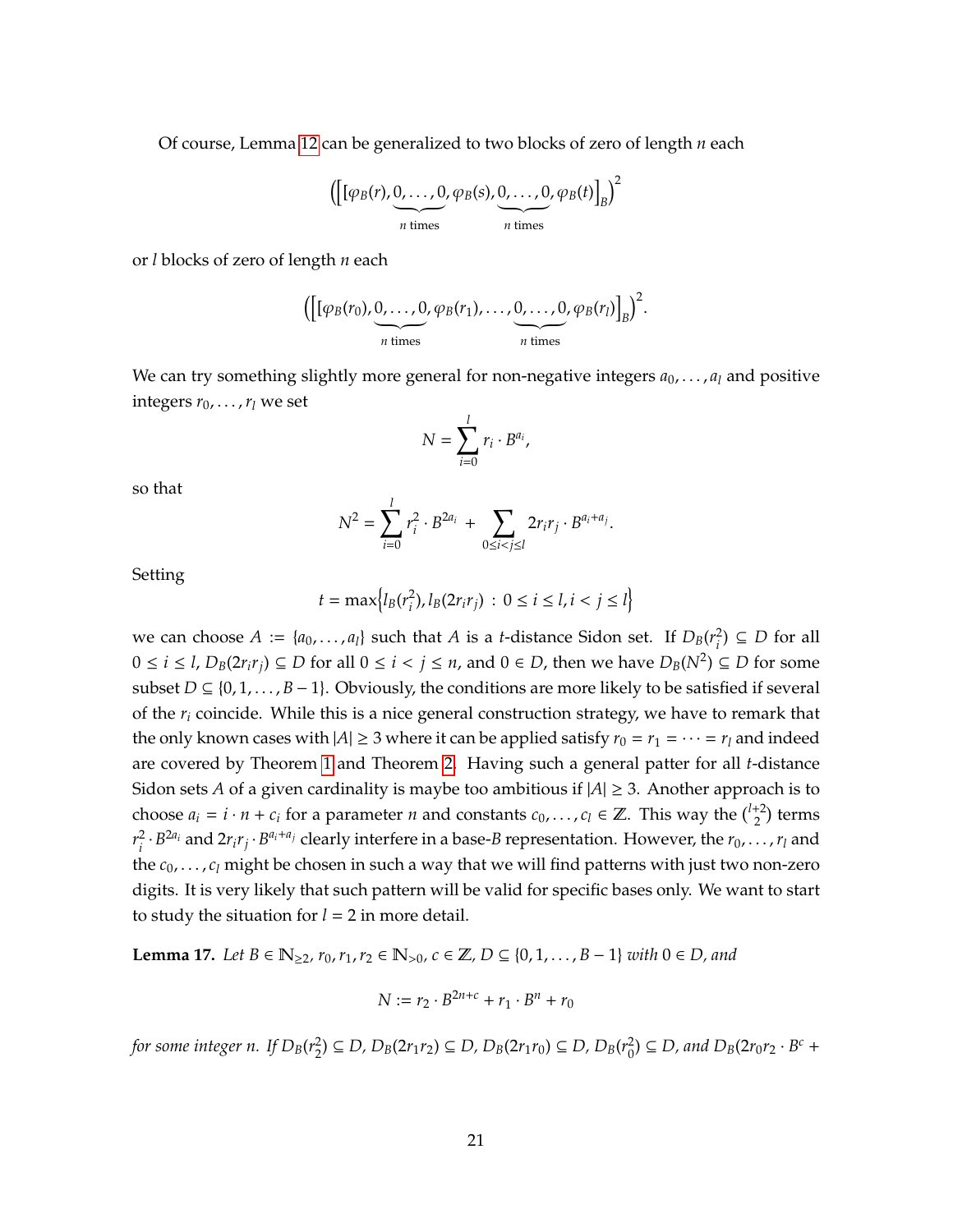Of course, Lemma 12 can be generalized to two blocks of zero of length $n$ each

$$\left(\left[[\varphi_B(r), \underbrace{0, \ldots, 0}_{n \text{ times}}, \varphi_B(s), \underbrace{0, \ldots, 0}_{n \text{ times}}, \varphi_B(t)\right]_B\right)^2$$

or $l$ blocks of zero of length $n$ each

$$\left(\left[[\varphi_B(r_0), \underbrace{0, \ldots, 0}_{n \text{ times}}, \varphi_B(r_1), \ldots, \underbrace{0, \ldots, 0}_{n \text{ times}}, \varphi_B(r_l)\right]_B\right)^2.$$

We can try something slightly more general for non-negative integers $a_0, \ldots, a_l$ and positive integers $r_0, \ldots, r_l$ we set

$$N = \sum_{i=0}^{l} r_i \cdot B^{a_i},$$

so that

$$N^2 = \sum_{i=0}^{l} r_i^2 \cdot B^{2a_i} + \sum_{0 \le i < j \le l} 2r_i r_j \cdot B^{a_i + a_j}.$$

Setting

$$t = \max\left\{l_B(r_i^2), l_B(2r_i r_j) \,:\, 0 \le i \le l, i < j \le l\right\}$$

we can choose $A := \{a_0, \ldots, a_l\}$ such that $A$ is a $t$-distance Sidon set. If $D_B(r_i^2) \subseteq D$ for all $0 \le i \le l$, $D_B(2r_i r_j) \subseteq D$ for all $0 \le i < j \le n$, and $0 \in D$, then we have $D_B(N^2) \subseteq D$ for some subset $D \subseteq \{0, 1, \ldots, B-1\}$. Obviously, the conditions are more likely to be satisfied if several of the $r_i$ coincide. While this is a nice general construction strategy, we have to remark that the only known cases with $|A| \ge 3$ where it can be applied satisfy $r_0 = r_1 = \cdots = r_l$ and indeed are covered by Theorem 1 and Theorem 2. Having such a general patter for all $t$-distance Sidon sets $A$ of a given cardinality is maybe too ambitious if $|A| \ge 3$. Another approach is to choose $a_i = i \cdot n + c_i$ for a parameter $n$ and constants $c_0, \ldots, c_l \in \mathbb{Z}$. This way the $\binom{l+2}{2}$ terms $r_i^2 \cdot B^{2a_i}$ and $2r_i r_j \cdot B^{a_i + a_j}$ clearly interfere in a base-$B$ representation. However, the $r_0, \ldots, r_l$ and the $c_0, \ldots, c_l$ might be chosen in such a way that we will find patterns with just two non-zero digits. It is very likely that such pattern will be valid for specific bases only. We want to start to study the situation for $l = 2$ in more detail.

**Lemma 17.** *Let $B \in \mathbb{N}_{\ge 2}$, $r_0, r_1, r_2 \in \mathbb{N}_{>0}$, $c \in \mathbb{Z}$, $D \subseteq \{0, 1, \ldots, B-1\}$ with $0 \in D$, and*

$$N := r_2 \cdot B^{2n+c} + r_1 \cdot B^n + r_0$$

*for some integer $n$. If $D_B(r_2^2) \subseteq D$, $D_B(2r_1 r_2) \subseteq D$, $D_B(2r_1 r_0) \subseteq D$, $D_B(r_0^2) \subseteq D$, and $D_B(2r_0 r_2 \cdot B^c +$*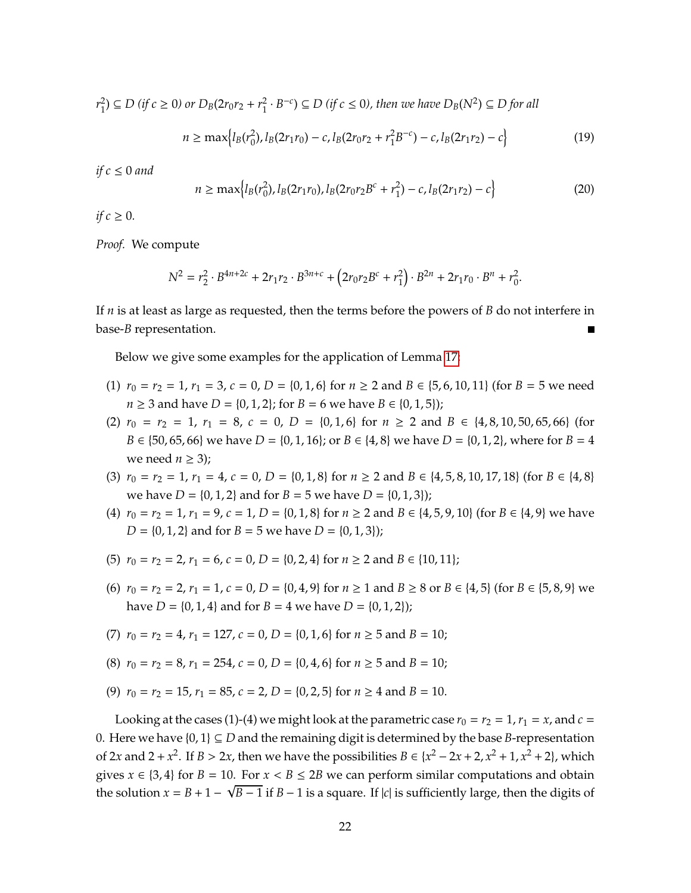$r_1^2) \subseteq D$ (if $c \geq 0$) or $D_B(2r_0r_2 + r_1^2 \cdot B^{-c}) \subseteq D$ (if $c \leq 0$), then we have $D_B(N^2) \subseteq D$ for all

$$n \geq \max\Big\{l_B(r_0^2), l_B(2r_1r_0) - c, l_B(2r_0r_2 + r_1^2B^{-c}) - c, l_B(2r_1r_2) - c\Big\} \tag{19}$$

*if* $c \leq 0$ *and*

$$n \geq \max\Big\{l_B(r_0^2), l_B(2r_1r_0), l_B(2r_0r_2B^c + r_1^2) - c, l_B(2r_1r_2) - c\Big\} \tag{20}$$

*if* $c \geq 0$.

*Proof.* We compute

$$N^2 = r_2^2 \cdot B^{4n+2c} + 2r_1r_2 \cdot B^{3n+c} + \left(2r_0r_2B^c + r_1^2\right) \cdot B^{2n} + 2r_1r_0 \cdot B^n + r_0^2.$$

If $n$ is at least as large as requested, then the terms before the powers of $B$ do not interfere in base-$B$ representation. ∎

Below we give some examples for the application of Lemma 17:

(1) $r_0 = r_2 = 1$, $r_1 = 3$, $c = 0$, $D = \{0, 1, 6\}$ for $n \geq 2$ and $B \in \{5, 6, 10, 11\}$ (for $B = 5$ we need $n \geq 3$ and have $D = \{0, 1, 2\}$; for $B = 6$ we have $B \in \{0, 1, 5\}$);

(2) $r_0 = r_2 = 1$, $r_1 = 8$, $c = 0$, $D = \{0, 1, 6\}$ for $n \geq 2$ and $B \in \{4, 8, 10, 50, 65, 66\}$ (for $B \in \{50, 65, 66\}$ we have $D = \{0, 1, 16\}$; or $B \in \{4, 8\}$ we have $D = \{0, 1, 2\}$, where for $B = 4$ we need $n \geq 3$);

(3) $r_0 = r_2 = 1$, $r_1 = 4$, $c = 0$, $D = \{0, 1, 8\}$ for $n \geq 2$ and $B \in \{4, 5, 8, 10, 17, 18\}$ (for $B \in \{4, 8\}$ we have $D = \{0, 1, 2\}$ and for $B = 5$ we have $D = \{0, 1, 3\}$);

(4) $r_0 = r_2 = 1$, $r_1 = 9$, $c = 1$, $D = \{0, 1, 8\}$ for $n \geq 2$ and $B \in \{4, 5, 9, 10\}$ (for $B \in \{4, 9\}$ we have $D = \{0, 1, 2\}$ and for $B = 5$ we have $D = \{0, 1, 3\}$);

(5) $r_0 = r_2 = 2$, $r_1 = 6$, $c = 0$, $D = \{0, 2, 4\}$ for $n \geq 2$ and $B \in \{10, 11\}$;

(6) $r_0 = r_2 = 2$, $r_1 = 1$, $c = 0$, $D = \{0, 4, 9\}$ for $n \geq 1$ and $B \geq 8$ or $B \in \{4, 5\}$ (for $B \in \{5, 8, 9\}$ we have $D = \{0, 1, 4\}$ and for $B = 4$ we have $D = \{0, 1, 2\}$);

(7) $r_0 = r_2 = 4$, $r_1 = 127$, $c = 0$, $D = \{0, 1, 6\}$ for $n \geq 5$ and $B = 10$;

(8) $r_0 = r_2 = 8$, $r_1 = 254$, $c = 0$, $D = \{0, 4, 6\}$ for $n \geq 5$ and $B = 10$;

(9) $r_0 = r_2 = 15$, $r_1 = 85$, $c = 2$, $D = \{0, 2, 5\}$ for $n \geq 4$ and $B = 10$.

Looking at the cases (1)-(4) we might look at the parametric case $r_0 = r_2 = 1$, $r_1 = x$, and $c = 0$. Here we have $\{0, 1\} \subseteq D$ and the remaining digit is determined by the base $B$-representation of $2x$ and $2 + x^2$. If $B > 2x$, then we have the possibilities $B \in \{x^2 - 2x + 2, x^2 + 1, x^2 + 2\}$, which gives $x \in \{3, 4\}$ for $B = 10$. For $x < B \leq 2B$ we can perform similar computations and obtain the solution $x = B + 1 - \sqrt{B - 1}$ if $B - 1$ is a square. If $|c|$ is sufficiently large, then the digits of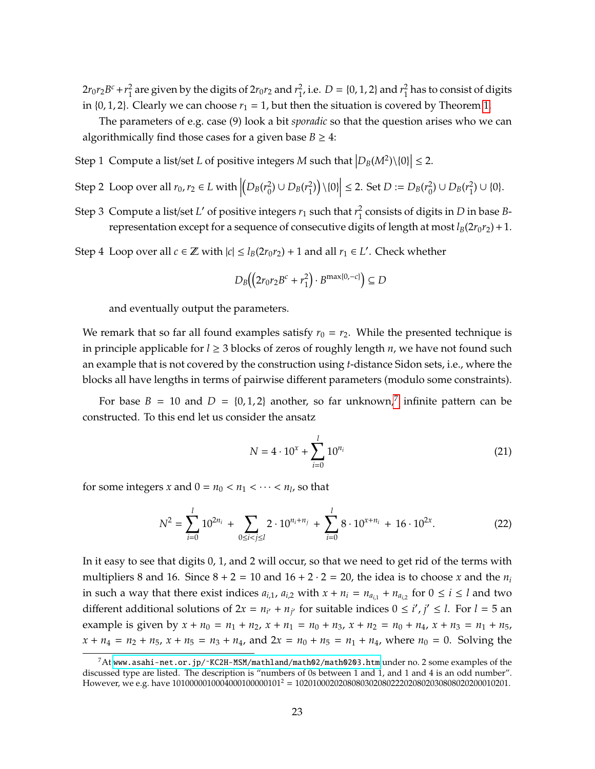$2r_0r_2B^c + r_1^2$ are given by the digits of $2r_0r_2$ and $r_1^2$, i.e. $D = \{0, 1, 2\}$ and $r_1^2$ has to consist of digits in $\{0, 1, 2\}$. Clearly we can choose $r_1 = 1$, but then the situation is covered by Theorem 1.

The parameters of e.g. case (9) look a bit *sporadic* so that the question arises who we can algorithmically find those cases for a given base $B \geq 4$:

Step 1 Compute a list/set $L$ of positive integers $M$ such that $\left|D_B(M^2)\backslash\{0\}\right| \leq 2$.

Step 2 Loop over all $r_0, r_2 \in L$ with $\left|\left(D_B(r_0^2) \cup D_B(r_1^2)\right)\backslash\{0\}\right| \leq 2$. Set $D := D_B(r_0^2) \cup D_B(r_1^2) \cup \{0\}$.

Step 3 Compute a list/set $L'$ of positive integers $r_1$ such that $r_1^2$ consists of digits in $D$ in base $B$-representation except for a sequence of consecutive digits of length at most $l_B(2r_0r_2) + 1$.

Step 4 Loop over all $c \in \mathbb{Z}$ with $|c| \leq l_B(2r_0r_2) + 1$ and all $r_1 \in L'$. Check whether

$$D_B\Big(\left(2r_0r_2B^c + r_1^2\right) \cdot B^{\max\{0,-c\}}\Big) \subseteq D$$

and eventually output the parameters.

We remark that so far all found examples satisfy $r_0 = r_2$. While the presented technique is in principle applicable for $l \geq 3$ blocks of zeros of roughly length $n$, we have not found such an example that is not covered by the construction using $t$-distance Sidon sets, i.e., where the blocks all have lengths in terms of pairwise different parameters (modulo some constraints).

For base $B = 10$ and $D = \{0, 1, 2\}$ another, so far unknown,[7] infinite pattern can be constructed. To this end let us consider the ansatz

$$N = 4 \cdot 10^x + \sum_{i=0}^{l} 10^{n_i} \tag{21}$$

for some integers $x$ and $0 = n_0 < n_1 < \cdots < n_l$, so that

$$N^2 = \sum_{i=0}^{l} 10^{2n_i} + \sum_{0 \leq i < j \leq l} 2 \cdot 10^{n_i + n_j} + \sum_{i=0}^{l} 8 \cdot 10^{x + n_i} + 16 \cdot 10^{2x}. \tag{22}$$

In it easy to see that digits 0, 1, and 2 will occur, so that we need to get rid of the terms with multipliers 8 and 16. Since $8 + 2 = 10$ and $16 + 2 \cdot 2 = 20$, the idea is to choose $x$ and the $n_i$ in such a way that there exist indices $a_{i,1}$, $a_{i,2}$ with $x + n_i = n_{a_{i,1}} + n_{a_{i,2}}$ for $0 \leq i \leq l$ and two different additional solutions of $2x = n_{i'} + n_{j'}$ for suitable indices $0 \leq i', j' \leq l$. For $l = 5$ an example is given by $x + n_0 = n_1 + n_2$, $x + n_1 = n_0 + n_3$, $x + n_2 = n_0 + n_4$, $x + n_3 = n_1 + n_5$, $x + n_4 = n_2 + n_5$, $x + n_5 = n_3 + n_4$, and $2x = n_0 + n_5 = n_1 + n_4$, where $n_0 = 0$. Solving the

[7] At www.asahi-net.or.jp/~KC2H-MSM/mathland/math02/math0203.htm under no. 2 some examples of the discussed type are listed. The description is "numbers of 0s between 1 and 1, and 1 and 4 is an odd number". However, we e.g. have $1010000010004000100000101^2 = 1020100020208080302080222020802030808020200010201$.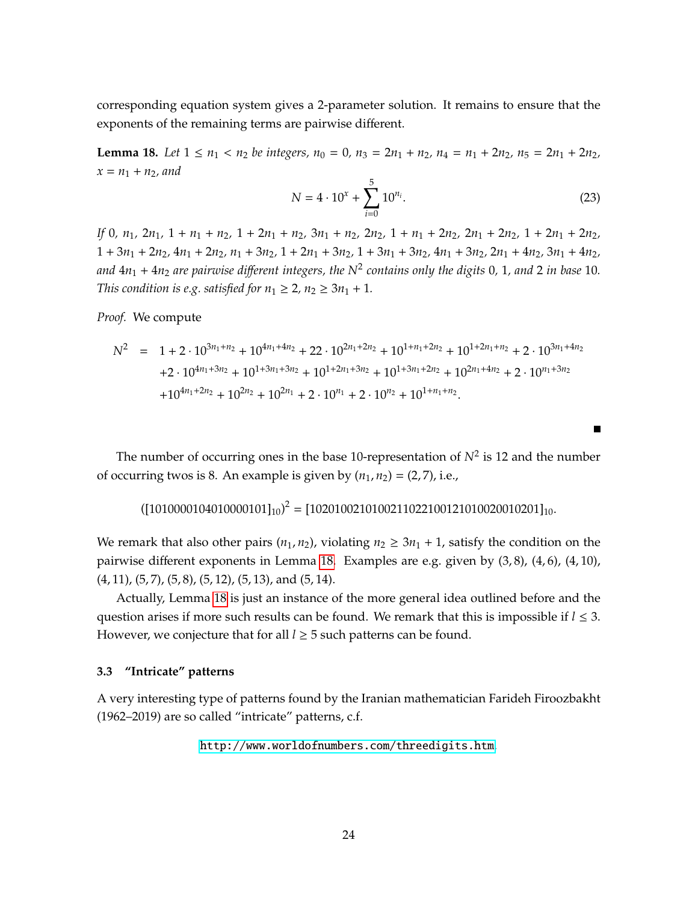corresponding equation system gives a 2-parameter solution. It remains to ensure that the exponents of the remaining terms are pairwise different.

**Lemma 18.** *Let $1 \le n_1 < n_2$ be integers, $n_0 = 0$, $n_3 = 2n_1 + n_2$, $n_4 = n_1 + 2n_2$, $n_5 = 2n_1 + 2n_2$, $x = n_1 + n_2$, and*

$$N = 4 \cdot 10^x + \sum_{i=0}^{5} 10^{n_i}. \tag{23}$$

*If $0$, $n_1$, $2n_1$, $1 + n_1 + n_2$, $1 + 2n_1 + n_2$, $3n_1 + n_2$, $2n_2$, $1 + n_1 + 2n_2$, $2n_1 + 2n_2$, $1 + 2n_1 + 2n_2$, $1 + 3n_1 + 2n_2$, $4n_1 + 2n_2$, $n_1 + 3n_2$, $1 + 2n_1 + 3n_2$, $1 + 3n_1 + 3n_2$, $4n_1 + 3n_2$, $2n_1 + 4n_2$, $3n_1 + 4n_2$, and $4n_1 + 4n_2$ are pairwise different integers, the $N^2$ contains only the digits $0$, $1$, and $2$ in base $10$. This condition is e.g. satisfied for $n_1 \ge 2$, $n_2 \ge 3n_1 + 1$.*

*Proof.* We compute

$$\begin{aligned} N^2 \;=\; & 1 + 2 \cdot 10^{3n_1+n_2} + 10^{4n_1+4n_2} + 22 \cdot 10^{2n_1+2n_2} + 10^{1+n_1+2n_2} + 10^{1+2n_1+n_2} + 2 \cdot 10^{3n_1+4n_2} \\ & + 2 \cdot 10^{4n_1+3n_2} + 10^{1+3n_1+3n_2} + 10^{1+2n_1+3n_2} + 10^{1+3n_1+2n_2} + 10^{2n_1+4n_2} + 2 \cdot 10^{n_1+3n_2} \\ & + 10^{4n_1+2n_2} + 10^{2n_2} + 10^{2n_1} + 2 \cdot 10^{n_1} + 2 \cdot 10^{n_2} + 10^{1+n_1+n_2}. \end{aligned}$$

∎

The number of occurring ones in the base 10-representation of $N^2$ is 12 and the number of occurring twos is 8. An example is given by $(n_1, n_2) = (2, 7)$, i.e.,

$$([1010000104010000101]_{10})^2 = [102010021010021102210012101002001020 1]_{10}.$$

We remark that also other pairs $(n_1, n_2)$, violating $n_2 \ge 3n_1 + 1$, satisfy the condition on the pairwise different exponents in Lemma 18. Examples are e.g. given by $(3, 8)$, $(4, 6)$, $(4, 10)$, $(4, 11)$, $(5, 7)$, $(5, 8)$, $(5, 12)$, $(5, 13)$, and $(5, 14)$.

Actually, Lemma 18 is just an instance of the more general idea outlined before and the question arises if more such results can be found. We remark that this is impossible if $l \le 3$. However, we conjecture that for all $l \ge 5$ such patterns can be found.

### 3.3 "Intricate" patterns

A very interesting type of patterns found by the Iranian mathematician Farideh Firoozbakht (1962–2019) are so called "intricate" patterns, c.f.

http://www.worldofnumbers.com/threedigits.htm.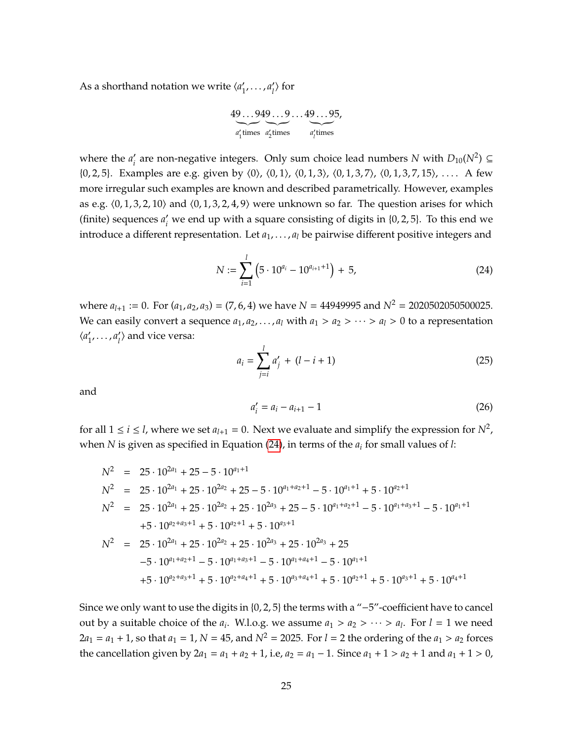As a shorthand notation we write $\langle a_1', \dots, a_l' \rangle$ for

$$\underbrace{49\dots9}_{a_1' \text{times}}\underbrace{49\dots9}_{a_2' \text{times}}\dots\underbrace{49\dots9}_{a_l' \text{times}}5,$$

where the $a_i'$ are non-negative integers. Only sum choice lead numbers $N$ with $D_{10}(N^2) \subseteq \{0, 2, 5\}$. Examples are e.g. given by $\langle 0 \rangle$, $\langle 0, 1 \rangle$, $\langle 0, 1, 3 \rangle$, $\langle 0, 1, 3, 7 \rangle$, $\langle 0, 1, 3, 7, 15 \rangle$, $\dots$. A few more irregular such examples are known and described parametrically. However, examples as e.g. $\langle 0, 1, 3, 2, 10 \rangle$ and $\langle 0, 1, 3, 2, 4, 9 \rangle$ were unknown so far. The question arises for which (finite) sequences $a_i'$ we end up with a square consisting of digits in $\{0, 2, 5\}$. To this end we introduce a different representation. Let $a_1, \dots, a_l$ be pairwise different positive integers and

$$N := \sum_{i=1}^{l} \left( 5 \cdot 10^{a_i} - 10^{a_{i+1}+1} \right) + 5, \tag{24}$$

where $a_{l+1} := 0$. For $(a_1, a_2, a_3) = (7, 6, 4)$ we have $N = 44949995$ and $N^2 = 2020502050500025$. We can easily convert a sequence $a_1, a_2, \dots, a_l$ with $a_1 > a_2 > \dots > a_l > 0$ to a representation $\langle a_1', \dots, a_l' \rangle$ and vice versa:

$$a_i = \sum_{j=i}^{l} a_j' + (l - i + 1) \tag{25}$$

and

$$a_i' = a_i - a_{i+1} - 1 \tag{26}$$

for all $1 \le i \le l$, where we set $a_{l+1} = 0$. Next we evaluate and simplify the expression for $N^2$, when $N$ is given as specified in Equation (24), in terms of the $a_i$ for small values of $l$:

$$
\begin{aligned}
N^2 &= 25 \cdot 10^{2a_1} + 25 - 5 \cdot 10^{a_1+1} \\
N^2 &= 25 \cdot 10^{2a_1} + 25 \cdot 10^{2a_2} + 25 - 5 \cdot 10^{a_1+a_2+1} - 5 \cdot 10^{a_1+1} + 5 \cdot 10^{a_2+1} \\
N^2 &= 25 \cdot 10^{2a_1} + 25 \cdot 10^{2a_2} + 25 \cdot 10^{2a_3} + 25 - 5 \cdot 10^{a_1+a_2+1} - 5 \cdot 10^{a_1+a_3+1} - 5 \cdot 10^{a_1+1} \\
&\quad + 5 \cdot 10^{a_2+a_3+1} + 5 \cdot 10^{a_2+1} + 5 \cdot 10^{a_3+1} \\
N^2 &= 25 \cdot 10^{2a_1} + 25 \cdot 10^{2a_2} + 25 \cdot 10^{2a_3} + 25 \cdot 10^{2a_3} + 25 \\
&\quad - 5 \cdot 10^{a_1+a_2+1} - 5 \cdot 10^{a_1+a_3+1} - 5 \cdot 10^{a_1+a_4+1} - 5 \cdot 10^{a_1+1} \\
&\quad + 5 \cdot 10^{a_2+a_3+1} + 5 \cdot 10^{a_2+a_4+1} + 5 \cdot 10^{a_3+a_4+1} + 5 \cdot 10^{a_2+1} + 5 \cdot 10^{a_3+1} + 5 \cdot 10^{a_4+1}
\end{aligned}
$$

Since we only want to use the digits in $\{0, 2, 5\}$ the terms with a "$-5$"-coefficient have to cancel out by a suitable choice of the $a_i$. W.l.o.g. we assume $a_1 > a_2 > \dots > a_l$. For $l = 1$ we need $2a_1 = a_1 + 1$, so that $a_1 = 1$, $N = 45$, and $N^2 = 2025$. For $l = 2$ the ordering of the $a_1 > a_2$ forces the cancellation given by $2a_1 = a_1 + a_2 + 1$, i.e, $a_2 = a_1 - 1$. Since $a_1 + 1 > a_2 + 1$ and $a_1 + 1 > 0$,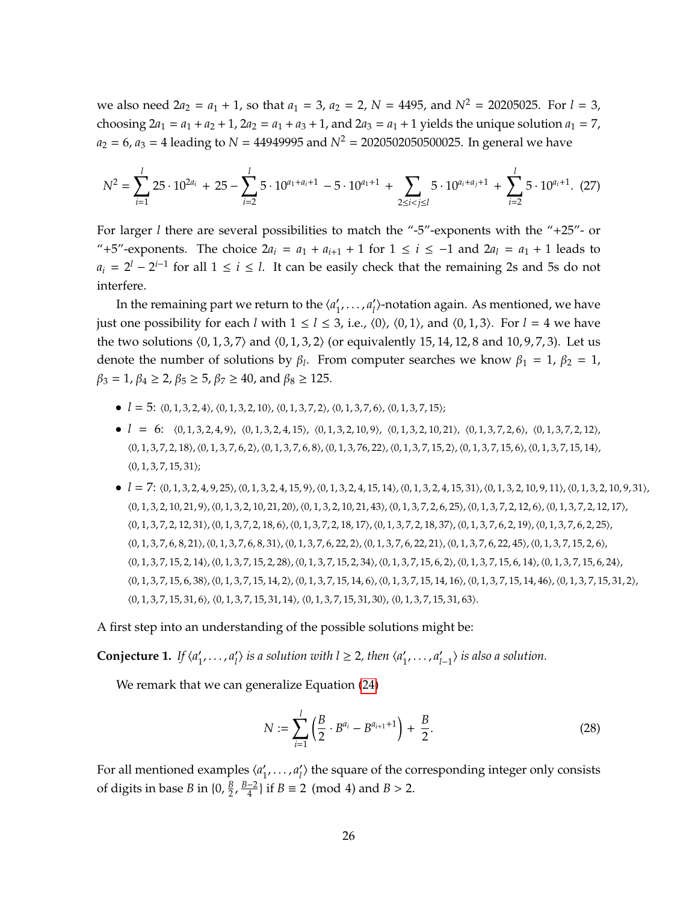we also need $2a_2 = a_1 + 1$, so that $a_1 = 3$, $a_2 = 2$, $N = 4495$, and $N^2 = 20205025$. For $l = 3$, choosing $2a_1 = a_1 + a_2 + 1$, $2a_2 = a_1 + a_3 + 1$, and $2a_3 = a_1 + 1$ yields the unique solution $a_1 = 7$, $a_2 = 6$, $a_3 = 4$ leading to $N = 44949995$ and $N^2 = 2020502050500025$. In general we have

$$N^2 = \sum_{i=1}^{l} 25 \cdot 10^{2a_i} + 25 - \sum_{i=2}^{l} 5 \cdot 10^{a_1+a_i+1} - 5 \cdot 10^{a_1+1} + \sum_{2\le i<j\le l} 5 \cdot 10^{a_i+a_j+1} + \sum_{i=2}^{l} 5 \cdot 10^{a_i+1}. \quad (27)$$

For larger $l$ there are several possibilities to match the "-5"-exponents with the "+25"- or "+5"-exponents. The choice $2a_i = a_1 + a_{i+1} + 1$ for $1 \le i \le -1$ and $2a_l = a_1 + 1$ leads to $a_i = 2^l - 2^{i-1}$ for all $1 \le i \le l$. It can be easily check that the remaining 2s and 5s do not interfere.

In the remaining part we return to the $\langle a'_1, \ldots, a'_l \rangle$-notation again. As mentioned, we have just one possibility for each $l$ with $1 \le l \le 3$, i.e., $\langle 0 \rangle$, $\langle 0, 1 \rangle$, and $\langle 0, 1, 3 \rangle$. For $l = 4$ we have the two solutions $\langle 0, 1, 3, 7 \rangle$ and $\langle 0, 1, 3, 2 \rangle$ (or equivalently $15, 14, 12, 8$ and $10, 9, 7, 3$). Let us denote the number of solutions by $\beta_l$. From computer searches we know $\beta_1 = 1$, $\beta_2 = 1$, $\beta_3 = 1$, $\beta_4 \ge 2$, $\beta_5 \ge 5$, $\beta_7 \ge 40$, and $\beta_8 \ge 125$.

- $l = 5$: $\langle 0,1,3,2,4\rangle$, $\langle 0,1,3,2,10\rangle$, $\langle 0,1,3,7,2\rangle$, $\langle 0,1,3,7,6\rangle$, $\langle 0,1,3,7,15\rangle$;
- $l = 6$: $\langle 0,1,3,2,4,9\rangle$, $\langle 0,1,3,2,4,15\rangle$, $\langle 0,1,3,2,10,9\rangle$, $\langle 0,1,3,2,10,21\rangle$, $\langle 0,1,3,7,2,6\rangle$, $\langle 0,1,3,7,2,12\rangle$, $\langle 0,1,3,7,2,18\rangle$, $\langle 0,1,3,7,6,2\rangle$, $\langle 0,1,3,7,6,8\rangle$, $\langle 0,1,3,76,22\rangle$, $\langle 0,1,3,7,15,2\rangle$, $\langle 0,1,3,7,15,6\rangle$, $\langle 0,1,3,7,15,14\rangle$, $\langle 0,1,3,7,15,31\rangle$;
- $l = 7$: $\langle 0,1,3,2,4,9,25\rangle$, $\langle 0,1,3,2,4,15,9\rangle$, $\langle 0,1,3,2,4,15,14\rangle$, $\langle 0,1,3,2,4,15,31\rangle$, $\langle 0,1,3,2,10,9,11\rangle$, $\langle 0,1,3,2,10,9,31\rangle$, $\langle 0,1,3,2,10,21,9\rangle$, $\langle 0,1,3,2,10,21,20\rangle$, $\langle 0,1,3,2,10,21,43\rangle$, $\langle 0,1,3,7,2,6,25\rangle$, $\langle 0,1,3,7,2,12,6\rangle$, $\langle 0,1,3,7,2,12,17\rangle$, $\langle 0,1,3,7,2,12,31\rangle$, $\langle 0,1,3,7,2,18,6\rangle$, $\langle 0,1,3,7,2,18,17\rangle$, $\langle 0,1,3,7,2,18,37\rangle$, $\langle 0,1,3,7,6,2,19\rangle$, $\langle 0,1,3,7,6,2,25\rangle$, $\langle 0,1,3,7,6,8,21\rangle$, $\langle 0,1,3,7,6,8,31\rangle$, $\langle 0,1,3,7,6,22,2\rangle$, $\langle 0,1,3,7,6,22,21\rangle$, $\langle 0,1,3,7,6,22,45\rangle$, $\langle 0,1,3,7,15,2,6\rangle$, $\langle 0,1,3,7,15,2,14\rangle$, $\langle 0,1,3,7,15,2,28\rangle$, $\langle 0,1,3,7,15,2,34\rangle$, $\langle 0,1,3,7,15,6,2\rangle$, $\langle 0,1,3,7,15,6,14\rangle$, $\langle 0,1,3,7,15,6,24\rangle$, $\langle 0,1,3,7,15,6,38\rangle$, $\langle 0,1,3,7,15,14,2\rangle$, $\langle 0,1,3,7,15,14,6\rangle$, $\langle 0,1,3,7,15,14,16\rangle$, $\langle 0,1,3,7,15,14,46\rangle$, $\langle 0,1,3,7,15,31,2\rangle$, $\langle 0,1,3,7,15,31,6\rangle$, $\langle 0,1,3,7,15,31,14\rangle$, $\langle 0,1,3,7,15,31,30\rangle$, $\langle 0,1,3,7,15,31,63\rangle$.

A first step into an understanding of the possible solutions might be:

**Conjecture 1.** *If $\langle a'_1, \ldots, a'_l \rangle$ is a solution with $l \ge 2$, then $\langle a'_1, \ldots, a'_{l-1} \rangle$ is also a solution.*

We remark that we can generalize Equation (24)

$$N := \sum_{i=1}^{l} \left( \frac{B}{2} \cdot B^{a_i} - B^{a_{i+1}+1} \right) + \frac{B}{2}. \quad (28)$$

For all mentioned examples $\langle a'_1, \ldots, a'_l \rangle$ the square of the corresponding integer only consists of digits in base $B$ in $\{0, \frac{B}{2}, \frac{B-2}{4}\}$ if $B \equiv 2 \pmod 4$ and $B > 2$.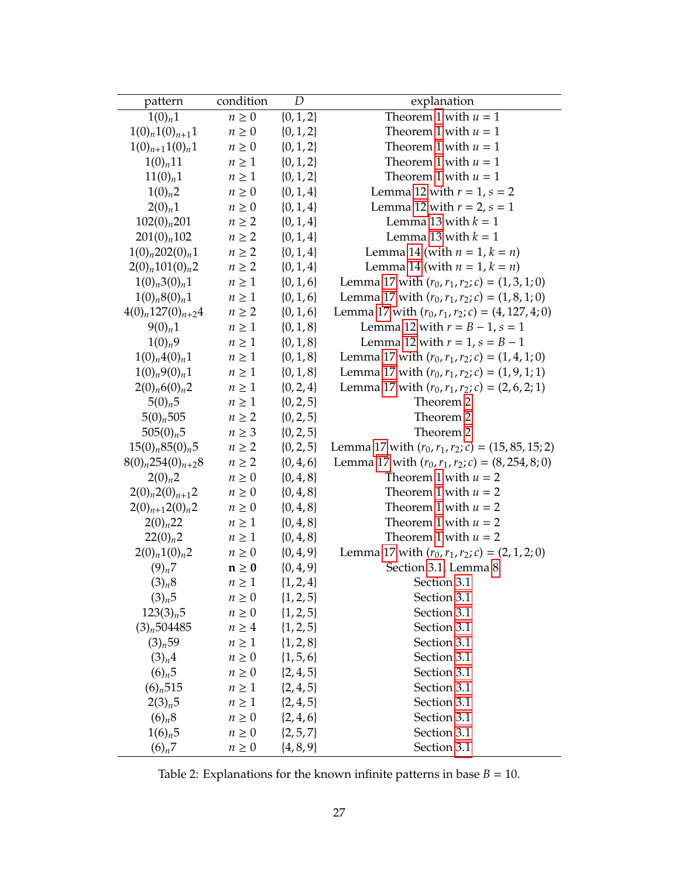| pattern | condition | $D$ | explanation |
|---|---|---|---|
| $1(0)_n1$ | $n \geq 0$ | $\{0,1,2\}$ | Theorem 1 with $u = 1$ |
| $1(0)_n1(0)_{n+1}1$ | $n \geq 0$ | $\{0,1,2\}$ | Theorem 1 with $u = 1$ |
| $1(0)_{n+1}1(0)_n1$ | $n \geq 0$ | $\{0,1,2\}$ | Theorem 1 with $u = 1$ |
| $1(0)_n11$ | $n \geq 1$ | $\{0,1,2\}$ | Theorem 1 with $u = 1$ |
| $11(0)_n1$ | $n \geq 1$ | $\{0,1,2\}$ | Theorem 1 with $u = 1$ |
| $1(0)_n2$ | $n \geq 0$ | $\{0,1,4\}$ | Lemma 12 with $r = 1, s = 2$ |
| $2(0)_n1$ | $n \geq 0$ | $\{0,1,4\}$ | Lemma 12 with $r = 2, s = 1$ |
| $102(0)_n201$ | $n \geq 2$ | $\{0,1,4\}$ | Lemma 13 with $k = 1$ |
| $201(0)_n102$ | $n \geq 2$ | $\{0,1,4\}$ | Lemma 13 with $k = 1$ |
| $1(0)_n202(0)_n1$ | $n \geq 2$ | $\{0,1,4\}$ | Lemma 14 (with $n = 1, k = n$) |
| $2(0)_n101(0)_n2$ | $n \geq 2$ | $\{0,1,4\}$ | Lemma 14 (with $n = 1, k = n$) |
| $1(0)_n3(0)_n1$ | $n \geq 1$ | $\{0,1,6\}$ | Lemma 17 with $(r_0, r_1, r_2; c) = (1, 3, 1; 0)$ |
| $1(0)_n8(0)_n1$ | $n \geq 1$ | $\{0,1,6\}$ | Lemma 17 with $(r_0, r_1, r_2; c) = (1, 8, 1; 0)$ |
| $4(0)_n127(0)_{n+2}4$ | $n \geq 2$ | $\{0,1,6\}$ | Lemma 17 with $(r_0, r_1, r_2; c) = (4, 127, 4; 0)$ |
| $9(0)_n1$ | $n \geq 1$ | $\{0,1,8\}$ | Lemma 12 with $r = B - 1, s = 1$ |
| $1(0)_n9$ | $n \geq 1$ | $\{0,1,8\}$ | Lemma 12 with $r = 1, s = B - 1$ |
| $1(0)_n4(0)_n1$ | $n \geq 1$ | $\{0,1,8\}$ | Lemma 17 with $(r_0, r_1, r_2; c) = (1, 4, 1; 0)$ |
| $1(0)_n9(0)_n1$ | $n \geq 1$ | $\{0,1,8\}$ | Lemma 17 with $(r_0, r_1, r_2; c) = (1, 9, 1; 1)$ |
| $2(0)_n6(0)_n2$ | $n \geq 1$ | $\{0,2,4\}$ | Lemma 17 with $(r_0, r_1, r_2; c) = (2, 6, 2; 1)$ |
| $5(0)_n5$ | $n \geq 1$ | $\{0,2,5\}$ | Theorem 2 |
| $5(0)_n505$ | $n \geq 2$ | $\{0,2,5\}$ | Theorem 2 |
| $505(0)_n5$ | $n \geq 3$ | $\{0,2,5\}$ | Theorem 2 |
| $15(0)_n85(0)_n5$ | $n \geq 2$ | $\{0,2,5\}$ | Lemma 17 with $(r_0, r_1, r_2; c) = (15, 85, 15; 2)$ |
| $8(0)_n254(0)_{n+2}8$ | $n \geq 2$ | $\{0,4,6\}$ | Lemma 17 with $(r_0, r_1, r_2; c) = (8, 254, 8; 0)$ |
| $2(0)_n2$ | $n \geq 0$ | $\{0,4,8\}$ | Theorem 1 with $u = 2$ |
| $2(0)_n2(0)_{n+1}2$ | $n \geq 0$ | $\{0,4,8\}$ | Theorem 1 with $u = 2$ |
| $2(0)_{n+1}2(0)_n2$ | $n \geq 0$ | $\{0,4,8\}$ | Theorem 1 with $u = 2$ |
| $2(0)_n22$ | $n \geq 1$ | $\{0,4,8\}$ | Theorem 1 with $u = 2$ |
| $22(0)_n2$ | $n \geq 1$ | $\{0,4,8\}$ | Theorem 1 with $u = 2$ |
| $2(0)_n1(0)_n2$ | $n \geq 0$ | $\{0,4,9\}$ | Lemma 17 with $(r_0, r_1, r_2; c) = (2, 1, 2; 0)$ |
| $(9)_n7$ | $\mathbf{n \geq 0}$ | $\{0,4,9\}$ | Section 3.1, Lemma 8 |
| $(3)_n8$ | $n \geq 1$ | $\{1,2,4\}$ | Section 3.1 |
| $(3)_n5$ | $n \geq 0$ | $\{1,2,5\}$ | Section 3.1 |
| $123(3)_n5$ | $n \geq 0$ | $\{1,2,5\}$ | Section 3.1 |
| $(3)_n504485$ | $n \geq 4$ | $\{1,2,5\}$ | Section 3.1 |
| $(3)_n59$ | $n \geq 1$ | $\{1,2,8\}$ | Section 3.1 |
| $(3)_n4$ | $n \geq 0$ | $\{1,5,6\}$ | Section 3.1 |
| $(6)_n5$ | $n \geq 0$ | $\{2,4,5\}$ | Section 3.1 |
| $(6)_n515$ | $n \geq 1$ | $\{2,4,5\}$ | Section 3.1 |
| $2(3)_n5$ | $n \geq 1$ | $\{2,4,5\}$ | Section 3.1 |
| $(6)_n8$ | $n \geq 0$ | $\{2,4,6\}$ | Section 3.1 |
| $1(6)_n5$ | $n \geq 0$ | $\{2,5,7\}$ | Section 3.1 |
| $(6)_n7$ | $n \geq 0$ | $\{4,8,9\}$ | Section 3.1 |

Table 2: Explanations for the known infinite patterns in base $B = 10$.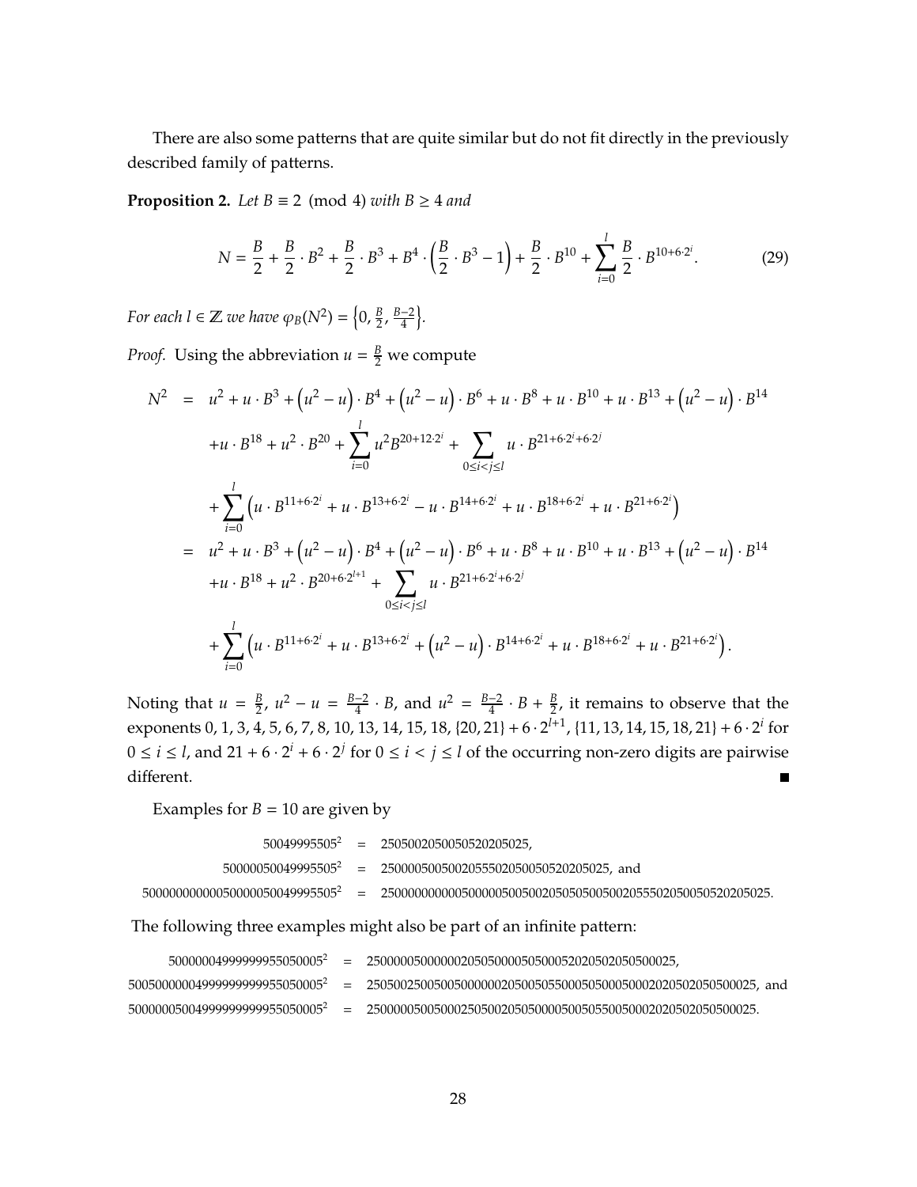There are also some patterns that are quite similar but do not fit directly in the previously described family of patterns.

**Proposition 2.** *Let $B \equiv 2 \pmod 4$ with $B \geq 4$ and*

$$N = \frac{B}{2} + \frac{B}{2} \cdot B^2 + \frac{B}{2} \cdot B^3 + B^4 \cdot \left( \frac{B}{2} \cdot B^3 - 1 \right) + \frac{B}{2} \cdot B^{10} + \sum_{i=0}^{l} \frac{B}{2} \cdot B^{10+6\cdot 2^i}. \tag{29}$$

*For each $l \in \mathbb{Z}$ we have $\varphi_B(N^2) = \left\{0, \frac{B}{2}, \frac{B-2}{4}\right\}$.*

*Proof.* Using the abbreviation $u = \frac{B}{2}$ we compute

$$\begin{aligned}
N^2 &= u^2 + u \cdot B^3 + \left(u^2 - u\right) \cdot B^4 + \left(u^2 - u\right) \cdot B^6 + u \cdot B^8 + u \cdot B^{10} + u \cdot B^{13} + \left(u^2 - u\right) \cdot B^{14} \\
&\quad + u \cdot B^{18} + u^2 \cdot B^{20} + \sum_{i=0}^{l} u^2 B^{20+12\cdot 2^i} + \sum_{0 \leq i < j \leq l} u \cdot B^{21+6\cdot 2^i + 6\cdot 2^j} \\
&\quad + \sum_{i=0}^{l} \left( u \cdot B^{11+6\cdot 2^i} + u \cdot B^{13+6\cdot 2^i} - u \cdot B^{14+6\cdot 2^i} + u \cdot B^{18+6\cdot 2^i} + u \cdot B^{21+6\cdot 2^i} \right) \\
&= u^2 + u \cdot B^3 + \left(u^2 - u\right) \cdot B^4 + \left(u^2 - u\right) \cdot B^6 + u \cdot B^8 + u \cdot B^{10} + u \cdot B^{13} + \left(u^2 - u\right) \cdot B^{14} \\
&\quad + u \cdot B^{18} + u^2 \cdot B^{20+6\cdot 2^{l+1}} + \sum_{0 \leq i < j \leq l} u \cdot B^{21+6\cdot 2^i + 6\cdot 2^j} \\
&\quad + \sum_{i=0}^{l} \left( u \cdot B^{11+6\cdot 2^i} + u \cdot B^{13+6\cdot 2^i} + \left(u^2 - u\right) \cdot B^{14+6\cdot 2^i} + u \cdot B^{18+6\cdot 2^i} + u \cdot B^{21+6\cdot 2^i} \right).
\end{aligned}$$

Noting that $u = \frac{B}{2}$, $u^2 - u = \frac{B-2}{4} \cdot B$, and $u^2 = \frac{B-2}{4} \cdot B + \frac{B}{2}$, it remains to observe that the exponents $0, 1, 3, 4, 5, 6, 7, 8, 10, 13, 14, 15, 18, \{20, 21\} + 6 \cdot 2^{l+1}$, $\{11, 13, 14, 15, 18, 21\} + 6 \cdot 2^i$ for $0 \leq i \leq l$, and $21 + 6 \cdot 2^i + 6 \cdot 2^j$ for $0 \leq i < j \leq l$ of the occurring non-zero digits are pairwise different. ∎

Examples for $B = 10$ are given by

$$\begin{aligned}
50049995505^2 &= 2505002050050520205025, \\
500000500499995505^2 &= 250000500500205550205005052020502 5, \text{ and} \\
500000000000050000050049995505^2 &= 250000000000050000050050020505050050020555020500505202050 25.
\end{aligned}$$

The following three examples might also be part of an infinite pattern:

$$\begin{aligned}
500000049999999955050005^2 &= 250000050000000205050000505000520205020505000 25, \\
500500000004999999999955050005^2 &= 250500250050050000000205005055000505000500020205020505000 25, \text{ and} \\
500000050049999999999955050005^2 &= 250000050050002505002050500005005055005000202050205050002 5.
\end{aligned}$$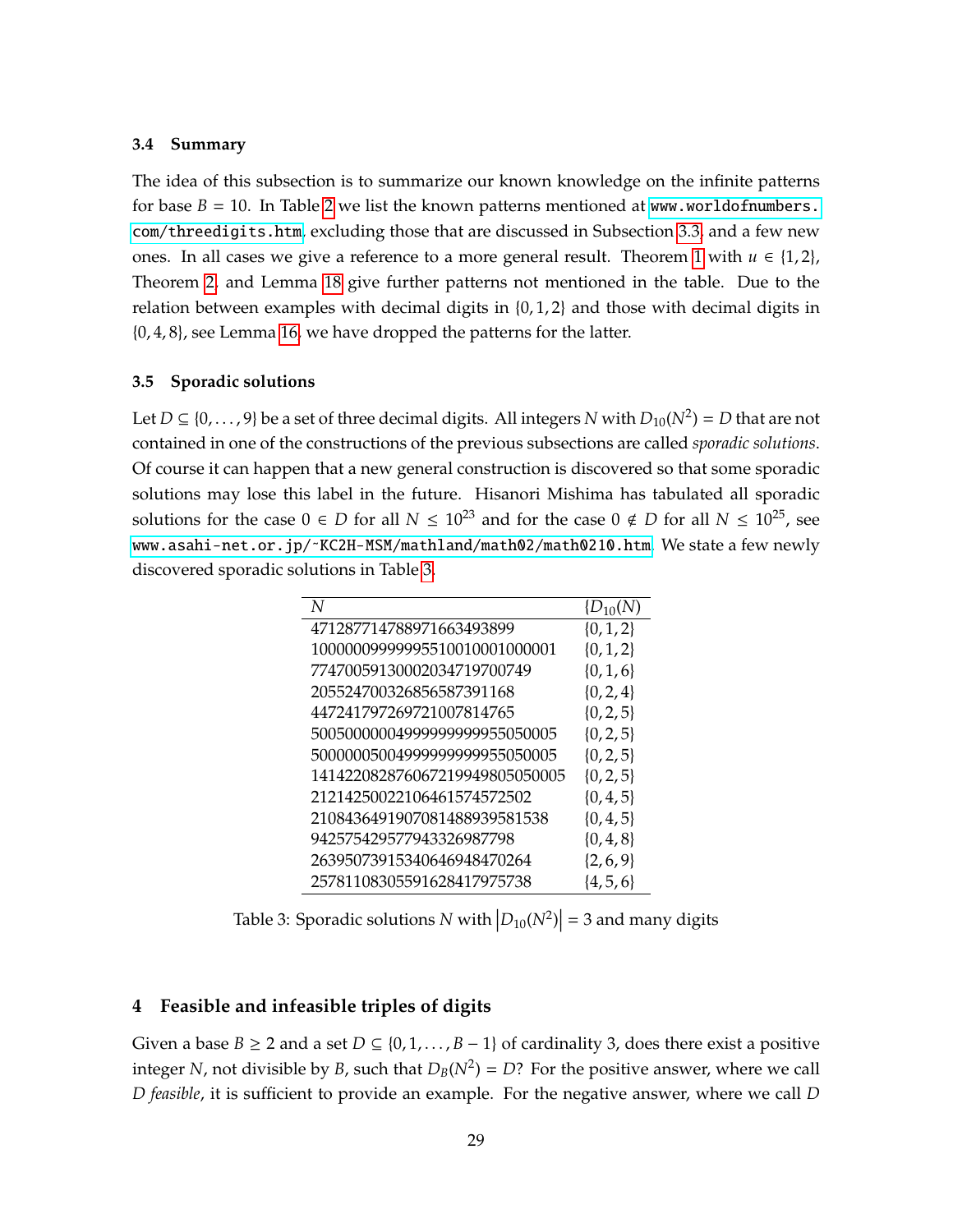### 3.4 Summary

The idea of this subsection is to summarize our known knowledge on the infinite patterns for base $B = 10$. In Table 2 we list the known patterns mentioned at www.worldofnumbers.com/threedigits.htm, excluding those that are discussed in Subsection 3.3, and a few new ones. In all cases we give a reference to a more general result. Theorem 1 with $u \in \{1, 2\}$, Theorem 2, and Lemma 18 give further patterns not mentioned in the table. Due to the relation between examples with decimal digits in $\{0, 1, 2\}$ and those with decimal digits in $\{0, 4, 8\}$, see Lemma 16, we have dropped the patterns for the latter.

### 3.5 Sporadic solutions

Let $D \subseteq \{0, \ldots, 9\}$ be a set of three decimal digits. All integers $N$ with $D_{10}(N^2) = D$ that are not contained in one of the constructions of the previous subsections are called *sporadic solutions*. Of course it can happen that a new general construction is discovered so that some sporadic solutions may lose this label in the future. Hisanori Mishima has tabulated all sporadic solutions for the case $0 \in D$ for all $N \leq 10^{23}$ and for the case $0 \notin D$ for all $N \leq 10^{25}$, see www.asahi-net.or.jp/~KC2H-MSM/mathland/math02/math0210.htm. We state a few newly discovered sporadic solutions in Table 3.

| $N$ | $\{D_{10}(N)$ |
|---|---|
| 4712877147889716634938999 | $\{0, 1, 2\}$ |
| 100000099999995510010001000001 | $\{0, 1, 2\}$ |
| 774700591300020347197007749 | $\{0, 1, 6\}$ |
| 2055247003268565873911168 | $\{0, 2, 4\}$ |
| 447241797269721007814765 | $\{0, 2, 5\}$ |
| 500500000049999999999550500005 | $\{0, 2, 5\}$ |
| 500000050049999999999550500005 | $\{0, 2, 5\}$ |
| 141422082876067219949805050005 | $\{0, 2, 5\}$ |
| 212142500221064615745725002 | $\{0, 4, 5\}$ |
| 210843649190708148893958153 8 | $\{0, 4, 5\}$ |
| 942575429577943326987798 | $\{0, 4, 8\}$ |
| 26395073915340646948470264 | $\{2, 6, 9\}$ |
| 25781108305591628417975738 | $\{4, 5, 6\}$ |

Table 3: Sporadic solutions $N$ with $\left|D_{10}(N^2)\right| = 3$ and many digits

## 4 Feasible and infeasible triples of digits

Given a base $B \geq 2$ and a set $D \subseteq \{0, 1, \ldots, B-1\}$ of cardinality 3, does there exist a positive integer $N$, not divisible by $B$, such that $D_B(N^2) = D$? For the positive answer, where we call $D$ *feasible*, it is sufficient to provide an example. For the negative answer, where we call $D$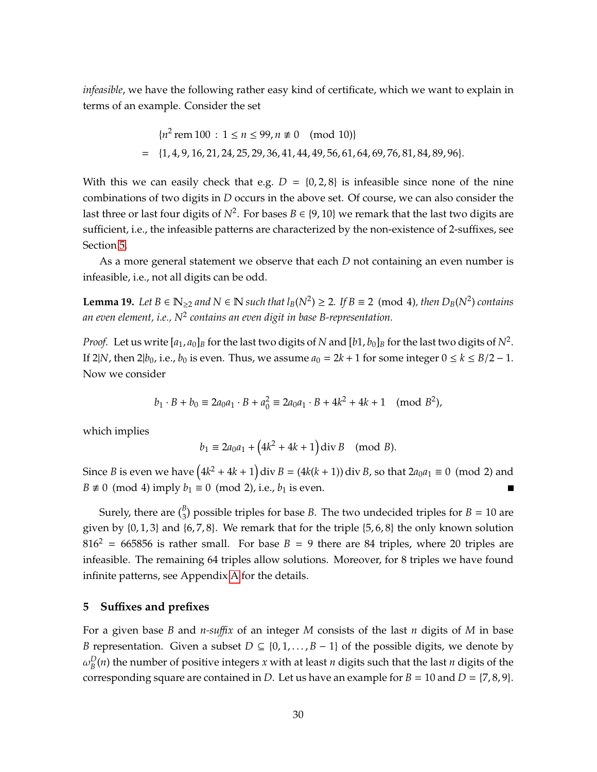*infeasible*, we have the following rather easy kind of certificate, which we want to explain in terms of an example. Consider the set

$$\begin{aligned} & \{n^2 \operatorname{rem} 100 \,:\, 1 \le n \le 99, n \not\equiv 0 \pmod{10}\} \\ = \quad & \{1, 4, 9, 16, 21, 24, 25, 29, 36, 41, 44, 49, 56, 61, 64, 69, 76, 81, 84, 89, 96\}. \end{aligned}$$

With this we can easily check that e.g. $D = \{0, 2, 8\}$ is infeasible since none of the nine combinations of two digits in $D$ occurs in the above set. Of course, we can also consider the last three or last four digits of $N^2$. For bases $B \in \{9, 10\}$ we remark that the last two digits are sufficient, i.e., the infeasible patterns are characterized by the non-existence of 2-suffixes, see Section 5.

As a more general statement we observe that each $D$ not containing an even number is infeasible, i.e., not all digits can be odd.

**Lemma 19.** *Let $B \in \mathbb{N}_{\ge 2}$ and $N \in \mathbb{N}$ such that $l_B(N^2) \ge 2$. If $B \equiv 2 \pmod 4$, then $D_B(N^2)$ contains an even element, i.e., $N^2$ contains an even digit in base $B$-representation.*

*Proof.* Let us write $[a_1, a_0]_B$ for the last two digits of $N$ and $[b1, b_0]_B$ for the last two digits of $N^2$. If $2|N$, then $2|b_0$, i.e., $b_0$ is even. Thus, we assume $a_0 = 2k + 1$ for some integer $0 \le k \le B/2 - 1$. Now we consider

$$b_1 \cdot B + b_0 \equiv 2a_0a_1 \cdot B + a_0^2 \equiv 2a_0a_1 \cdot B + 4k^2 + 4k + 1 \pmod{B^2},$$

which implies

$$b_1 \equiv 2a_0a_1 + \left(4k^2 + 4k + 1\right) \operatorname{div} B \pmod B.$$

Since $B$ is even we have $\left(4k^2 + 4k + 1\right) \operatorname{div} B = (4k(k+1)) \operatorname{div} B$, so that $2a_0a_1 \equiv 0 \pmod 2$ and $B \not\equiv 0 \pmod 4$ imply $b_1 \equiv 0 \pmod 2$, i.e., $b_1$ is even. ∎

Surely, there are $\binom{B}{3}$ possible triples for base $B$. The two undecided triples for $B = 10$ are given by $\{0, 1, 3\}$ and $\{6, 7, 8\}$. We remark that for the triple $\{5, 6, 8\}$ the only known solution $816^2 = 665856$ is rather small. For base $B = 9$ there are 84 triples, where 20 triples are infeasible. The remaining 64 triples allow solutions. Moreover, for 8 triples we have found infinite patterns, see Appendix A for the details.

## 5 Suffixes and prefixes

For a given base $B$ and *n-suffix* of an integer $M$ consists of the last $n$ digits of $M$ in base $B$ representation. Given a subset $D \subseteq \{0, 1, \ldots, B-1\}$ of the possible digits, we denote by $\omega_B^D(n)$ the number of positive integers $x$ with at least $n$ digits such that the last $n$ digits of the corresponding square are contained in $D$. Let us have an example for $B = 10$ and $D = \{7, 8, 9\}$.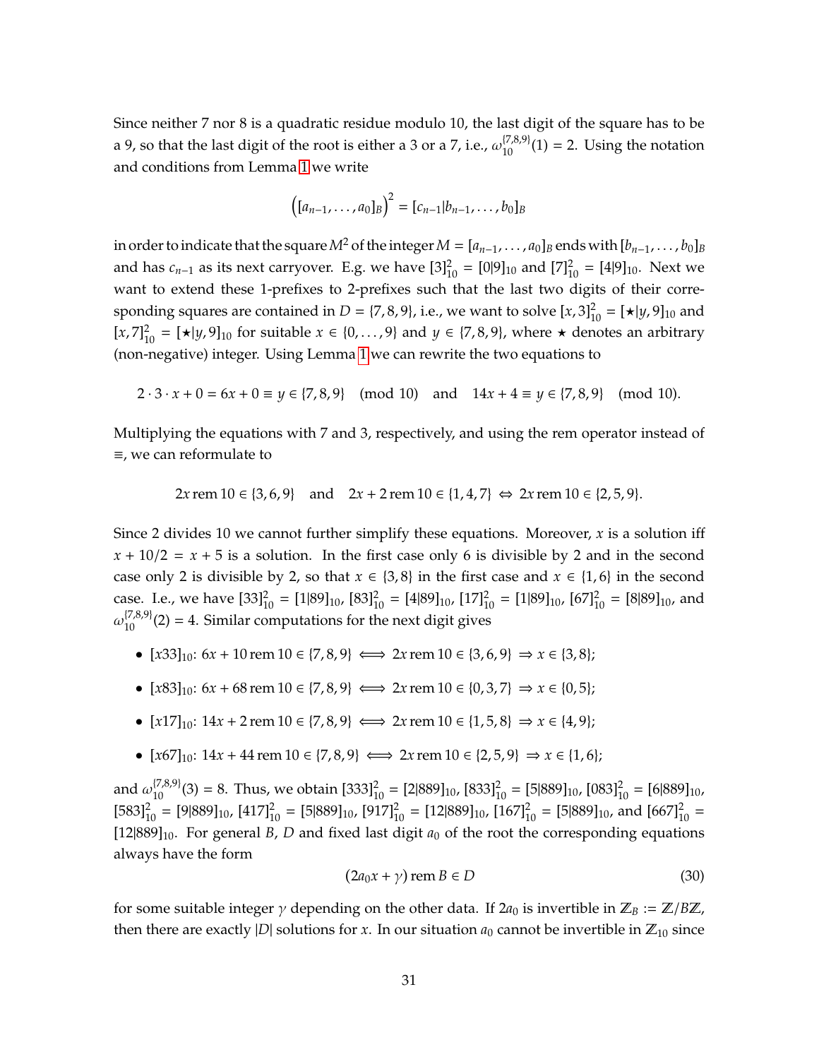Since neither 7 nor 8 is a quadratic residue modulo 10, the last digit of the square has to be a 9, so that the last digit of the root is either a 3 or a 7, i.e., $\omega_{10}^{\{7,8,9\}}(1) = 2$. Using the notation and conditions from Lemma 1 we write

$$\left([a_{n-1},\ldots,a_0]_B\right)^2 = [c_{n-1}|b_{n-1},\ldots,b_0]_B$$

in order to indicate that the square $M^2$ of the integer $M = [a_{n-1},\ldots,a_0]_B$ ends with $[b_{n-1},\ldots,b_0]_B$ and has $c_{n-1}$ as its next carryover. E.g. we have $[3]_{10}^2 = [0|9]_{10}$ and $[7]_{10}^2 = [4|9]_{10}$. Next we want to extend these 1-prefixes to 2-prefixes such that the last two digits of their corresponding squares are contained in $D = \{7,8,9\}$, i.e., we want to solve $[x,3]_{10}^2 = [\star|y,9]_{10}$ and $[x,7]_{10}^2 = [\star|y,9]_{10}$ for suitable $x \in \{0,\ldots,9\}$ and $y \in \{7,8,9\}$, where $\star$ denotes an arbitrary (non-negative) integer. Using Lemma 1 we can rewrite the two equations to

$$2\cdot 3\cdot x + 0 = 6x + 0 \equiv y \in \{7,8,9\} \pmod{10} \quad\text{and}\quad 14x + 4 \equiv y \in \{7,8,9\} \pmod{10}.$$

Multiplying the equations with 7 and 3, respectively, and using the rem operator instead of $\equiv$, we can reformulate to

$$2x \operatorname{rem} 10 \in \{3,6,9\} \quad\text{and}\quad 2x + 2 \operatorname{rem} 10 \in \{1,4,7\} \Leftrightarrow 2x \operatorname{rem} 10 \in \{2,5,9\}.$$

Since 2 divides 10 we cannot further simplify these equations. Moreover, $x$ is a solution iff $x + 10/2 = x + 5$ is a solution. In the first case only 6 is divisible by 2 and in the second case only 2 is divisible by 2, so that $x \in \{3,8\}$ in the first case and $x \in \{1,6\}$ in the second case. I.e., we have $[33]_{10}^2 = [1|89]_{10}$, $[83]_{10}^2 = [4|89]_{10}$, $[17]_{10}^2 = [1|89]_{10}$, $[67]_{10}^2 = [8|89]_{10}$, and $\omega_{10}^{\{7,8,9\}}(2) = 4$. Similar computations for the next digit gives

- $[x33]_{10}$: $6x + 10 \operatorname{rem} 10 \in \{7,8,9\} \iff 2x \operatorname{rem} 10 \in \{3,6,9\} \Rightarrow x \in \{3,8\}$;
- $[x83]_{10}$: $6x + 68 \operatorname{rem} 10 \in \{7,8,9\} \iff 2x \operatorname{rem} 10 \in \{0,3,7\} \Rightarrow x \in \{0,5\}$;
- $[x17]_{10}$: $14x + 2 \operatorname{rem} 10 \in \{7,8,9\} \iff 2x \operatorname{rem} 10 \in \{1,5,8\} \Rightarrow x \in \{4,9\}$;
- $[x67]_{10}$: $14x + 44 \operatorname{rem} 10 \in \{7,8,9\} \iff 2x \operatorname{rem} 10 \in \{2,5,9\} \Rightarrow x \in \{1,6\}$;

and $\omega_{10}^{\{7,8,9\}}(3) = 8$. Thus, we obtain $[333]_{10}^2 = [2|889]_{10}$, $[833]_{10}^2 = [5|889]_{10}$, $[083]_{10}^2 = [6|889]_{10}$, $[583]_{10}^2 = [9|889]_{10}$, $[417]_{10}^2 = [5|889]_{10}$, $[917]_{10}^2 = [12|889]_{10}$, $[167]_{10}^2 = [5|889]_{10}$, and $[667]_{10}^2 = [12|889]_{10}$. For general $B$, $D$ and fixed last digit $a_0$ of the root the corresponding equations always have the form

$$(2a_0x + \gamma) \operatorname{rem} B \in D \tag{30}$$

for some suitable integer $\gamma$ depending on the other data. If $2a_0$ is invertible in $\mathbb{Z}_B := \mathbb{Z}/B\mathbb{Z}$, then there are exactly $|D|$ solutions for $x$. In our situation $a_0$ cannot be invertible in $\mathbb{Z}_{10}$ since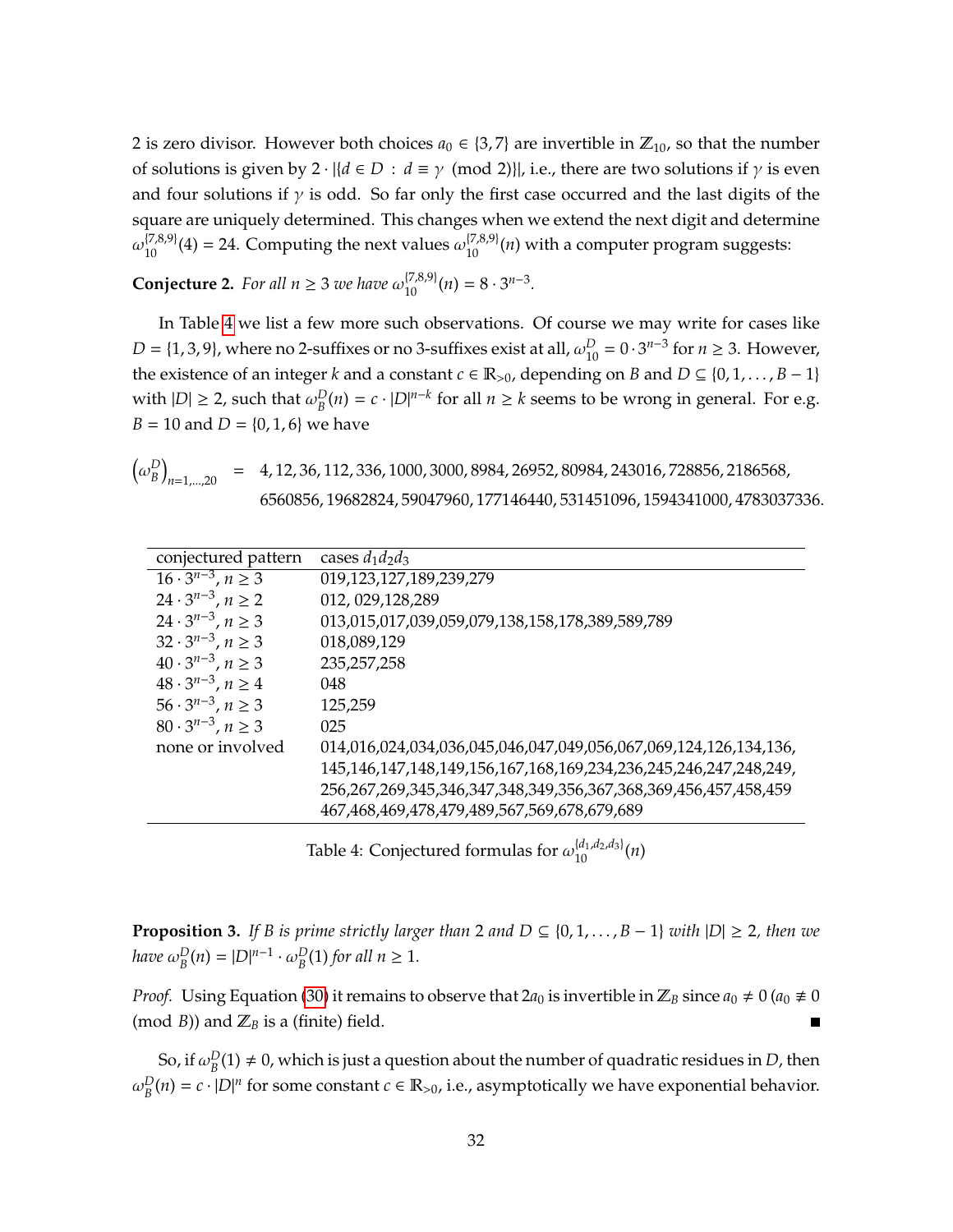2 is zero divisor. However both choices $a_0 \in \{3, 7\}$ are invertible in $\mathbb{Z}_{10}$, so that the number of solutions is given by $2 \cdot |\{d \in D \,:\, d \equiv \gamma \pmod 2\}|$, i.e., there are two solutions if $\gamma$ is even and four solutions if $\gamma$ is odd. So far only the first case occurred and the last digits of the square are uniquely determined. This changes when we extend the next digit and determine $\omega_{10}^{\{7,8,9\}}(4) = 24$. Computing the next values $\omega_{10}^{\{7,8,9\}}(n)$ with a computer program suggests:

**Conjecture 2.** *For all $n \geq 3$ we have $\omega_{10}^{\{7,8,9\}}(n) = 8 \cdot 3^{n-3}$.*

In Table 4 we list a few more such observations. Of course we may write for cases like $D = \{1, 3, 9\}$, where no 2-suffixes or no 3-suffixes exist at all, $\omega_{10}^{D} = 0 \cdot 3^{n-3}$ for $n \geq 3$. However, the existence of an integer $k$ and a constant $c \in \mathbb{R}_{>0}$, depending on $B$ and $D \subseteq \{0, 1, \dots, B-1\}$ with $|D| \geq 2$, such that $\omega_B^D(n) = c \cdot |D|^{n-k}$ for all $n \geq k$ seems to be wrong in general. For e.g. $B = 10$ and $D = \{0, 1, 6\}$ we have

$$
\begin{aligned}
\left(\omega_B^D\right)_{n=1,\dots,20} \;=\; & 4, 12, 36, 112, 336, 1000, 3000, 8984, 26952, 80984, 243016, 728856, 2186568, \\
& 6560856, 19682824, 59047960, 177146440, 531451096, 1594341000, 4783037336.
\end{aligned}
$$

| conjectured pattern | cases $d_1d_2d_3$ |
|---|---|
| $16 \cdot 3^{n-3}$, $n \geq 3$ | 019,123,127,189,239,279 |
| $24 \cdot 3^{n-3}$, $n \geq 2$ | 012, 029,128,289 |
| $24 \cdot 3^{n-3}$, $n \geq 3$ | 013,015,017,039,059,079,138,158,178,389,589,789 |
| $32 \cdot 3^{n-3}$, $n \geq 3$ | 018,089,129 |
| $40 \cdot 3^{n-3}$, $n \geq 3$ | 235,257,258 |
| $48 \cdot 3^{n-3}$, $n \geq 4$ | 048 |
| $56 \cdot 3^{n-3}$, $n \geq 3$ | 125,259 |
| $80 \cdot 3^{n-3}$, $n \geq 3$ | 025 |
| none or involved | 014,016,024,034,036,045,046,047,049,056,067,069,124,126,134,136, 145,146,147,148,149,156,167,168,169,234,236,245,246,247,248,249, 256,267,269,345,346,347,348,349,356,367,368,369,456,457,458,459 467,468,469,478,479,489,567,569,678,679,689 |

Table 4: Conjectured formulas for $\omega_{10}^{\{d_1,d_2,d_3\}}(n)$

**Proposition 3.** *If $B$ is prime strictly larger than 2 and $D \subseteq \{0, 1, \dots, B-1\}$ with $|D| \geq 2$, then we have $\omega_B^D(n) = |D|^{n-1} \cdot \omega_B^D(1)$ for all $n \geq 1$.*

*Proof.* Using Equation (30) it remains to observe that $2a_0$ is invertible in $\mathbb{Z}_B$ since $a_0 \neq 0$ ($a_0 \not\equiv 0 \pmod B$) and $\mathbb{Z}_B$ is a (finite) field. ∎

So, if $\omega_B^D(1) \neq 0$, which is just a question about the number of quadratic residues in $D$, then $\omega_B^D(n) = c \cdot |D|^n$ for some constant $c \in \mathbb{R}_{>0}$, i.e., asymptotically we have exponential behavior.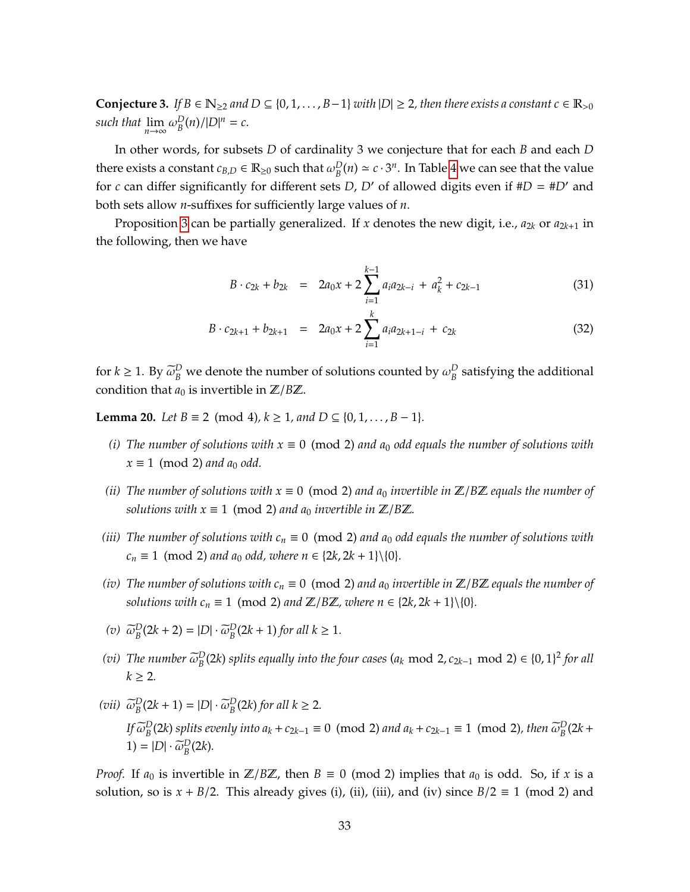**Conjecture 3.** *If $B \in \mathbb{N}_{\geq 2}$ and $D \subseteq \{0, 1, \ldots, B-1\}$ with $|D| \geq 2$, then there exists a constant $c \in \mathbb{R}_{>0}$ such that $\lim_{n\to\infty} \omega_B^D(n)/|D|^n = c$.*

In other words, for subsets $D$ of cardinality 3 we conjecture that for each $B$ and each $D$ there exists a constant $c_{B,D} \in \mathbb{R}_{\geq 0}$ such that $\omega_B^D(n) \simeq c \cdot 3^n$. In Table 4 we can see that the value for $c$ can differ significantly for different sets $D$, $D'$ of allowed digits even if $\#D = \#D'$ and both sets allow $n$-suffixes for sufficiently large values of $n$.

Proposition 3 can be partially generalized. If $x$ denotes the new digit, i.e., $a_{2k}$ or $a_{2k+1}$ in the following, then we have

$$B \cdot c_{2k} + b_{2k} \;=\; 2a_0 x + 2\sum_{i=1}^{k-1} a_i a_{2k-i} \;+\; a_k^2 + c_{2k-1} \tag{31}$$

$$B \cdot c_{2k+1} + b_{2k+1} \;=\; 2a_0 x + 2\sum_{i=1}^{k} a_i a_{2k+1-i} \;+\; c_{2k} \tag{32}$$

for $k \geq 1$. By $\widetilde{\omega}_B^D$ we denote the number of solutions counted by $\omega_B^D$ satisfying the additional condition that $a_0$ is invertible in $\mathbb{Z}/B\mathbb{Z}$.

**Lemma 20.** *Let $B \equiv 2 \pmod 4$, $k \geq 1$, and $D \subseteq \{0, 1, \ldots, B-1\}$.*

*(i) The number of solutions with $x \equiv 0 \pmod 2$ and $a_0$ odd equals the number of solutions with $x \equiv 1 \pmod 2$ and $a_0$ odd.*

*(ii) The number of solutions with $x \equiv 0 \pmod 2$ and $a_0$ invertible in $\mathbb{Z}/B\mathbb{Z}$ equals the number of solutions with $x \equiv 1 \pmod 2$ and $a_0$ invertible in $\mathbb{Z}/B\mathbb{Z}$.*

*(iii) The number of solutions with $c_n \equiv 0 \pmod 2$ and $a_0$ odd equals the number of solutions with $c_n \equiv 1 \pmod 2$ and $a_0$ odd, where $n \in \{2k, 2k+1\}\backslash\{0\}$.*

*(iv) The number of solutions with $c_n \equiv 0 \pmod 2$ and $a_0$ invertible in $\mathbb{Z}/B\mathbb{Z}$ equals the number of solutions with $c_n \equiv 1 \pmod 2$ and $\mathbb{Z}/B\mathbb{Z}$, where $n \in \{2k, 2k+1\}\backslash\{0\}$.*

*(v) $\widetilde{\omega}_B^D(2k+2) = |D| \cdot \widetilde{\omega}_B^D(2k+1)$ for all $k \geq 1$.*

*(vi) The number $\widetilde{\omega}_B^D(2k)$ splits equally into the four cases $(a_k \bmod 2, c_{2k-1} \bmod 2) \in \{0,1\}^2$ for all $k \geq 2$.*

*(vii) $\widetilde{\omega}_B^D(2k+1) = |D| \cdot \widetilde{\omega}_B^D(2k)$ for all $k \geq 2$.*

*If $\widetilde{\omega}_B^D(2k)$ splits evenly into $a_k + c_{2k-1} \equiv 0 \pmod 2$ and $a_k + c_{2k-1} \equiv 1 \pmod 2$, then $\widetilde{\omega}_B^D(2k+1) = |D| \cdot \widetilde{\omega}_B^D(2k)$.*

*Proof.* If $a_0$ is invertible in $\mathbb{Z}/B\mathbb{Z}$, then $B \equiv 0 \pmod 2$ implies that $a_0$ is odd. So, if $x$ is a solution, so is $x + B/2$. This already gives (i), (ii), (iii), and (iv) since $B/2 \equiv 1 \pmod 2$ and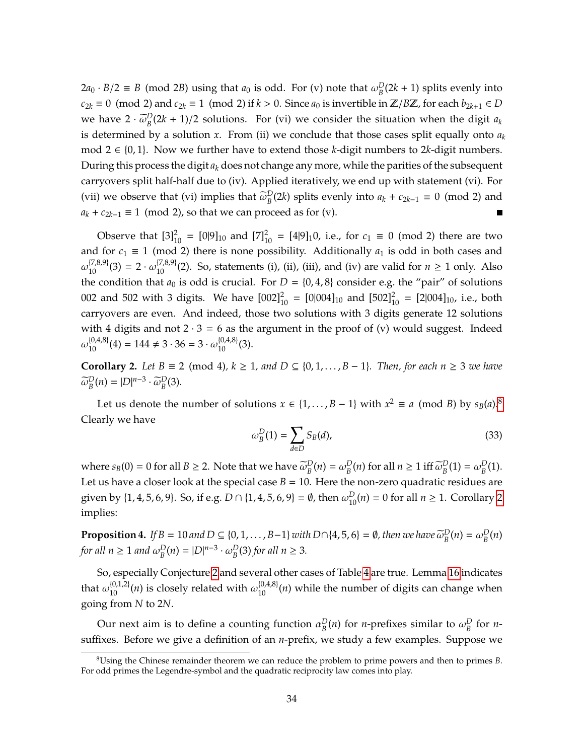$2a_0 \cdot B/2 \equiv B \pmod{2B}$ using that $a_0$ is odd. For (v) note that $\omega_B^D(2k+1)$ splits evenly into $c_{2k} \equiv 0 \pmod 2$ and $c_{2k} \equiv 1 \pmod 2$ if $k > 0$. Since $a_0$ is invertible in $\mathbb{Z}/B\mathbb{Z}$, for each $b_{2k+1} \in D$ we have $2 \cdot \widetilde{\omega}_B^D(2k+1)/2$ solutions. For (vi) we consider the situation when the digit $a_k$ is determined by a solution $x$. From (ii) we conclude that those cases split equally onto $a_k \bmod 2 \in \{0, 1\}$. Now we further have to extend those $k$-digit numbers to $2k$-digit numbers. During this process the digit $a_k$ does not change any more, while the parities of the subsequent carryovers split half-half due to (iv). Applied iteratively, we end up with statement (vi). For (vii) we observe that (vi) implies that $\widetilde{\omega}_B^D(2k)$ splits evenly into $a_k + c_{2k-1} \equiv 0 \pmod 2$ and $a_k + c_{2k-1} \equiv 1 \pmod 2$, so that we can proceed as for (v). ∎

Observe that $[3]_{10}^2 = [0|9]_{10}$ and $[7]_{10}^2 = [4|9]_1 0$, i.e., for $c_1 \equiv 0 \pmod 2$ there are two and for $c_1 \equiv 1 \pmod 2$ there is none possibility. Additionally $a_1$ is odd in both cases and $\omega_{10}^{\{7,8,9\}}(3) = 2 \cdot \omega_{10}^{\{7,8,9\}}(2)$. So, statements (i), (ii), (iii), and (iv) are valid for $n \geq 1$ only. Also the condition that $a_0$ is odd is crucial. For $D = \{0, 4, 8\}$ consider e.g. the "pair" of solutions 002 and 502 with 3 digits. We have $[002]_{10}^2 = [0|004]_{10}$ and $[502]_{10}^2 = [2|004]_{10}$, i.e., both carryovers are even. And indeed, those two solutions with 3 digits generate 12 solutions with 4 digits and not $2 \cdot 3 = 6$ as the argument in the proof of (v) would suggest. Indeed $\omega_{10}^{\{0,4,8\}}(4) = 144 \neq 3 \cdot 36 = 3 \cdot \omega_{10}^{\{0,4,8\}}(3)$.

**Corollary 2.** *Let $B \equiv 2 \pmod 4$, $k \geq 1$, and $D \subseteq \{0, 1, \dots, B-1\}$. Then, for each $n \geq 3$ we have $\widetilde{\omega}_B^D(n) = |D|^{n-3} \cdot \widetilde{\omega}_B^D(3)$.*

Let us denote the number of solutions $x \in \{1, \dots, B-1\}$ with $x^2 \equiv a \pmod B$ by $s_B(a)$.[8] Clearly we have

$$\omega_B^D(1) = \sum_{d \in D} S_B(d), \tag{33}$$

where $s_B(0) = 0$ for all $B \geq 2$. Note that we have $\widetilde{\omega}_B^D(n) = \omega_B^D(n)$ for all $n \geq 1$ iff $\widetilde{\omega}_B^D(1) = \omega_B^D(1)$. Let us have a closer look at the special case $B = 10$. Here the non-zero quadratic residues are given by $\{1, 4, 5, 6, 9\}$. So, if e.g. $D \cap \{1, 4, 5, 6, 9\} = \emptyset$, then $\omega_{10}^D(n) = 0$ for all $n \geq 1$. Corollary 2 implies:

**Proposition 4.** *If $B = 10$ and $D \subseteq \{0, 1, \dots, B-1\}$ with $D \cap \{4, 5, 6\} = \emptyset$, then we have $\widetilde{\omega}_B^D(n) = \omega_B^D(n)$ for all $n \geq 1$ and $\omega_B^D(n) = |D|^{n-3} \cdot \omega_B^D(3)$ for all $n \geq 3$.*

So, especially Conjecture 2 and several other cases of Table 4 are true. Lemma 16 indicates that $\omega_{10}^{\{0,1,2\}}(n)$ is closely related with $\omega_{10}^{\{0,4,8\}}(n)$ while the number of digits can change when going from $N$ to $2N$.

Our next aim is to define a counting function $\alpha_B^D(n)$ for $n$-prefixes similar to $\omega_B^D$ for $n$-suffixes. Before we give a definition of an $n$-prefix, we study a few examples. Suppose we

---

[8] Using the Chinese remainder theorem we can reduce the problem to prime powers and then to primes $B$. For odd primes the Legendre-symbol and the quadratic reciprocity law comes into play.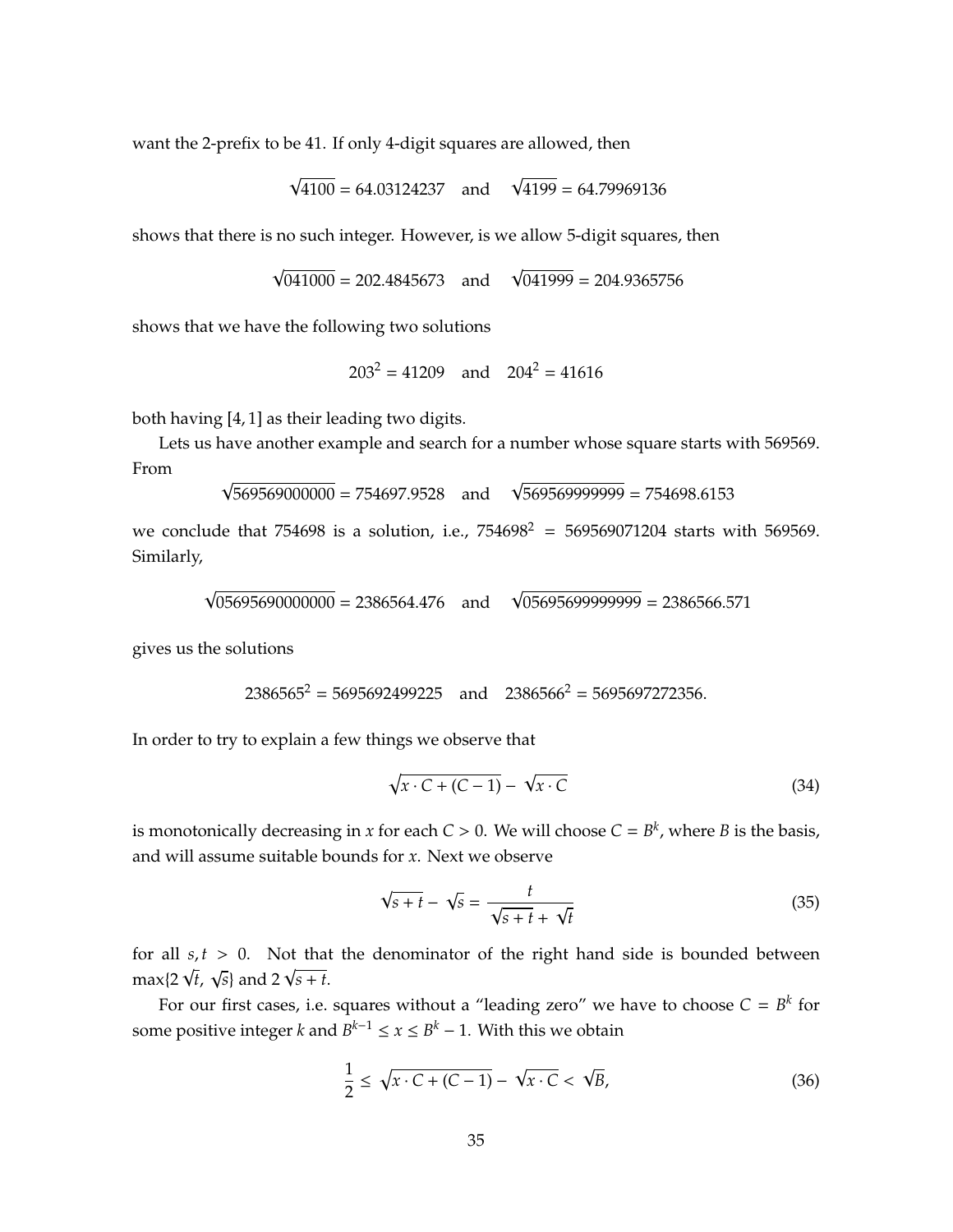want the 2-prefix to be 41. If only 4-digit squares are allowed, then

$$\sqrt{4100} = 64.03124237 \quad \text{and} \quad \sqrt{4199} = 64.79969136$$

shows that there is no such integer. However, is we allow 5-digit squares, then

$$\sqrt{041000} = 202.4845673 \quad \text{and} \quad \sqrt{041999} = 204.9365756$$

shows that we have the following two solutions

$$203^2 = 41209 \quad \text{and} \quad 204^2 = 41616$$

both having $[4,1]$ as their leading two digits.

Lets us have another example and search for a number whose square starts with 569569. From

$$\sqrt{569569000000} = 754697.9528 \quad \text{and} \quad \sqrt{569569999999} = 754698.6153$$

we conclude that 754698 is a solution, i.e., $754698^2 = 569569071204$ starts with 569569. Similarly,

$$\sqrt{05695690000000} = 2386564.476 \quad \text{and} \quad \sqrt{05695699999999} = 2386566.571$$

gives us the solutions

$$2386565^2 = 5695692499225 \quad \text{and} \quad 2386566^2 = 5695697272356.$$

In order to try to explain a few things we observe that

$$\sqrt{x \cdot C + (C-1)} - \sqrt{x \cdot C} \tag{34}$$

is monotonically decreasing in $x$ for each $C > 0$. We will choose $C = B^k$, where $B$ is the basis, and will assume suitable bounds for $x$. Next we observe

$$\sqrt{s+t} - \sqrt{s} = \frac{t}{\sqrt{s+t} + \sqrt{t}} \tag{35}$$

for all $s, t > 0$. Not that the denominator of the right hand side is bounded between $\max\{2\sqrt{t}, \sqrt{s}\}$ and $2\sqrt{s+t}$.

For our first cases, i.e. squares without a "leading zero" we have to choose $C = B^k$ for some positive integer $k$ and $B^{k-1} \leq x \leq B^k - 1$. With this we obtain

$$\frac{1}{2} \leq \sqrt{x \cdot C + (C-1)} - \sqrt{x \cdot C} < \sqrt{B}, \tag{36}$$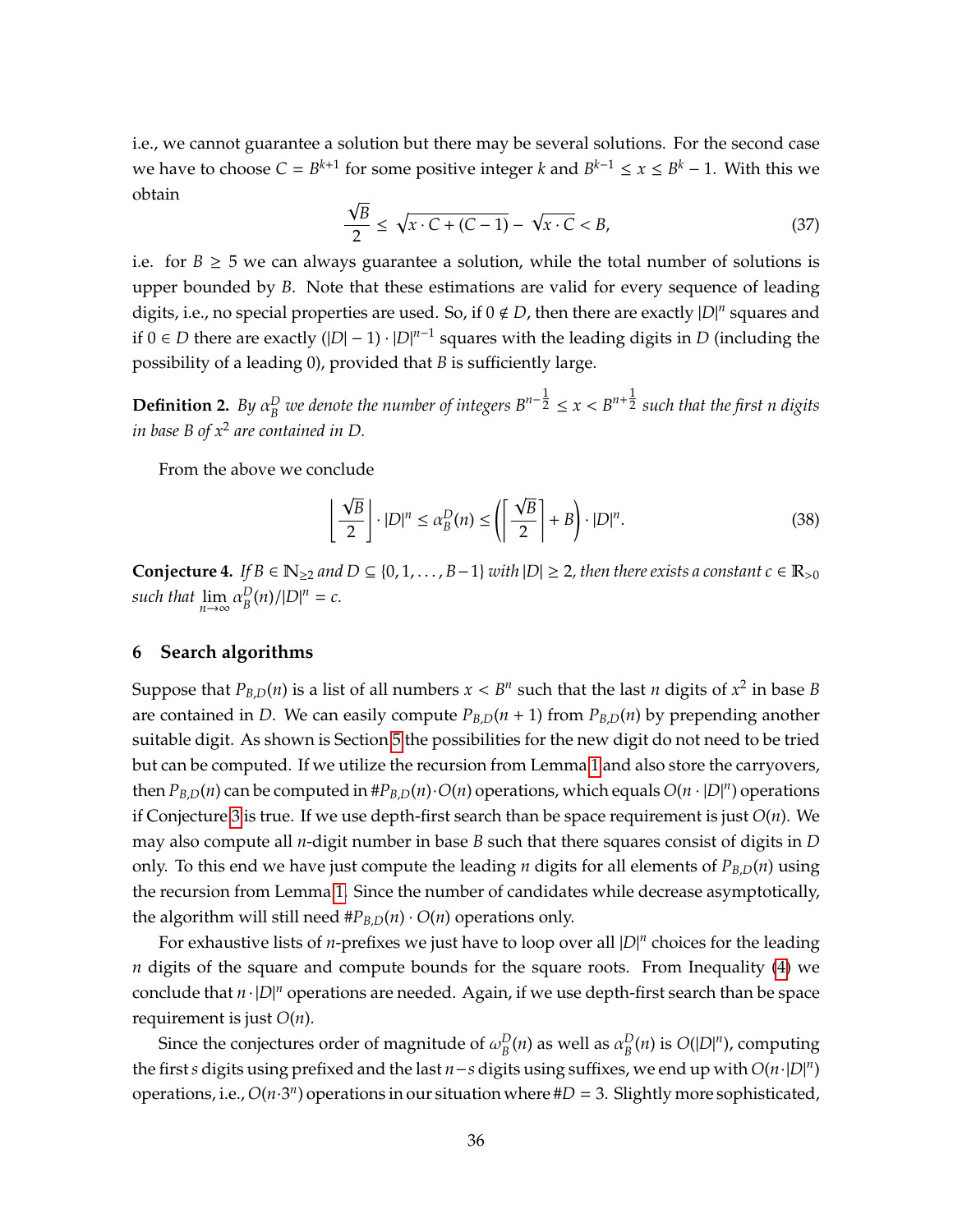i.e., we cannot guarantee a solution but there may be several solutions. For the second case we have to choose $C = B^{k+1}$ for some positive integer $k$ and $B^{k-1} \le x \le B^k - 1$. With this we obtain

$$\frac{\sqrt{B}}{2} \le \sqrt{x \cdot C + (C-1)} - \sqrt{x \cdot C} < B, \tag{37}$$

i.e. for $B \ge 5$ we can always guarantee a solution, while the total number of solutions is upper bounded by $B$. Note that these estimations are valid for every sequence of leading digits, i.e., no special properties are used. So, if $0 \notin D$, then there are exactly $|D|^n$ squares and if $0 \in D$ there are exactly $(|D|-1) \cdot |D|^{n-1}$ squares with the leading digits in $D$ (including the possibility of a leading 0), provided that $B$ is sufficiently large.

**Definition 2.** *By $\alpha_B^D$ we denote the number of integers $B^{n-\frac{1}{2}} \le x < B^{n+\frac{1}{2}}$ such that the first $n$ digits in base $B$ of $x^2$ are contained in $D$.*

From the above we conclude

$$\left\lfloor \frac{\sqrt{B}}{2} \right\rfloor \cdot |D|^n \le \alpha_B^D(n) \le \left( \left\lceil \frac{\sqrt{B}}{2} \right\rceil + B \right) \cdot |D|^n. \tag{38}$$

**Conjecture 4.** *If $B \in \mathbb{N}_{\ge 2}$ and $D \subseteq \{0, 1, \ldots, B-1\}$ with $|D| \ge 2$, then there exists a constant $c \in \mathbb{R}_{>0}$ such that $\lim_{n\to\infty} \alpha_B^D(n)/|D|^n = c$.*

## 6 Search algorithms

Suppose that $P_{B,D}(n)$ is a list of all numbers $x < B^n$ such that the last $n$ digits of $x^2$ in base $B$ are contained in $D$. We can easily compute $P_{B,D}(n+1)$ from $P_{B,D}(n)$ by prepending another suitable digit. As shown is Section 5 the possibilities for the new digit do not need to be tried but can be computed. If we utilize the recursion from Lemma 1 and also store the carryovers, then $P_{B,D}(n)$ can be computed in $\#P_{B,D}(n) \cdot O(n)$ operations, which equals $O(n \cdot |D|^n)$ operations if Conjecture 3 is true. If we use depth-first search than be space requirement is just $O(n)$. We may also compute all $n$-digit number in base $B$ such that there squares consist of digits in $D$ only. To this end we have just compute the leading $n$ digits for all elements of $P_{B,D}(n)$ using the recursion from Lemma 1. Since the number of candidates while decrease asymptotically, the algorithm will still need $\#P_{B,D}(n) \cdot O(n)$ operations only.

For exhaustive lists of $n$-prefixes we just have to loop over all $|D|^n$ choices for the leading $n$ digits of the square and compute bounds for the square roots. From Inequality (4) we conclude that $n \cdot |D|^n$ operations are needed. Again, if we use depth-first search than be space requirement is just $O(n)$.

Since the conjectures order of magnitude of $\omega_B^D(n)$ as well as $\alpha_B^D(n)$ is $O(|D|^n)$, computing the first $s$ digits using prefixed and the last $n-s$ digits using suffixes, we end up with $O(n \cdot |D|^n)$ operations, i.e., $O(n \cdot 3^n)$ operations in our situation where $\#D = 3$. Slightly more sophisticated,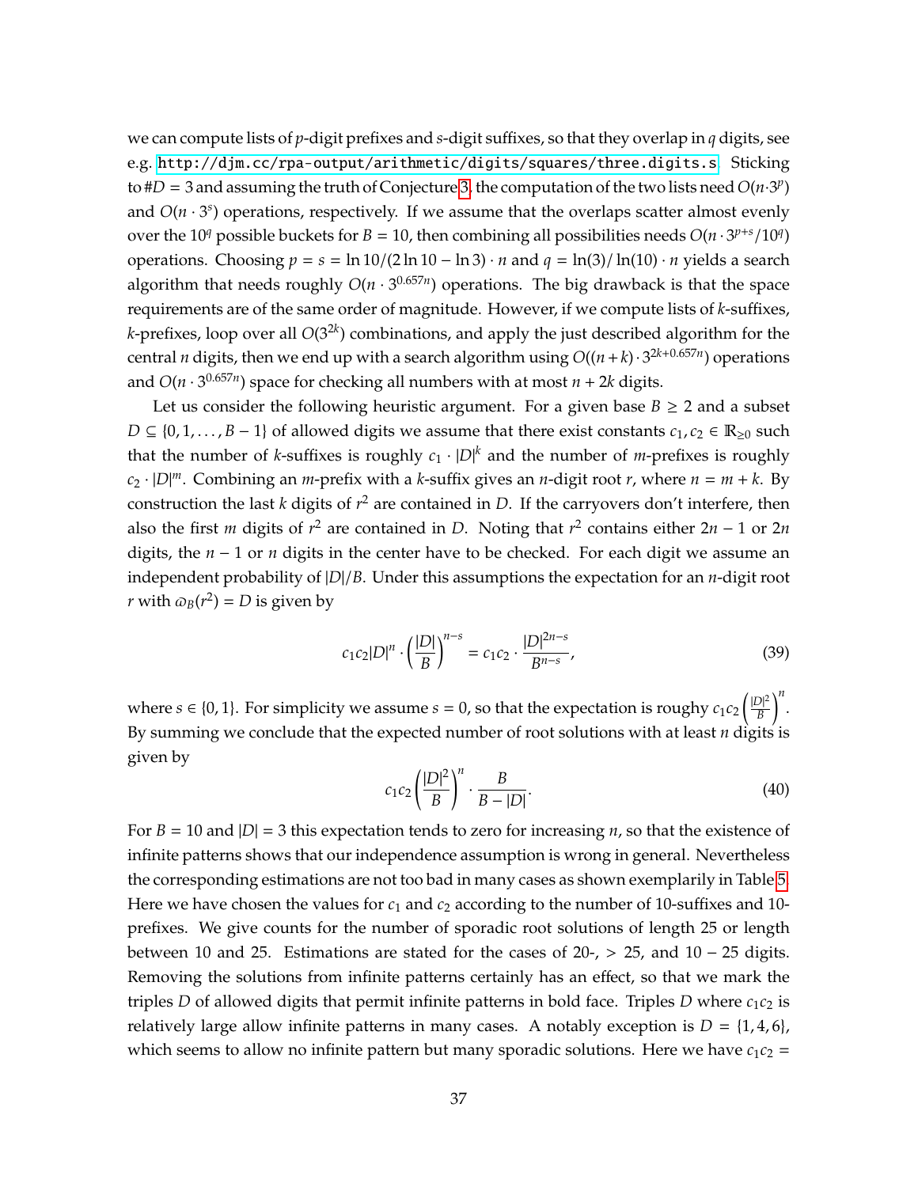we can compute lists of $p$-digit prefixes and $s$-digit suffixes, so that they overlap in $q$ digits, see e.g. http://djm.cc/rpa-output/arithmetic/digits/squares/three.digits.s. Sticking to $\#D = 3$ and assuming the truth of Conjecture 3, the computation of the two lists need $O(n \cdot 3^p)$ and $O(n \cdot 3^s)$ operations, respectively. If we assume that the overlaps scatter almost evenly over the $10^q$ possible buckets for $B = 10$, then combining all possibilities needs $O(n \cdot 3^{p+s}/10^q)$ operations. Choosing $p = s = \ln 10/(2\ln 10 - \ln 3) \cdot n$ and $q = \ln(3)/\ln(10) \cdot n$ yields a search algorithm that needs roughly $O(n \cdot 3^{0.657n})$ operations. The big drawback is that the space requirements are of the same order of magnitude. However, if we compute lists of $k$-suffixes, $k$-prefixes, loop over all $O(3^{2k})$ combinations, and apply the just described algorithm for the central $n$ digits, then we end up with a search algorithm using $O((n+k) \cdot 3^{2k+0.657n})$ operations and $O(n \cdot 3^{0.657n})$ space for checking all numbers with at most $n + 2k$ digits.

Let us consider the following heuristic argument. For a given base $B \geq 2$ and a subset $D \subseteq \{0, 1, \ldots, B-1\}$ of allowed digits we assume that there exist constants $c_1, c_2 \in \mathbb{R}_{\geq 0}$ such that the number of $k$-suffixes is roughly $c_1 \cdot |D|^k$ and the number of $m$-prefixes is roughly $c_2 \cdot |D|^m$. Combining an $m$-prefix with a $k$-suffix gives an $n$-digit root $r$, where $n = m + k$. By construction the last $k$ digits of $r^2$ are contained in $D$. If the carryovers don't interfere, then also the first $m$ digits of $r^2$ are contained in $D$. Noting that $r^2$ contains either $2n-1$ or $2n$ digits, the $n-1$ or $n$ digits in the center have to be checked. For each digit we assume an independent probability of $|D|/B$. Under this assumptions the expectation for an $n$-digit root $r$ with $\varpi_B(r^2) = D$ is given by

$$c_1c_2|D|^n \cdot \left(\frac{|D|}{B}\right)^{n-s} = c_1c_2 \cdot \frac{|D|^{2n-s}}{B^{n-s}}, \tag{39}$$

where $s \in \{0, 1\}$. For simplicity we assume $s = 0$, so that the expectation is roughy $c_1c_2\left(\frac{|D|^2}{B}\right)^n$. By summing we conclude that the expected number of root solutions with at least $n$ digits is given by

$$c_1c_2\left(\frac{|D|^2}{B}\right)^n \cdot \frac{B}{B-|D|}. \tag{40}$$

For $B = 10$ and $|D| = 3$ this expectation tends to zero for increasing $n$, so that the existence of infinite patterns shows that our independence assumption is wrong in general. Nevertheless the corresponding estimations are not too bad in many cases as shown exemplarily in Table 5. Here we have chosen the values for $c_1$ and $c_2$ according to the number of 10-suffixes and 10-prefixes. We give counts for the number of sporadic root solutions of length 25 or length between 10 and 25. Estimations are stated for the cases of 20-, $> 25$, and $10 - 25$ digits. Removing the solutions from infinite patterns certainly has an effect, so that we mark the triples $D$ of allowed digits that permit infinite patterns in bold face. Triples $D$ where $c_1c_2$ is relatively large allow infinite patterns in many cases. A notably exception is $D = \{1, 4, 6\}$, which seems to allow no infinite pattern but many sporadic solutions. Here we have $c_1c_2 =$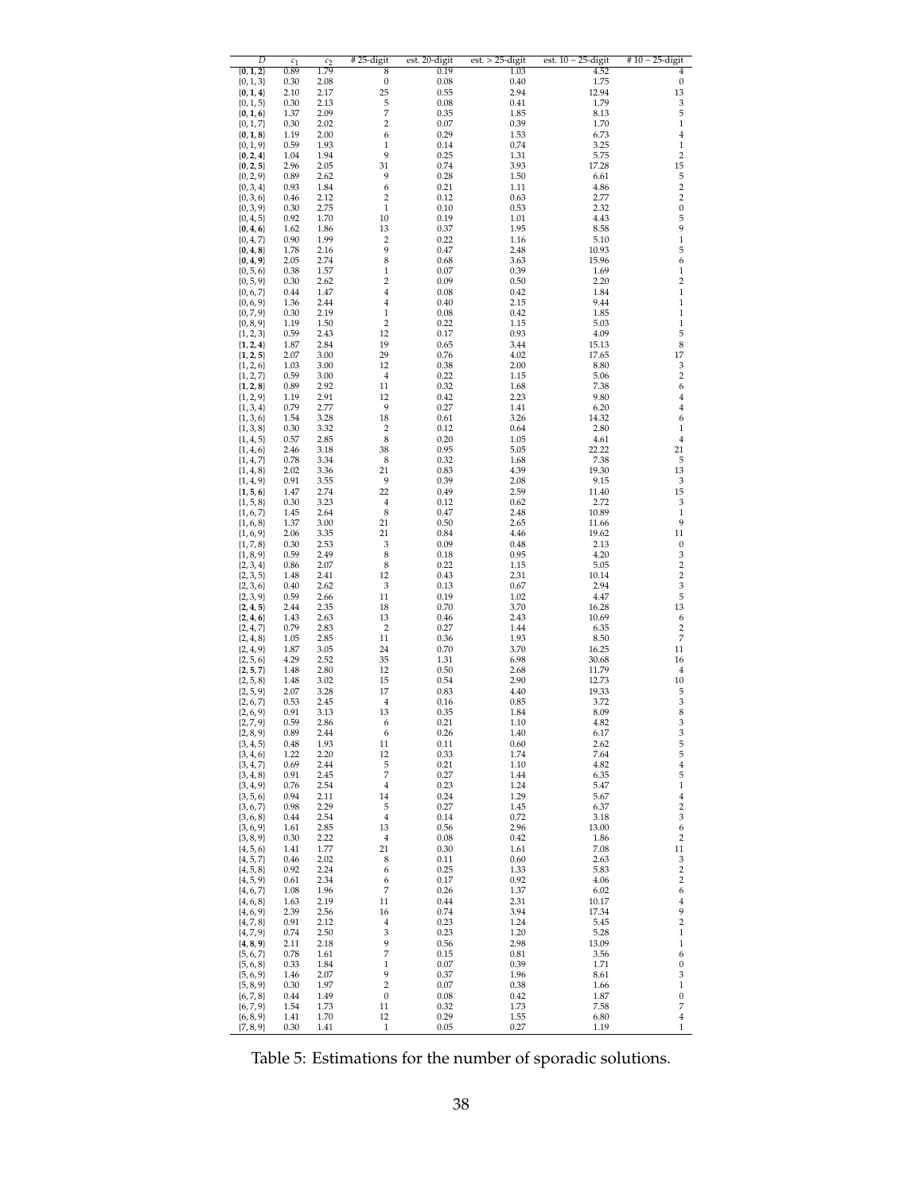| $D$ | $c_1$ | $c_2$ | # 25-digit | est. 20-digit | est. > 25-digit | est. 10 − 25-digit | # 10 − 25-digit |
|---|---|---|---|---|---|---|---|
| **{0, 1, 2}** | 0.89 | 1.79 | 8 | 0.19 | 1.03 | 4.52 | 4 |
| {0, 1, 3} | 0.30 | 2.08 | 0 | 0.08 | 0.40 | 1.75 | 0 |
| **{0, 1, 4}** | 2.10 | 2.17 | 25 | 0.55 | 2.94 | 12.94 | 13 |
| {0, 1, 5} | 0.30 | 2.13 | 5 | 0.08 | 0.41 | 1.79 | 3 |
| **{0, 1, 6}** | 1.37 | 2.09 | 7 | 0.35 | 1.85 | 8.13 | 5 |
| {0, 1, 7} | 0.30 | 2.02 | 2 | 0.07 | 0.39 | 1.70 | 1 |
| **{0, 1, 8}** | 1.19 | 2.00 | 6 | 0.29 | 1.53 | 6.73 | 4 |
| {0, 1, 9} | 0.59 | 1.93 | 1 | 0.14 | 0.74 | 3.25 | 1 |
| **{0, 2, 4}** | 1.04 | 1.94 | 9 | 0.25 | 1.31 | 5.75 | 2 |
| **{0, 2, 5}** | 2.96 | 2.05 | 31 | 0.74 | 3.93 | 17.28 | 15 |
| {0, 2, 9} | 0.89 | 2.62 | 9 | 0.28 | 1.50 | 6.61 | 5 |
| {0, 3, 4} | 0.93 | 1.84 | 6 | 0.21 | 1.11 | 4.86 | 2 |
| {0, 3, 6} | 0.46 | 2.12 | 2 | 0.12 | 0.63 | 2.77 | 2 |
| {0, 3, 9} | 0.30 | 2.75 | 1 | 0.10 | 0.53 | 2.32 | 0 |
| {0, 4, 5} | 0.92 | 1.70 | 10 | 0.19 | 1.01 | 4.43 | 5 |
| **{0, 4, 6}** | 1.62 | 1.86 | 13 | 0.37 | 1.95 | 8.58 | 9 |
| {0, 4, 7} | 0.90 | 1.99 | 2 | 0.22 | 1.16 | 5.10 | 1 |
| **{0, 4, 8}** | 1.78 | 2.16 | 9 | 0.47 | 2.48 | 10.93 | 5 |
| **{0, 4, 9}** | 2.05 | 2.74 | 8 | 0.68 | 3.63 | 15.96 | 6 |
| {0, 5, 6} | 0.38 | 1.57 | 1 | 0.07 | 0.39 | 1.69 | 1 |
| {0, 5, 9} | 0.30 | 2.62 | 2 | 0.09 | 0.50 | 2.20 | 2 |
| {0, 6, 7} | 0.44 | 1.47 | 4 | 0.08 | 0.42 | 1.84 | 1 |
| {0, 6, 9} | 1.36 | 2.44 | 4 | 0.40 | 2.15 | 9.44 | 1 |
| {0, 7, 9} | 0.30 | 2.19 | 1 | 0.08 | 0.42 | 1.85 | 1 |
| {0, 8, 9} | 1.19 | 1.50 | 2 | 0.22 | 1.15 | 5.03 | 1 |
| {1, 2, 3} | 0.59 | 2.43 | 12 | 0.17 | 0.93 | 4.09 | 5 |
| **{1, 2, 4}** | 1.87 | 2.84 | 19 | 0.65 | 3.44 | 15.13 | 8 |
| **{1, 2, 5}** | 2.07 | 3.00 | 29 | 0.76 | 4.02 | 17.65 | 17 |
| {1, 2, 6} | 1.03 | 3.00 | 12 | 0.38 | 2.00 | 8.80 | 3 |
| {1, 2, 7} | 0.59 | 3.00 | 4 | 0.22 | 1.15 | 5.06 | 2 |
| **{1, 2, 8}** | 0.89 | 2.92 | 11 | 0.32 | 1.68 | 7.38 | 6 |
| {1, 2, 9} | 1.19 | 2.91 | 12 | 0.42 | 2.23 | 9.80 | 4 |
| {1, 3, 4} | 0.79 | 2.77 | 9 | 0.27 | 1.41 | 6.20 | 4 |
| {1, 3, 6} | 1.54 | 3.28 | 18 | 0.61 | 3.26 | 14.32 | 6 |
| {1, 3, 8} | 0.30 | 3.32 | 2 | 0.12 | 0.64 | 2.80 | 1 |
| {1, 4, 5} | 0.57 | 2.85 | 8 | 0.20 | 1.05 | 4.61 | 4 |
| {1, 4, 6} | 2.46 | 3.18 | 38 | 0.95 | 5.05 | 22.22 | 21 |
| {1, 4, 7} | 0.78 | 3.34 | 8 | 0.32 | 1.68 | 7.38 | 5 |
| {1, 4, 8} | 2.02 | 3.36 | 21 | 0.83 | 4.39 | 19.30 | 13 |
| {1, 4, 9} | 0.91 | 3.55 | 9 | 0.39 | 2.08 | 9.15 | 3 |
| **{1, 5, 6}** | 1.47 | 2.74 | 22 | 0.49 | 2.59 | 11.40 | 15 |
| {1, 5, 8} | 0.30 | 3.23 | 4 | 0.12 | 0.62 | 2.72 | 3 |
| {1, 6, 7} | 1.45 | 2.64 | 8 | 0.47 | 2.48 | 10.89 | 1 |
| {1, 6, 8} | 1.37 | 3.00 | 21 | 0.50 | 2.65 | 11.66 | 9 |
| {1, 6, 9} | 2.06 | 3.35 | 21 | 0.84 | 4.46 | 19.62 | 11 |
| {1, 7, 8} | 0.30 | 2.53 | 3 | 0.09 | 0.48 | 2.13 | 0 |
| {1, 8, 9} | 0.59 | 2.49 | 8 | 0.18 | 0.95 | 4.20 | 3 |
| {2, 3, 4} | 0.86 | 2.07 | 8 | 0.22 | 1.15 | 5.05 | 2 |
| {2, 3, 5} | 1.48 | 2.41 | 12 | 0.43 | 2.31 | 10.14 | 2 |
| {2, 3, 6} | 0.40 | 2.62 | 3 | 0.13 | 0.67 | 2.94 | 3 |
| {2, 3, 9} | 0.59 | 2.66 | 11 | 0.19 | 1.02 | 4.47 | 5 |
| **{2, 4, 5}** | 2.44 | 2.35 | 18 | 0.70 | 3.70 | 16.28 | 13 |
| **{2, 4, 6}** | 1.43 | 2.63 | 13 | 0.46 | 2.43 | 10.69 | 6 |
| {2, 4, 7} | 0.79 | 2.83 | 2 | 0.27 | 1.44 | 6.35 | 2 |
| {2, 4, 8} | 1.05 | 2.85 | 11 | 0.36 | 1.93 | 8.50 | 7 |
| {2, 4, 9} | 1.87 | 3.05 | 24 | 0.70 | 3.70 | 16.25 | 11 |
| {2, 5, 6} | 4.29 | 2.52 | 35 | 1.31 | 6.98 | 30.68 | 16 |
| **{2, 5, 7}** | 1.48 | 2.80 | 12 | 0.50 | 2.68 | 11.79 | 4 |
| {2, 5, 8} | 1.48 | 3.02 | 15 | 0.54 | 2.90 | 12.73 | 10 |
| {2, 5, 9} | 2.07 | 3.28 | 17 | 0.83 | 4.40 | 19.33 | 5 |
| {2, 6, 7} | 0.53 | 2.45 | 4 | 0.16 | 0.85 | 3.72 | 3 |
| {2, 6, 9} | 0.91 | 3.13 | 13 | 0.35 | 1.84 | 8.09 | 8 |
| {2, 7, 9} | 0.59 | 2.86 | 6 | 0.21 | 1.10 | 4.82 | 3 |
| {2, 8, 9} | 0.89 | 2.44 | 6 | 0.26 | 1.40 | 6.17 | 3 |
| {3, 4, 5} | 0.48 | 1.93 | 11 | 0.11 | 0.60 | 2.62 | 5 |
| {3, 4, 6} | 1.22 | 2.20 | 12 | 0.33 | 1.74 | 7.64 | 5 |
| {3, 4, 7} | 0.69 | 2.44 | 5 | 0.21 | 1.10 | 4.82 | 4 |
| {3, 4, 8} | 0.91 | 2.45 | 7 | 0.27 | 1.44 | 6.35 | 5 |
| {3, 4, 9} | 0.76 | 2.54 | 4 | 0.23 | 1.24 | 5.47 | 1 |
| {3, 5, 6} | 0.94 | 2.11 | 14 | 0.24 | 1.29 | 5.67 | 4 |
| {3, 6, 7} | 0.98 | 2.29 | 5 | 0.27 | 1.45 | 6.37 | 2 |
| {3, 6, 8} | 0.44 | 2.54 | 4 | 0.14 | 0.72 | 3.18 | 3 |
| {3, 6, 9} | 1.61 | 2.85 | 13 | 0.56 | 2.96 | 13.00 | 6 |
| {3, 8, 9} | 0.30 | 2.22 | 4 | 0.08 | 0.42 | 1.86 | 2 |
| {4, 5, 6} | 1.41 | 1.77 | 21 | 0.30 | 1.61 | 7.08 | 11 |
| {4, 5, 7} | 0.46 | 2.02 | 8 | 0.11 | 0.60 | 2.63 | 3 |
| {4, 5, 8} | 0.92 | 2.24 | 6 | 0.25 | 1.33 | 5.83 | 2 |
| {4, 5, 9} | 0.61 | 2.34 | 6 | 0.17 | 0.92 | 4.06 | 2 |
| {4, 6, 7} | 1.08 | 1.96 | 7 | 0.26 | 1.37 | 6.02 | 6 |
| {4, 6, 8} | 1.63 | 2.19 | 11 | 0.44 | 2.31 | 10.17 | 4 |
| {4, 6, 9} | 2.39 | 2.56 | 16 | 0.74 | 3.94 | 17.34 | 9 |
| {4, 7, 8} | 0.91 | 2.12 | 4 | 0.23 | 1.24 | 5.45 | 2 |
| {4, 7, 9} | 0.74 | 2.50 | 3 | 0.23 | 1.20 | 5.28 | 1 |
| **{4, 8, 9}** | 2.11 | 2.18 | 9 | 0.56 | 2.98 | 13.09 | 1 |
| {5, 6, 7} | 0.78 | 1.61 | 7 | 0.15 | 0.81 | 3.56 | 6 |
| {5, 6, 8} | 0.33 | 1.84 | 1 | 0.07 | 0.39 | 1.71 | 0 |
| {5, 6, 9} | 1.46 | 2.07 | 9 | 0.37 | 1.96 | 8.61 | 3 |
| {5, 8, 9} | 0.30 | 1.97 | 2 | 0.07 | 0.38 | 1.66 | 1 |
| {6, 7, 8} | 0.44 | 1.49 | 0 | 0.08 | 0.42 | 1.87 | 0 |
| {6, 7, 9} | 1.54 | 1.73 | 11 | 0.32 | 1.73 | 7.58 | 7 |
| {6, 8, 9} | 1.41 | 1.70 | 12 | 0.29 | 1.55 | 6.80 | 4 |
| {7, 8, 9} | 0.30 | 1.41 | 1 | 0.05 | 0.27 | 1.19 | 1 |

Table 5: Estimations for the number of sporadic solutions.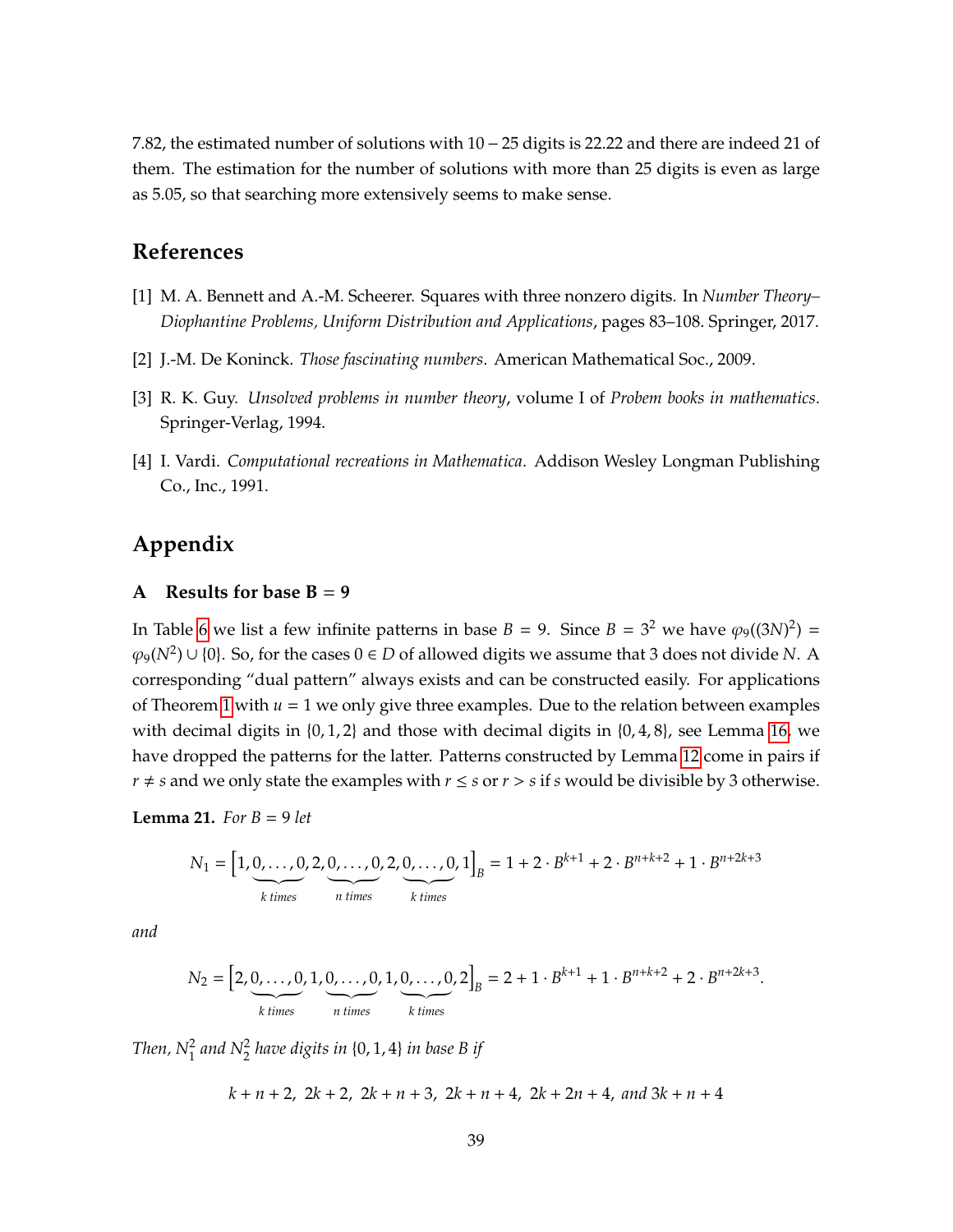7.82, the estimated number of solutions with $10-25$ digits is 22.22 and there are indeed 21 of them. The estimation for the number of solutions with more than 25 digits is even as large as 5.05, so that searching more extensively seems to make sense.

## References

[1] M. A. Bennett and A.-M. Scheerer. Squares with three nonzero digits. In *Number Theory–Diophantine Problems, Uniform Distribution and Applications*, pages 83–108. Springer, 2017.

[2] J.-M. De Koninck. *Those fascinating numbers*. American Mathematical Soc., 2009.

[3] R. K. Guy. *Unsolved problems in number theory*, volume I of *Probem books in mathematics*. Springer-Verlag, 1994.

[4] I. Vardi. *Computational recreations in Mathematica*. Addison Wesley Longman Publishing Co., Inc., 1991.

## Appendix

### A Results for base B = 9

In Table 6 we list a few infinite patterns in base $B=9$. Since $B=3^2$ we have $\varphi_9((3N)^2)=\varphi_9(N^2)\cup\{0\}$. So, for the cases $0\in D$ of allowed digits we assume that 3 does not divide $N$. A corresponding "dual pattern" always exists and can be constructed easily. For applications of Theorem 1 with $u=1$ we only give three examples. Due to the relation between examples with decimal digits in $\{0,1,2\}$ and those with decimal digits in $\{0,4,8\}$, see Lemma 16, we have dropped the patterns for the latter. Patterns constructed by Lemma 12 come in pairs if $r\neq s$ and we only state the examples with $r\le s$ or $r>s$ if $s$ would be divisible by 3 otherwise.

**Lemma 21.** *For $B=9$ let*

$$N_1=\Big[1,\underbrace{0,\ldots,0}_{k\text{ times}},2,\underbrace{0,\ldots,0}_{n\text{ times}},2,\underbrace{0,\ldots,0}_{k\text{ times}},1\Big]_B=1+2\cdot B^{k+1}+2\cdot B^{n+k+2}+1\cdot B^{n+2k+3}$$

*and*

$$N_2=\Big[2,\underbrace{0,\ldots,0}_{k\text{ times}},1,\underbrace{0,\ldots,0}_{n\text{ times}},1,\underbrace{0,\ldots,0}_{k\text{ times}},2\Big]_B=2+1\cdot B^{k+1}+1\cdot B^{n+k+2}+2\cdot B^{n+2k+3}.$$

*Then, $N_1^2$ and $N_2^2$ have digits in $\{0,1,4\}$ in base $B$ if*

$$k+n+2,\ 2k+2,\ 2k+n+3,\ 2k+n+4,\ 2k+2n+4,\text{ and }3k+n+4$$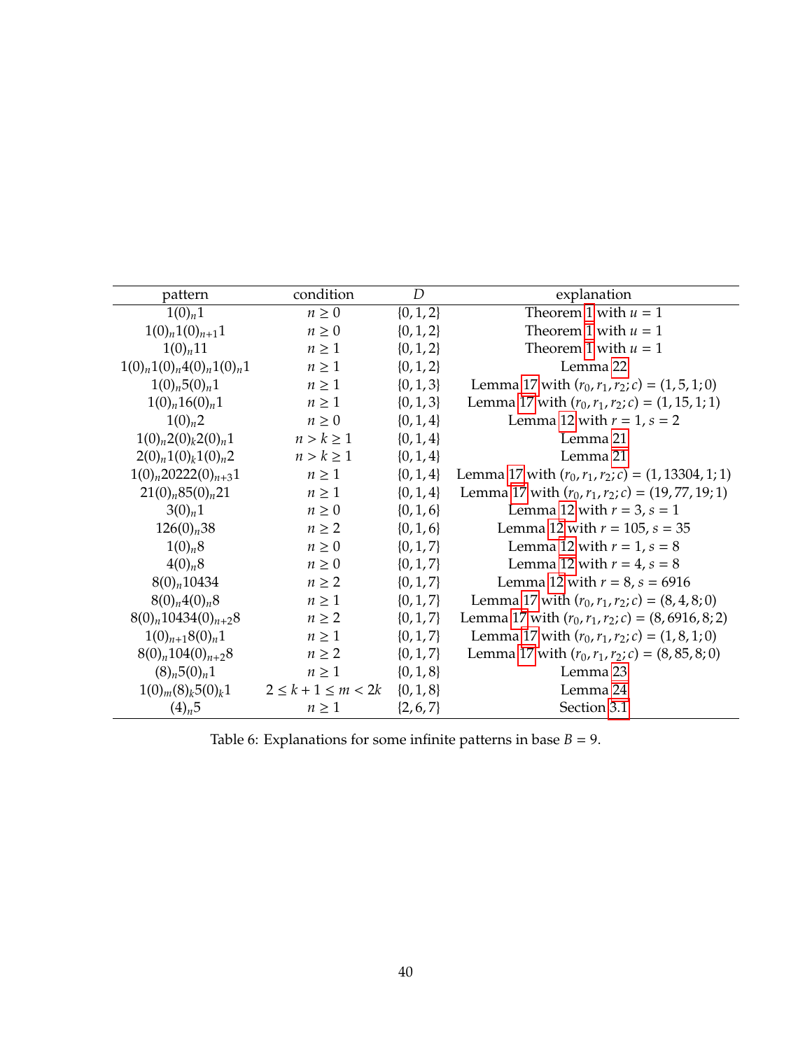| pattern | condition | $D$ | explanation |
|---|---|---|---|
| $1(0)_n1$ | $n \geq 0$ | $\{0, 1, 2\}$ | Theorem 1 with $u = 1$ |
| $1(0)_n1(0)_{n+1}1$ | $n \geq 0$ | $\{0, 1, 2\}$ | Theorem 1 with $u = 1$ |
| $1(0)_n11$ | $n \geq 1$ | $\{0, 1, 2\}$ | Theorem 1 with $u = 1$ |
| $1(0)_n1(0)_n4(0)_n1(0)_n1$ | $n \geq 1$ | $\{0, 1, 2\}$ | Lemma 22 |
| $1(0)_n5(0)_n1$ | $n \geq 1$ | $\{0, 1, 3\}$ | Lemma 17 with $(r_0, r_1, r_2; c) = (1, 5, 1; 0)$ |
| $1(0)_n16(0)_n1$ | $n \geq 1$ | $\{0, 1, 3\}$ | Lemma 17 with $(r_0, r_1, r_2; c) = (1, 15, 1; 1)$ |
| $1(0)_n2$ | $n \geq 0$ | $\{0, 1, 4\}$ | Lemma 12 with $r = 1$, $s = 2$ |
| $1(0)_n2(0)_k2(0)_n1$ | $n > k \geq 1$ | $\{0, 1, 4\}$ | Lemma 21 |
| $2(0)_n1(0)_k1(0)_n2$ | $n > k \geq 1$ | $\{0, 1, 4\}$ | Lemma 21 |
| $1(0)_n20222(0)_{n+3}1$ | $n \geq 1$ | $\{0, 1, 4\}$ | Lemma 17 with $(r_0, r_1, r_2; c) = (1, 13304, 1; 1)$ |
| $21(0)_n85(0)_n21$ | $n \geq 1$ | $\{0, 1, 4\}$ | Lemma 17 with $(r_0, r_1, r_2; c) = (19, 77, 19; 1)$ |
| $3(0)_n1$ | $n \geq 0$ | $\{0, 1, 6\}$ | Lemma 12 with $r = 3$, $s = 1$ |
| $126(0)_n38$ | $n \geq 2$ | $\{0, 1, 6\}$ | Lemma 12 with $r = 105$, $s = 35$ |
| $1(0)_n8$ | $n \geq 0$ | $\{0, 1, 7\}$ | Lemma 12 with $r = 1$, $s = 8$ |
| $4(0)_n8$ | $n \geq 0$ | $\{0, 1, 7\}$ | Lemma 12 with $r = 4$, $s = 8$ |
| $8(0)_n10434$ | $n \geq 2$ | $\{0, 1, 7\}$ | Lemma 12 with $r = 8$, $s = 6916$ |
| $8(0)_n4(0)_n8$ | $n \geq 1$ | $\{0, 1, 7\}$ | Lemma 17 with $(r_0, r_1, r_2; c) = (8, 4, 8; 0)$ |
| $8(0)_n10434(0)_{n+2}8$ | $n \geq 2$ | $\{0, 1, 7\}$ | Lemma 17 with $(r_0, r_1, r_2; c) = (8, 6916, 8; 2)$ |
| $1(0)_{n+1}8(0)_n1$ | $n \geq 1$ | $\{0, 1, 7\}$ | Lemma 17 with $(r_0, r_1, r_2; c) = (1, 8, 1; 0)$ |
| $8(0)_n104(0)_{n+2}8$ | $n \geq 2$ | $\{0, 1, 7\}$ | Lemma 17 with $(r_0, r_1, r_2; c) = (8, 85, 8; 0)$ |
| $(8)_n5(0)_n1$ | $n \geq 1$ | $\{0, 1, 8\}$ | Lemma 23 |
| $1(0)_m(8)_k5(0)_k1$ | $2 \leq k + 1 \leq m < 2k$ | $\{0, 1, 8\}$ | Lemma 24 |
| $(4)_n5$ | $n \geq 1$ | $\{2, 6, 7\}$ | Section 3.1 |

Table 6: Explanations for some infinite patterns in base $B = 9$.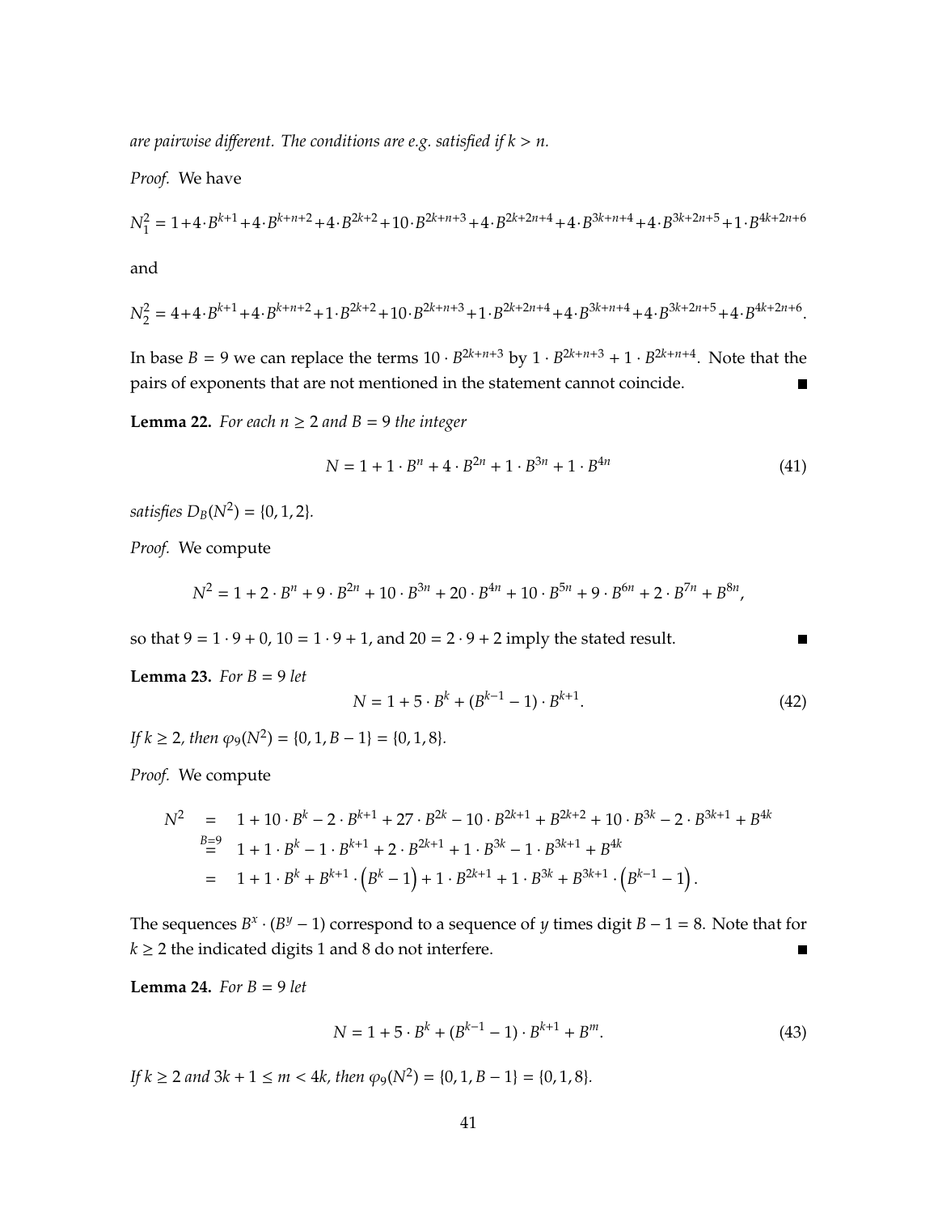*are pairwise different. The conditions are e.g. satisfied if $k > n$.*

*Proof.* We have

$$N_1^2 = 1+4\cdot B^{k+1}+4\cdot B^{k+n+2}+4\cdot B^{2k+2}+10\cdot B^{2k+n+3}+4\cdot B^{2k+2n+4}+4\cdot B^{3k+n+4}+4\cdot B^{3k+2n+5}+1\cdot B^{4k+2n+6}$$

and

$$N_2^2 = 4+4\cdot B^{k+1}+4\cdot B^{k+n+2}+1\cdot B^{2k+2}+10\cdot B^{2k+n+3}+1\cdot B^{2k+2n+4}+4\cdot B^{3k+n+4}+4\cdot B^{3k+2n+5}+4\cdot B^{4k+2n+6}.$$

In base $B = 9$ we can replace the terms $10 \cdot B^{2k+n+3}$ by $1 \cdot B^{2k+n+3} + 1 \cdot B^{2k+n+4}$. Note that the pairs of exponents that are not mentioned in the statement cannot coincide. ∎

**Lemma 22.** *For each $n \geq 2$ and $B = 9$ the integer*

$$N = 1 + 1 \cdot B^n + 4 \cdot B^{2n} + 1 \cdot B^{3n} + 1 \cdot B^{4n} \tag{41}$$

*satisfies $D_B(N^2) = \{0, 1, 2\}$.*

*Proof.* We compute

$$N^2 = 1 + 2 \cdot B^n + 9 \cdot B^{2n} + 10 \cdot B^{3n} + 20 \cdot B^{4n} + 10 \cdot B^{5n} + 9 \cdot B^{6n} + 2 \cdot B^{7n} + B^{8n},$$

so that $9 = 1 \cdot 9 + 0$, $10 = 1 \cdot 9 + 1$, and $20 = 2 \cdot 9 + 2$ imply the stated result. ∎

**Lemma 23.** *For $B = 9$ let*

$$N = 1 + 5 \cdot B^k + (B^{k-1} - 1) \cdot B^{k+1}. \tag{42}$$

*If $k \geq 2$, then $\varphi_9(N^2) = \{0, 1, B - 1\} = \{0, 1, 8\}$.*

*Proof.* We compute

$$\begin{aligned} N^2 &= 1 + 10 \cdot B^k - 2 \cdot B^{k+1} + 27 \cdot B^{2k} - 10 \cdot B^{2k+1} + B^{2k+2} + 10 \cdot B^{3k} - 2 \cdot B^{3k+1} + B^{4k} \\ &\overset{B=9}{=} 1 + 1 \cdot B^k - 1 \cdot B^{k+1} + 2 \cdot B^{2k+1} + 1 \cdot B^{3k} - 1 \cdot B^{3k+1} + B^{4k} \\ &= 1 + 1 \cdot B^k + B^{k+1} \cdot \left(B^k - 1\right) + 1 \cdot B^{2k+1} + 1 \cdot B^{3k} + B^{3k+1} \cdot \left(B^{k-1} - 1\right). \end{aligned}$$

The sequences $B^x \cdot (B^y - 1)$ correspond to a sequence of $y$ times digit $B - 1 = 8$. Note that for $k \geq 2$ the indicated digits 1 and 8 do not interfere. ∎

**Lemma 24.** *For $B = 9$ let*

$$N = 1 + 5 \cdot B^k + (B^{k-1} - 1) \cdot B^{k+1} + B^m. \tag{43}$$

*If $k \geq 2$ and $3k + 1 \leq m < 4k$, then $\varphi_9(N^2) = \{0, 1, B - 1\} = \{0, 1, 8\}$.*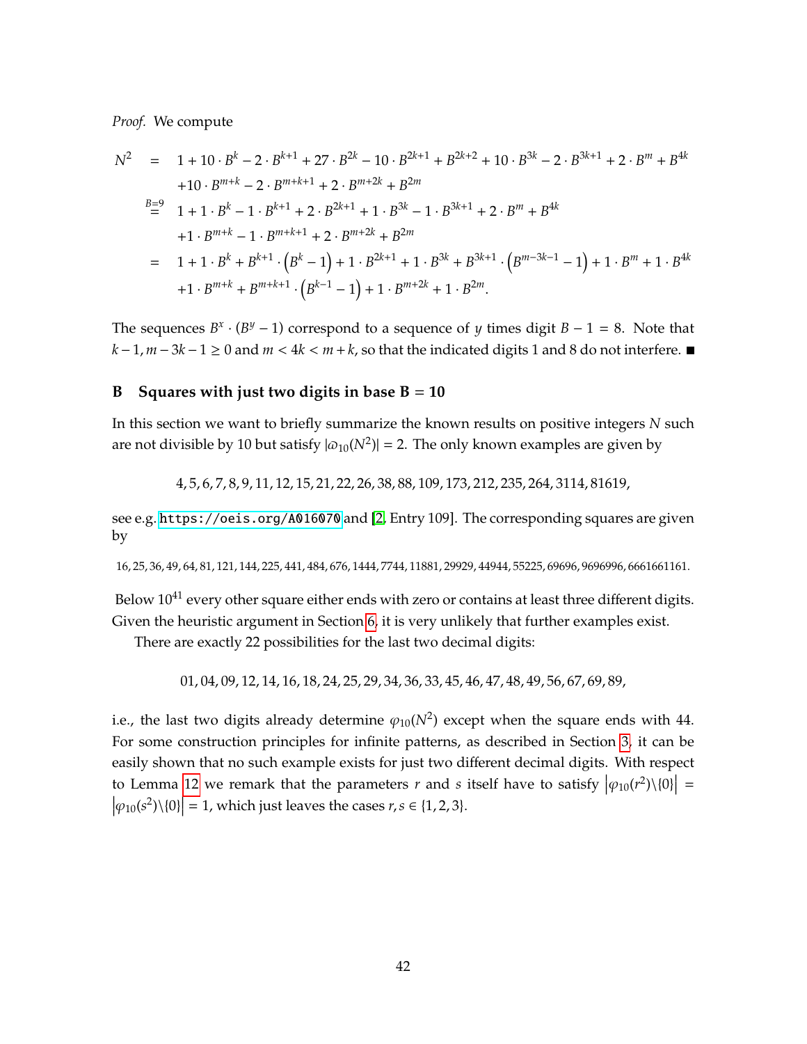*Proof.* We compute

$$
\begin{aligned}
N^2 &= 1 + 10 \cdot B^k - 2 \cdot B^{k+1} + 27 \cdot B^{2k} - 10 \cdot B^{2k+1} + B^{2k+2} + 10 \cdot B^{3k} - 2 \cdot B^{3k+1} + 2 \cdot B^m + B^{4k} \\
&\quad + 10 \cdot B^{m+k} - 2 \cdot B^{m+k+1} + 2 \cdot B^{m+2k} + B^{2m} \\
&\overset{B=9}{=} 1 + 1 \cdot B^k - 1 \cdot B^{k+1} + 2 \cdot B^{2k+1} + 1 \cdot B^{3k} - 1 \cdot B^{3k+1} + 2 \cdot B^m + B^{4k} \\
&\quad + 1 \cdot B^{m+k} - 1 \cdot B^{m+k+1} + 2 \cdot B^{m+2k} + B^{2m} \\
&= 1 + 1 \cdot B^k + B^{k+1} \cdot \left(B^k - 1\right) + 1 \cdot B^{2k+1} + 1 \cdot B^{3k} + B^{3k+1} \cdot \left(B^{m-3k-1} - 1\right) + 1 \cdot B^m + 1 \cdot B^{4k} \\
&\quad + 1 \cdot B^{m+k} + B^{m+k+1} \cdot \left(B^{k-1} - 1\right) + 1 \cdot B^{m+2k} + 1 \cdot B^{2m}.
\end{aligned}
$$

The sequences $B^x \cdot (B^y - 1)$ correspond to a sequence of $y$ times digit $B - 1 = 8$. Note that $k - 1, m - 3k - 1 \geq 0$ and $m < 4k < m + k$, so that the indicated digits 1 and 8 do not interfere. ■

## B Squares with just two digits in base B = 10

In this section we want to briefly summarize the known results on positive integers $N$ such are not divisible by 10 but satisfy $|\varphi_{10}(N^2)| = 2$. The only known examples are given by

$$4, 5, 6, 7, 8, 9, 11, 12, 15, 21, 22, 26, 38, 88, 109, 173, 212, 235, 264, 3114, 81619,$$

see e.g. https://oeis.org/A016070 and [2, Entry 109]. The corresponding squares are given by

16, 25, 36, 49, 64, 81, 121, 144, 225, 441, 484, 676, 1444, 7744, 11881, 29929, 44944, 55225, 69696, 9696996, 6661661161.

Below $10^{41}$ every other square either ends with zero or contains at least three different digits. Given the heuristic argument in Section 6, it is very unlikely that further examples exist.

There are exactly 22 possibilities for the last two decimal digits:

$$01, 04, 09, 12, 14, 16, 18, 24, 25, 29, 34, 36, 33, 45, 46, 47, 48, 49, 56, 67, 69, 89,$$

i.e., the last two digits already determine $\varphi_{10}(N^2)$ except when the square ends with 44. For some construction principles for infinite patterns, as described in Section 3, it can be easily shown that no such example exists for just two different decimal digits. With respect to Lemma 12 we remark that the parameters $r$ and $s$ itself have to satisfy $\left|\varphi_{10}(r^2)\backslash\{0\}\right| = \left|\varphi_{10}(s^2)\backslash\{0\}\right| = 1$, which just leaves the cases $r, s \in \{1, 2, 3\}$.